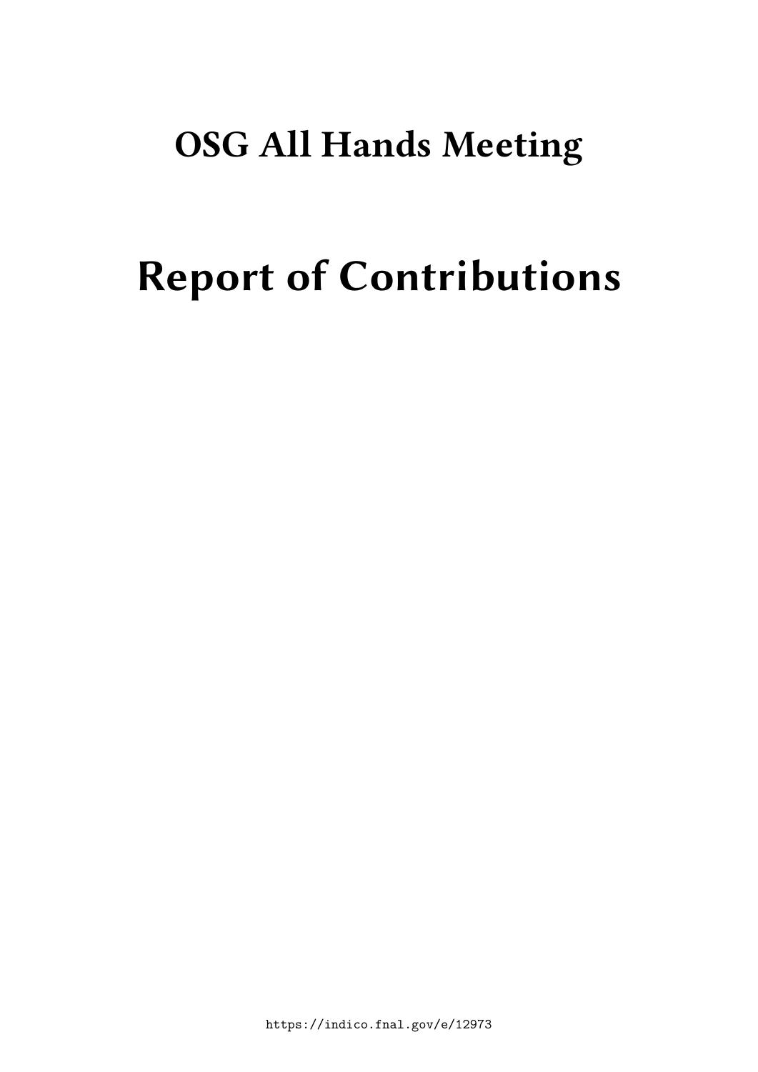# OSG All Hands Meeting

# Report of Contributions

https://indico.fnal.gov/e/12973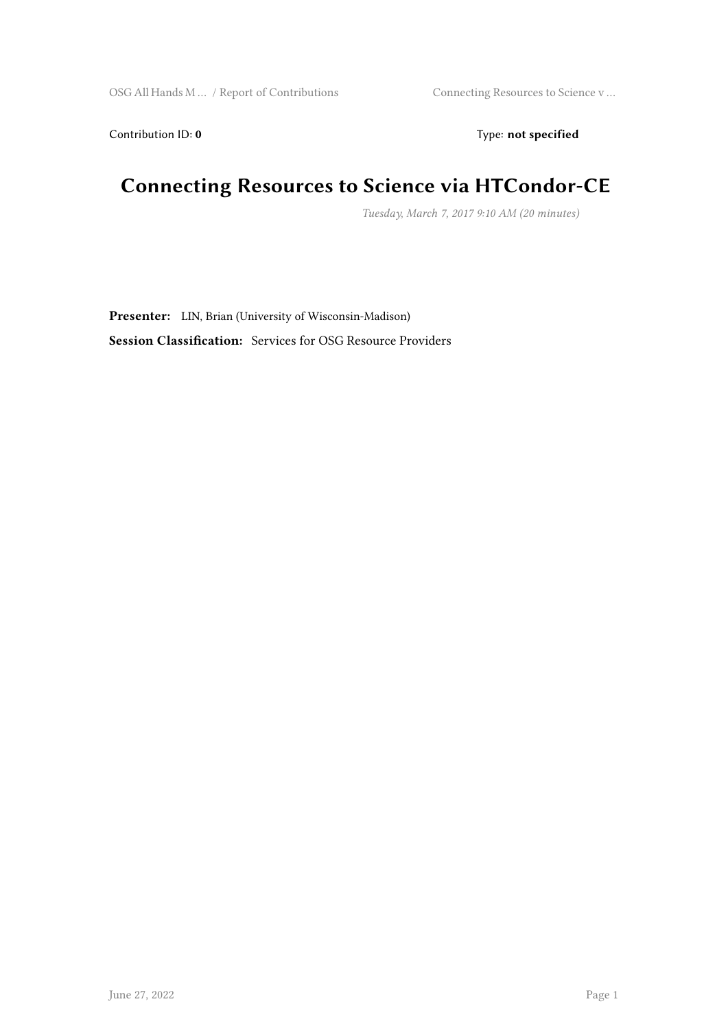Contribution ID: **0** Type: **not specified**

# Connecting Resources to Science via HTCondor-CE

*Tuesday, March 7, 2017 9:10 AM (20 minutes)*

**Presenter:** LIN, Brian (University of Wisconsin-Madison)

**Session Classification:** Services for OSG Resource Providers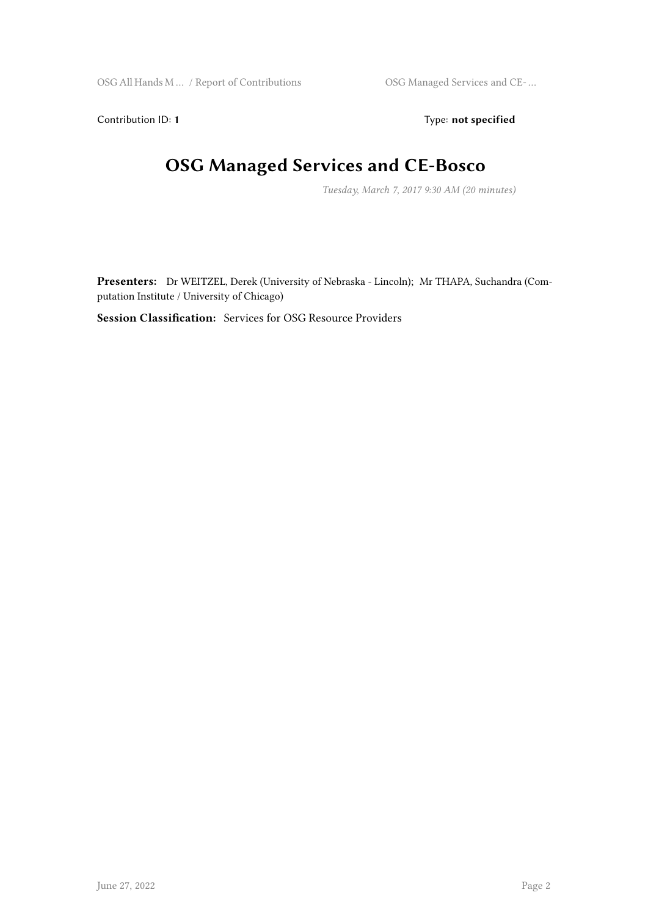Contribution ID: **1** Type: **not specified**

# OSG Managed Services and CE-Bosco

*Tuesday, March 7, 2017 9:30 AM (20 minutes)*

**Presenters:** Dr WEITZEL, Derek (University of Nebraska - Lincoln); Mr THAPA, Suchandra (Computation Institute / University of Chicago)

**Session Classification:** Services for OSG Resource Providers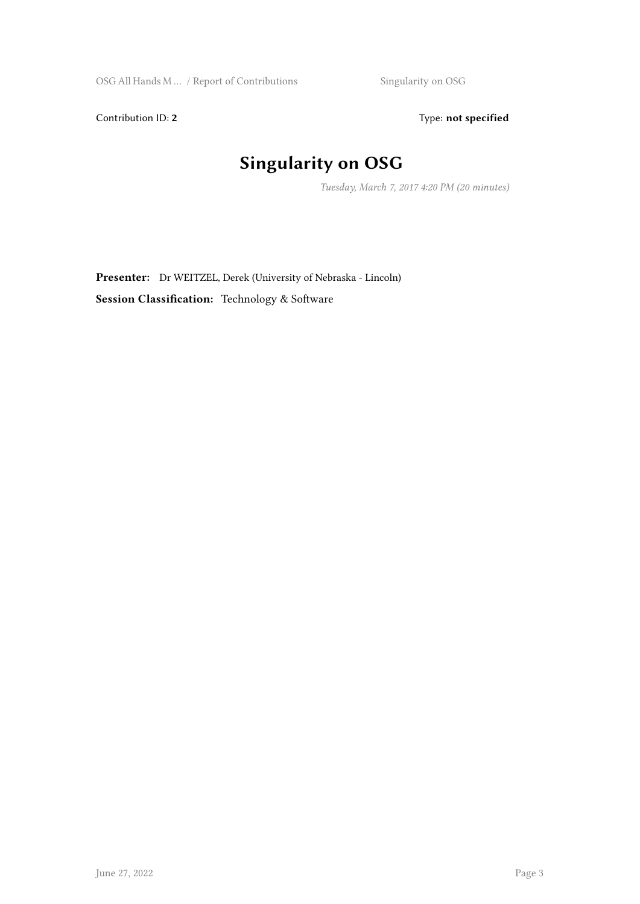Contribution ID: **2**

Type: **not specified**

# Singularity on OSG

*Tuesday, March 7, 2017 4:20 PM (20 minutes)*

**Presenter:** Dr WEITZEL, Derek (University of Nebraska - Lincoln)

**Session Classification:** Technology & Software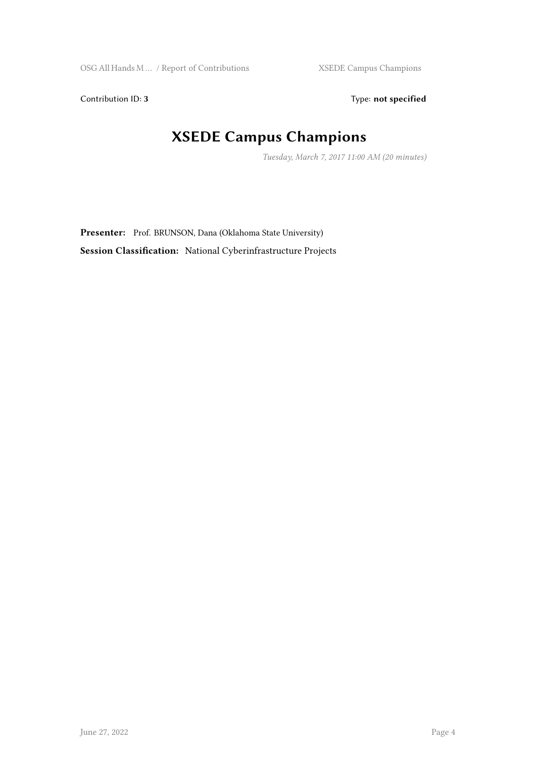Contribution ID: **3** Type: **not specified**

# XSEDE Campus Champions

*Tuesday, March 7, 2017 11:00 AM (20 minutes)*

**Presenter:** Prof. BRUNSON, Dana (Oklahoma State University)

**Session Classification:** National Cyberinfrastructure Projects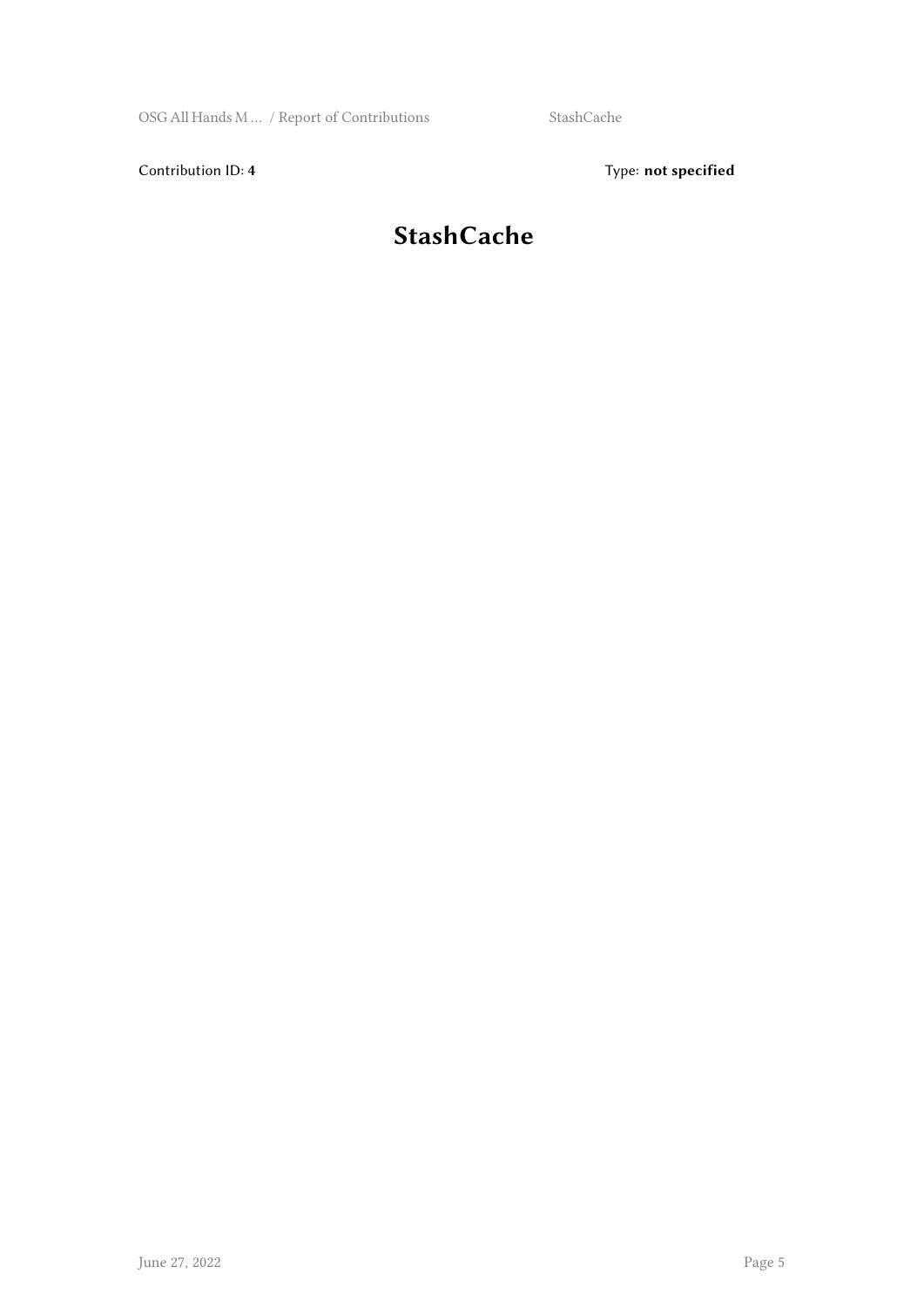Contribution ID: **4**

Type: **not specified**

# StashCache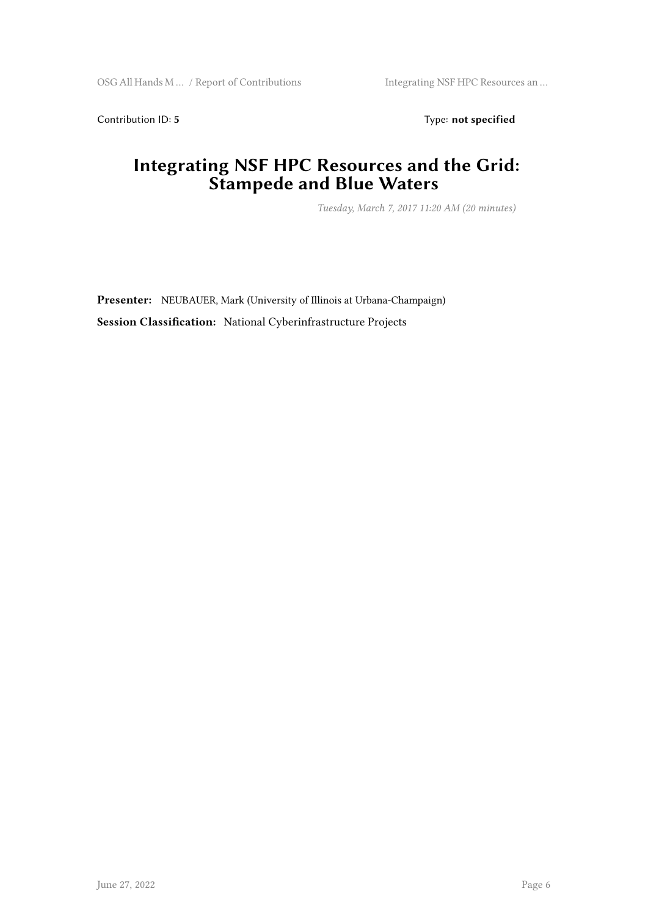Contribution ID: **5** Type: **not specified**

# Integrating NSF HPC Resources and the Grid: Stampede and Blue Waters

*Tuesday, March 7, 2017 11:20 AM (20 minutes)*

**Presenter:** NEUBAUER, Mark (University of Illinois at Urbana-Champaign)

**Session Classification:** National Cyberinfrastructure Projects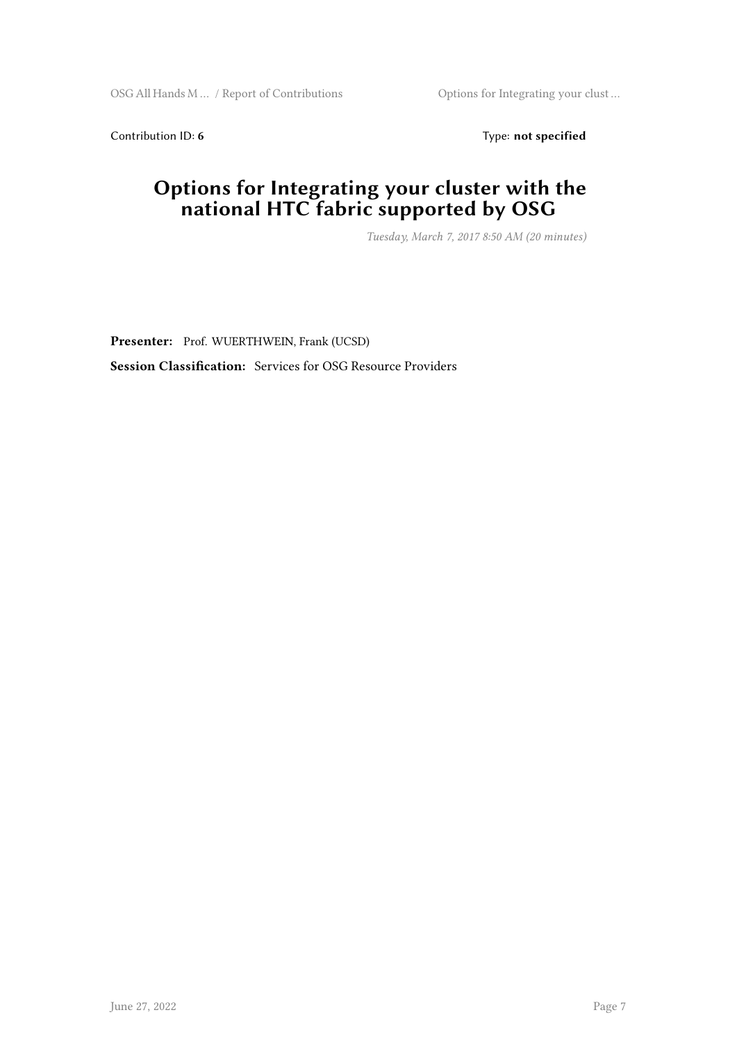Contribution ID: **6** Type: **not specified**

# Options for Integrating your cluster with the national HTC fabric supported by OSG

*Tuesday, March 7, 2017 8:50 AM (20 minutes)*

**Presenter:** Prof. WUERTHWEIN, Frank (UCSD)

**Session Classification:** Services for OSG Resource Providers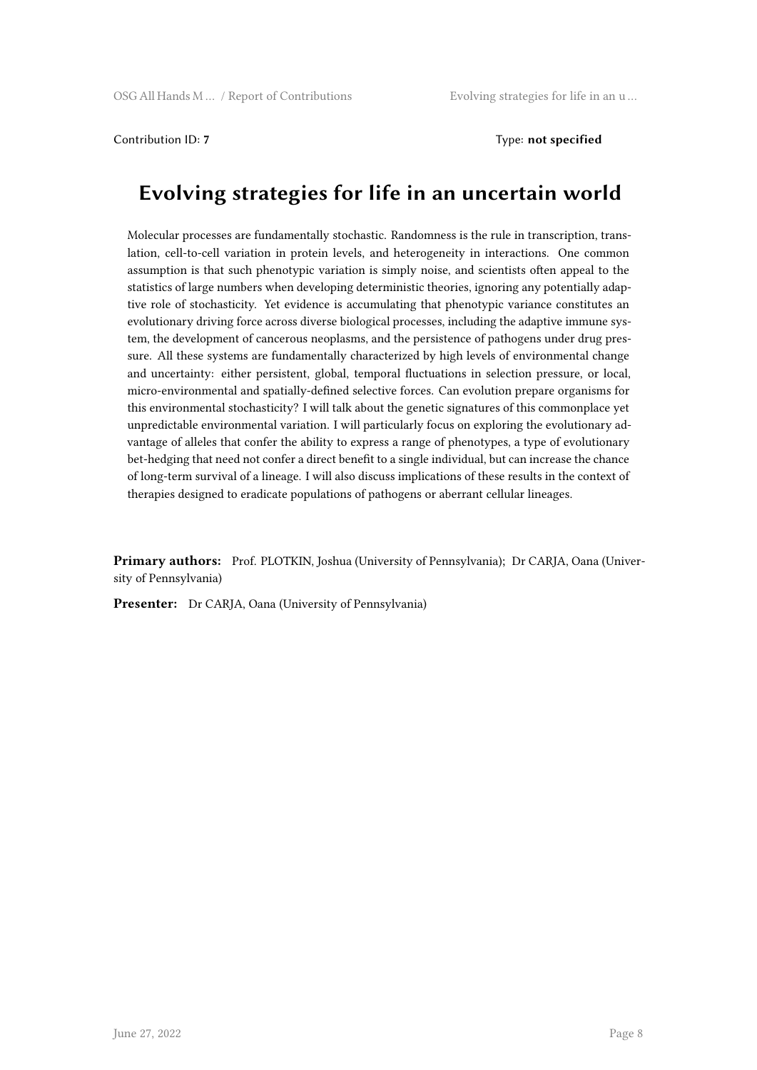Contribution ID: **7**

Type: **not specified**

# Evolving strategies for life in an uncertain world

Molecular processes are fundamentally stochastic. Randomness is the rule in transcription, translation, cell-to-cell variation in protein levels, and heterogeneity in interactions. One common assumption is that such phenotypic variation is simply noise, and scientists often appeal to the statistics of large numbers when developing deterministic theories, ignoring any potentially adaptive role of stochasticity. Yet evidence is accumulating that phenotypic variance constitutes an evolutionary driving force across diverse biological processes, including the adaptive immune system, the development of cancerous neoplasms, and the persistence of pathogens under drug pressure. All these systems are fundamentally characterized by high levels of environmental change and uncertainty: either persistent, global, temporal fluctuations in selection pressure, or local, micro-environmental and spatially-defined selective forces. Can evolution prepare organisms for this environmental stochasticity? I will talk about the genetic signatures of this commonplace yet unpredictable environmental variation. I will particularly focus on exploring the evolutionary advantage of alleles that confer the ability to express a range of phenotypes, a type of evolutionary bet-hedging that need not confer a direct benefit to a single individual, but can increase the chance of long-term survival of a lineage. I will also discuss implications of these results in the context of therapies designed to eradicate populations of pathogens or aberrant cellular lineages.

**Primary authors:** Prof. PLOTKIN, Joshua (University of Pennsylvania); Dr CARJA, Oana (University of Pennsylvania)

**Presenter:** Dr CARJA, Oana (University of Pennsylvania)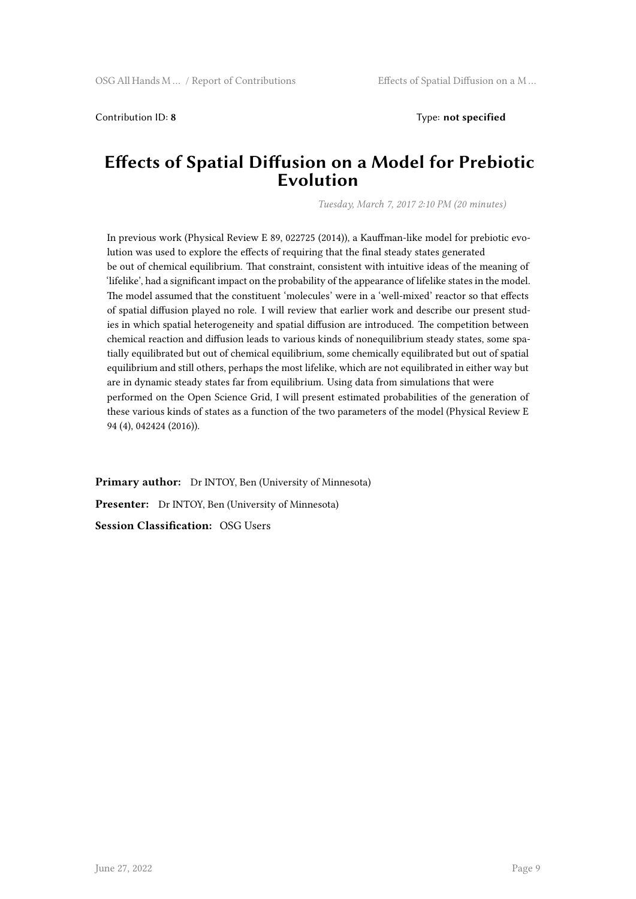Contribution ID: **8** Type: **not specified**

# Effects of Spatial Diffusion on a Model for Prebiotic Evolution

*Tuesday, March 7, 2017 2:10 PM (20 minutes)*

In previous work (Physical Review E 89, 022725 (2014)), a Kauffman-like model for prebiotic evolution was used to explore the effects of requiring that the final steady states generated be out of chemical equilibrium. That constraint, consistent with intuitive ideas of the meaning of 'lifelike', had a significant impact on the probability of the appearance of lifelike states in the model. The model assumed that the constituent 'molecules' were in a 'well-mixed' reactor so that effects of spatial diffusion played no role. I will review that earlier work and describe our present studies in which spatial heterogeneity and spatial diffusion are introduced. The competition between chemical reaction and diffusion leads to various kinds of nonequilibrium steady states, some spatially equilibrated but out of chemical equilibrium, some chemically equilibrated but out of spatial equilibrium and still others, perhaps the most lifelike, which are not equilibrated in either way but are in dynamic steady states far from equilibrium. Using data from simulations that were performed on the Open Science Grid, I will present estimated probabilities of the generation of these various kinds of states as a function of the two parameters of the model (Physical Review E 94 (4), 042424 (2016)).

**Primary author:** Dr INTOY, Ben (University of Minnesota)

**Presenter:** Dr INTOY, Ben (University of Minnesota)

**Session Classification:** OSG Users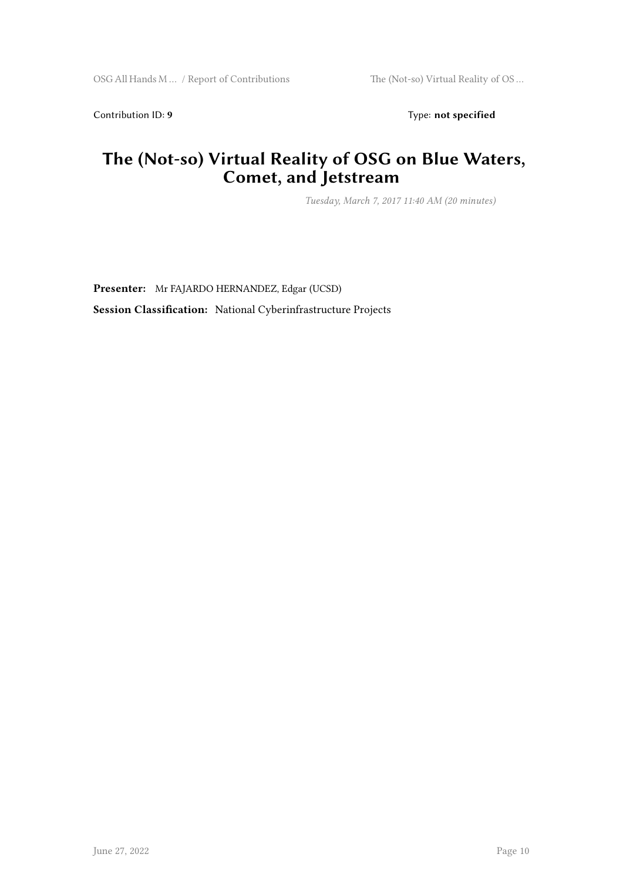Contribution ID: **9** Type: **not specified**

# The (Not-so) Virtual Reality of OSG on Blue Waters, Comet, and Jetstream

*Tuesday, March 7, 2017 11:40 AM (20 minutes)*

**Presenter:** Mr FAJARDO HERNANDEZ, Edgar (UCSD)

**Session Classification:** National Cyberinfrastructure Projects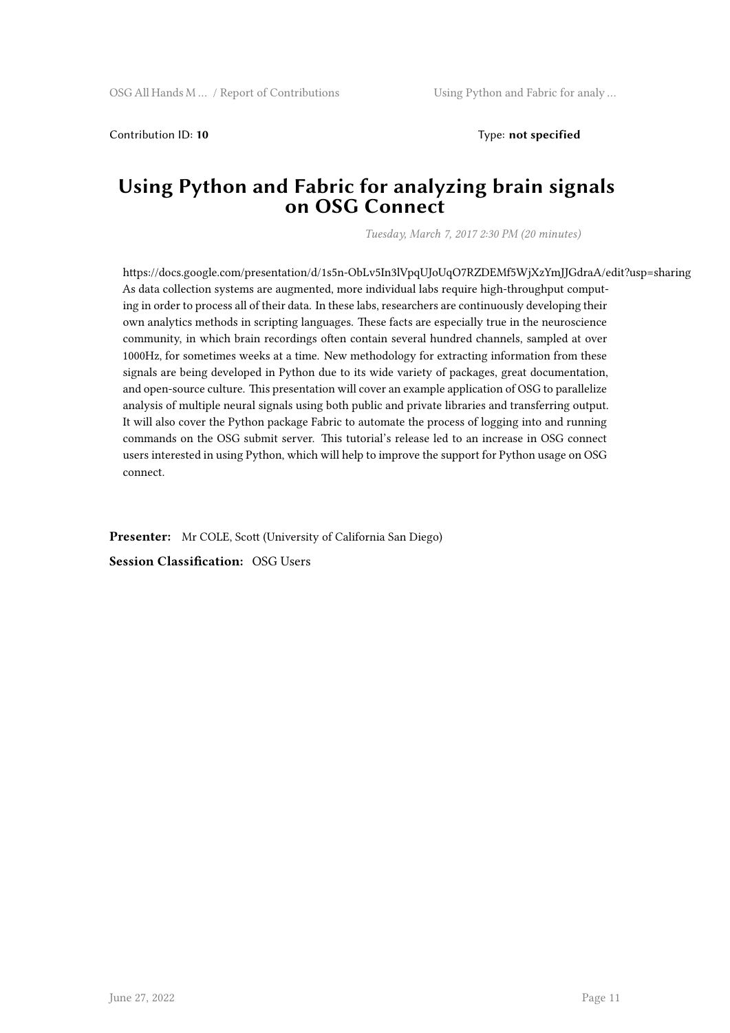Contribution ID: **10**                                                                 Type: **not specified**

# Using Python and Fabric for analyzing brain signals on OSG Connect

*Tuesday, March 7, 2017 2:30 PM (20 minutes)*

https://docs.google.com/presentation/d/1s5n-ObLv5In3lVpqUJoUqO7RZDEMf5WjXzYmJJGdraA/edit?usp=sharing
As data collection systems are augmented, more individual labs require high-throughput computing in order to process all of their data. In these labs, researchers are continuously developing their own analytics methods in scripting languages. These facts are especially true in the neuroscience community, in which brain recordings often contain several hundred channels, sampled at over 1000Hz, for sometimes weeks at a time. New methodology for extracting information from these signals are being developed in Python due to its wide variety of packages, great documentation, and open-source culture. This presentation will cover an example application of OSG to parallelize analysis of multiple neural signals using both public and private libraries and transferring output. It will also cover the Python package Fabric to automate the process of logging into and running commands on the OSG submit server. This tutorial's release led to an increase in OSG connect users interested in using Python, which will help to improve the support for Python usage on OSG connect.

**Presenter:** Mr COLE, Scott (University of California San Diego)

**Session Classification:** OSG Users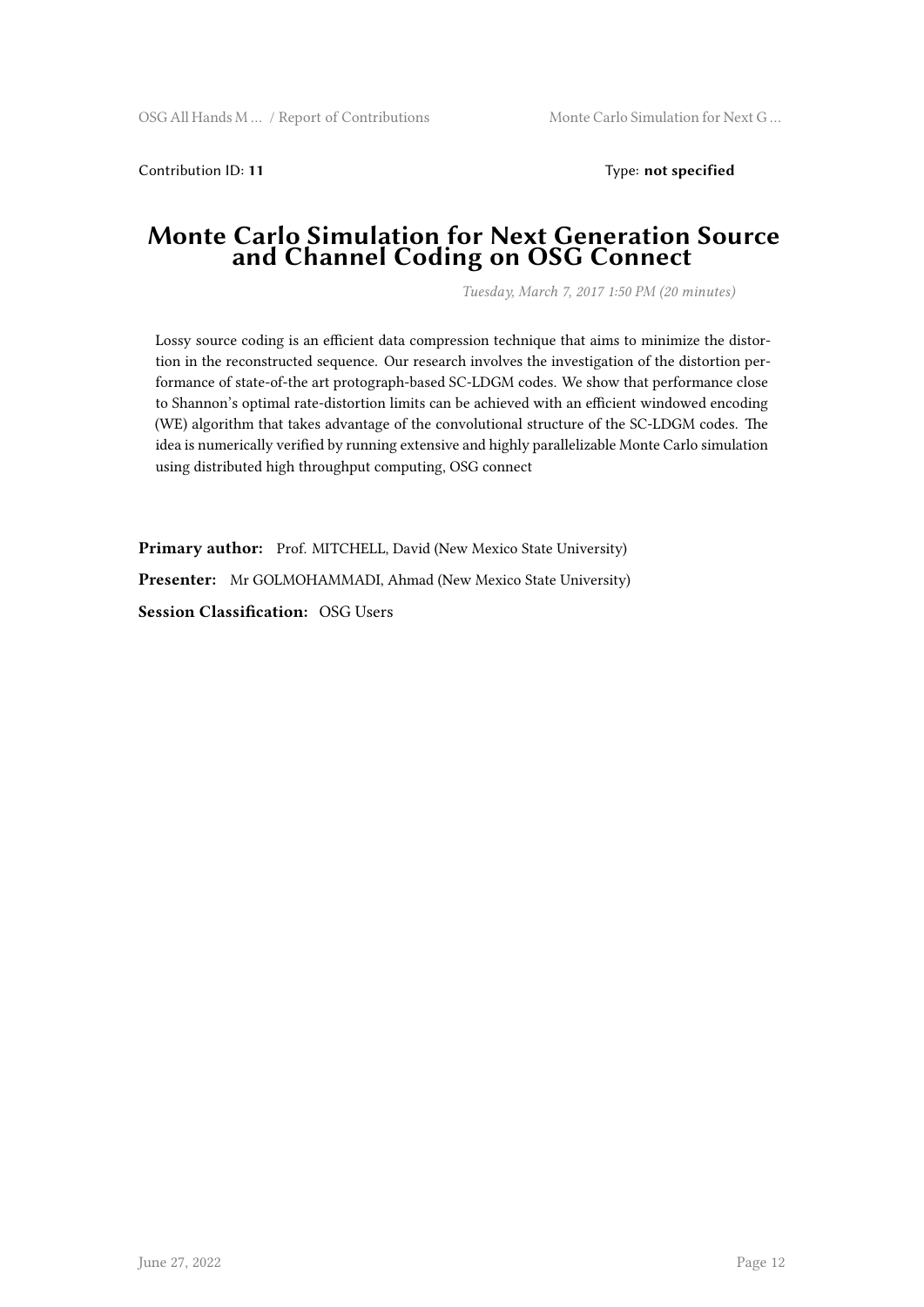Contribution ID: **11** Type: **not specified**

# Monte Carlo Simulation for Next Generation Source and Channel Coding on OSG Connect

*Tuesday, March 7, 2017 1:50 PM (20 minutes)*

Lossy source coding is an efficient data compression technique that aims to minimize the distortion in the reconstructed sequence. Our research involves the investigation of the distortion performance of state-of-the art protograph-based SC-LDGM codes. We show that performance close to Shannon's optimal rate-distortion limits can be achieved with an efficient windowed encoding (WE) algorithm that takes advantage of the convolutional structure of the SC-LDGM codes. The idea is numerically verified by running extensive and highly parallelizable Monte Carlo simulation using distributed high throughput computing, OSG connect

**Primary author:** Prof. MITCHELL, David (New Mexico State University)

**Presenter:** Mr GOLMOHAMMADI, Ahmad (New Mexico State University)

**Session Classification:** OSG Users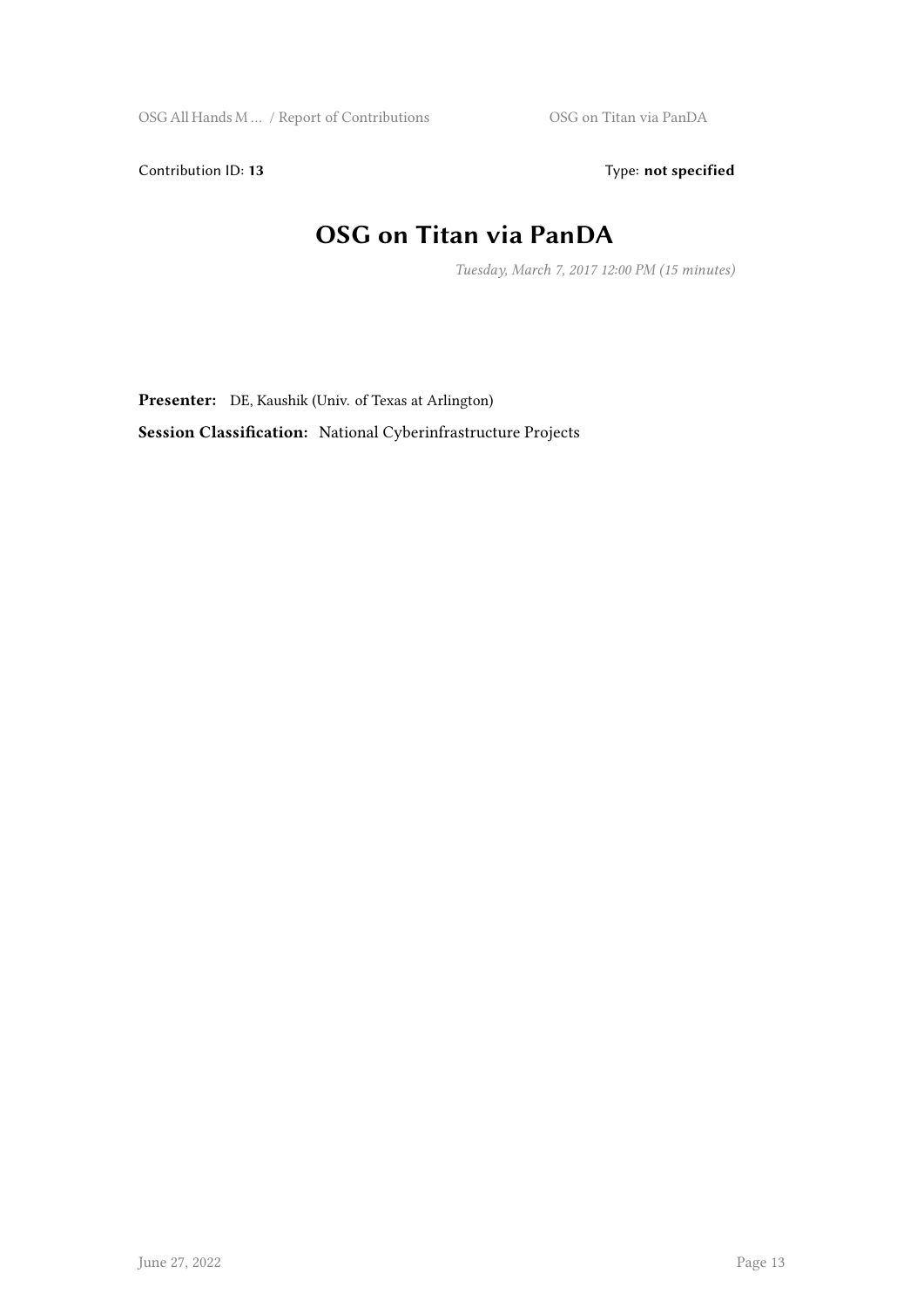Contribution ID: **13** Type: **not specified**

# OSG on Titan via PanDA

*Tuesday, March 7, 2017 12:00 PM (15 minutes)*

**Presenter:** DE, Kaushik (Univ. of Texas at Arlington)

**Session Classification:** National Cyberinfrastructure Projects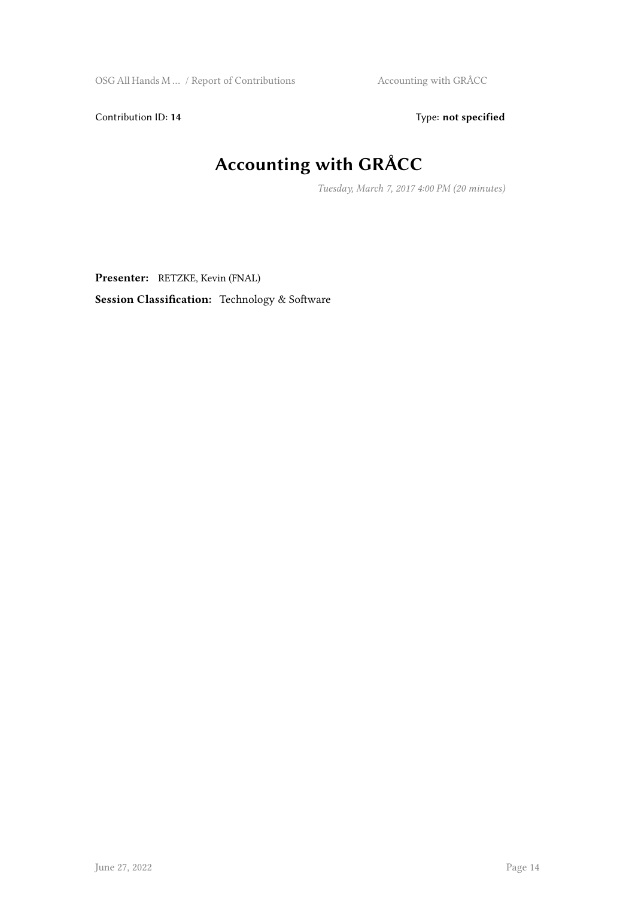Contribution ID: **14** Type: **not specified**

# Accounting with GRÅCC

*Tuesday, March 7, 2017 4:00 PM (20 minutes)*

**Presenter:** RETZKE, Kevin (FNAL)

**Session Classification:** Technology & Software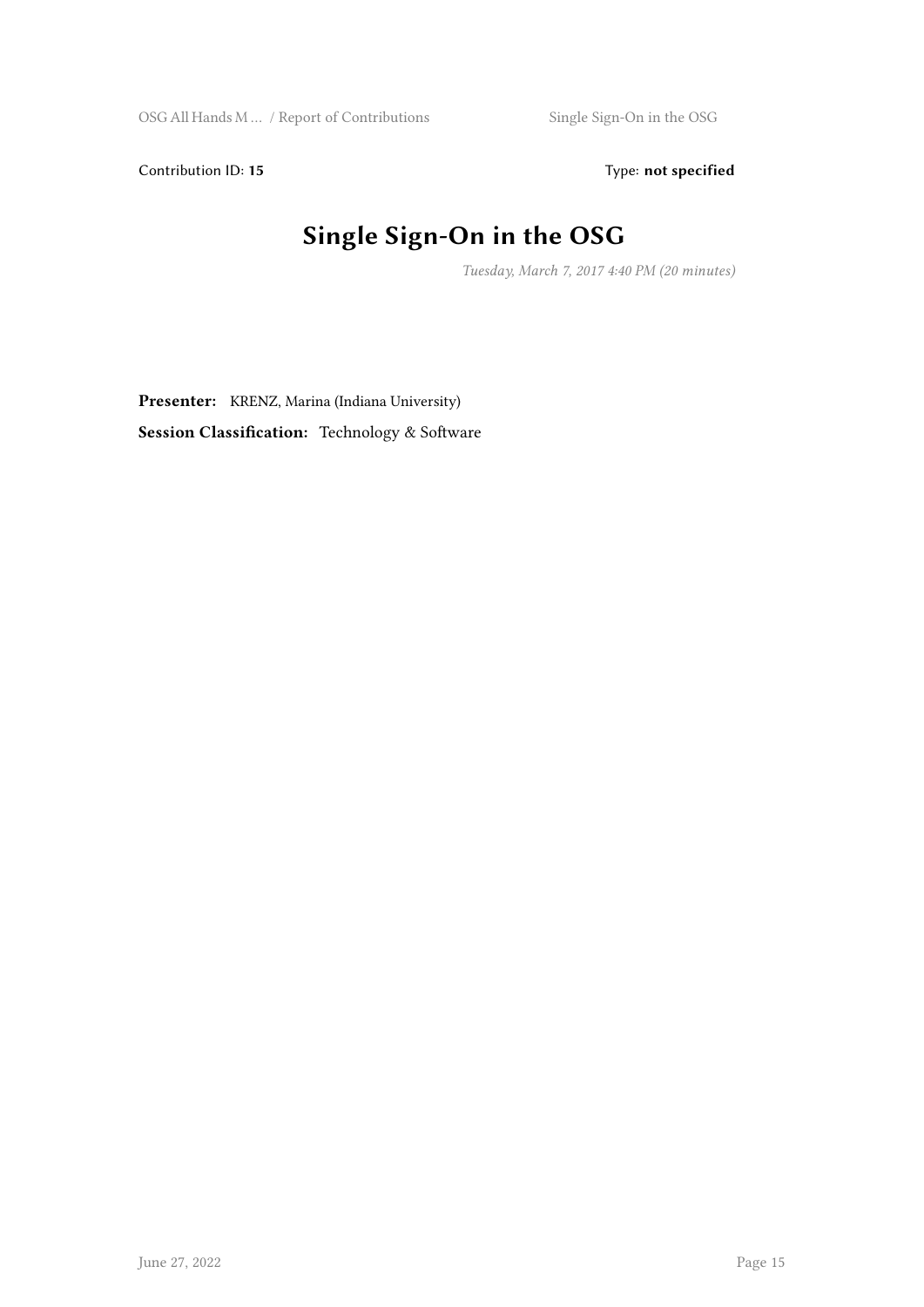Contribution ID: **15**    Type: **not specified**

# Single Sign-On in the OSG

*Tuesday, March 7, 2017 4:40 PM (20 minutes)*

**Presenter:** KRENZ, Marina (Indiana University)

**Session Classification:** Technology & Software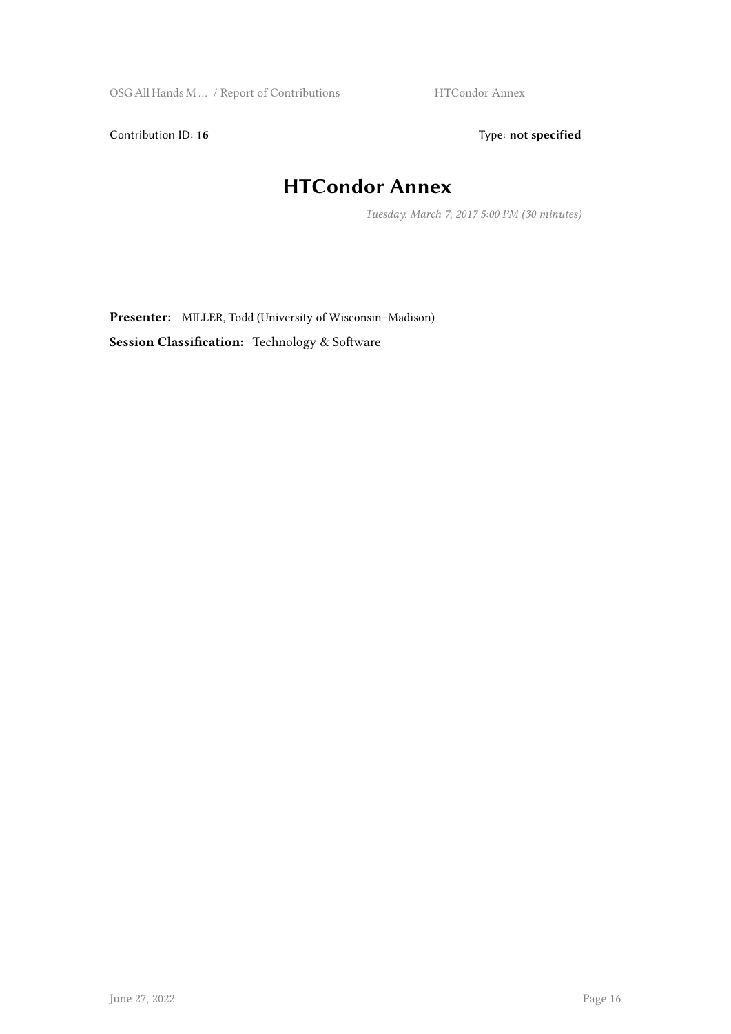Contribution ID: **16** Type: **not specified**

# HTCondor Annex

*Tuesday, March 7, 2017 5:00 PM (30 minutes)*

**Presenter:** MILLER, Todd (University of Wisconsin–Madison)

**Session Classification:** Technology & Software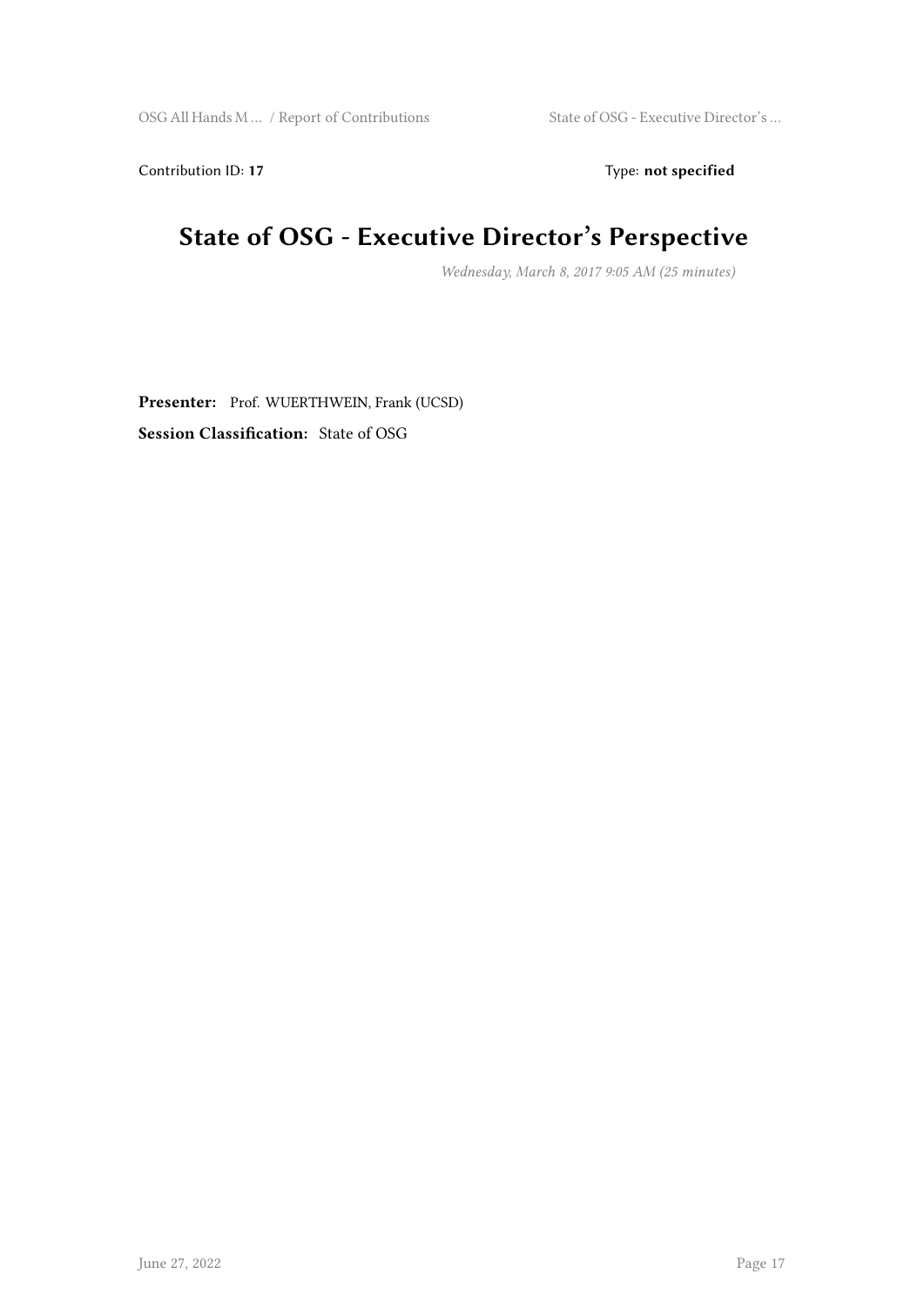Contribution ID: **17** Type: **not specified**

# State of OSG - Executive Director's Perspective

*Wednesday, March 8, 2017 9:05 AM (25 minutes)*

**Presenter:** Prof. WUERTHWEIN, Frank (UCSD)

**Session Classification:** State of OSG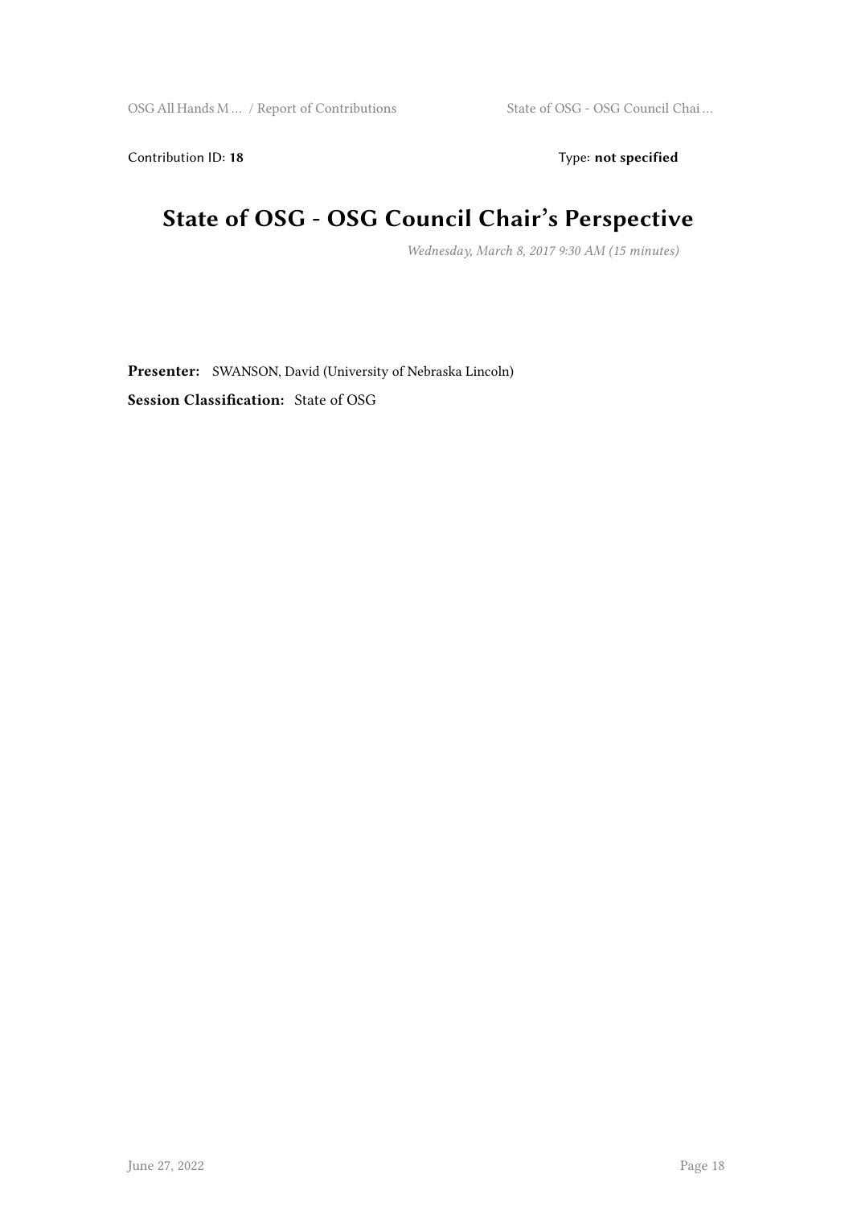Contribution ID: **18** Type: **not specified**

# State of OSG - OSG Council Chair's Perspective

*Wednesday, March 8, 2017 9:30 AM (15 minutes)*

**Presenter:** SWANSON, David (University of Nebraska Lincoln)

**Session Classification:** State of OSG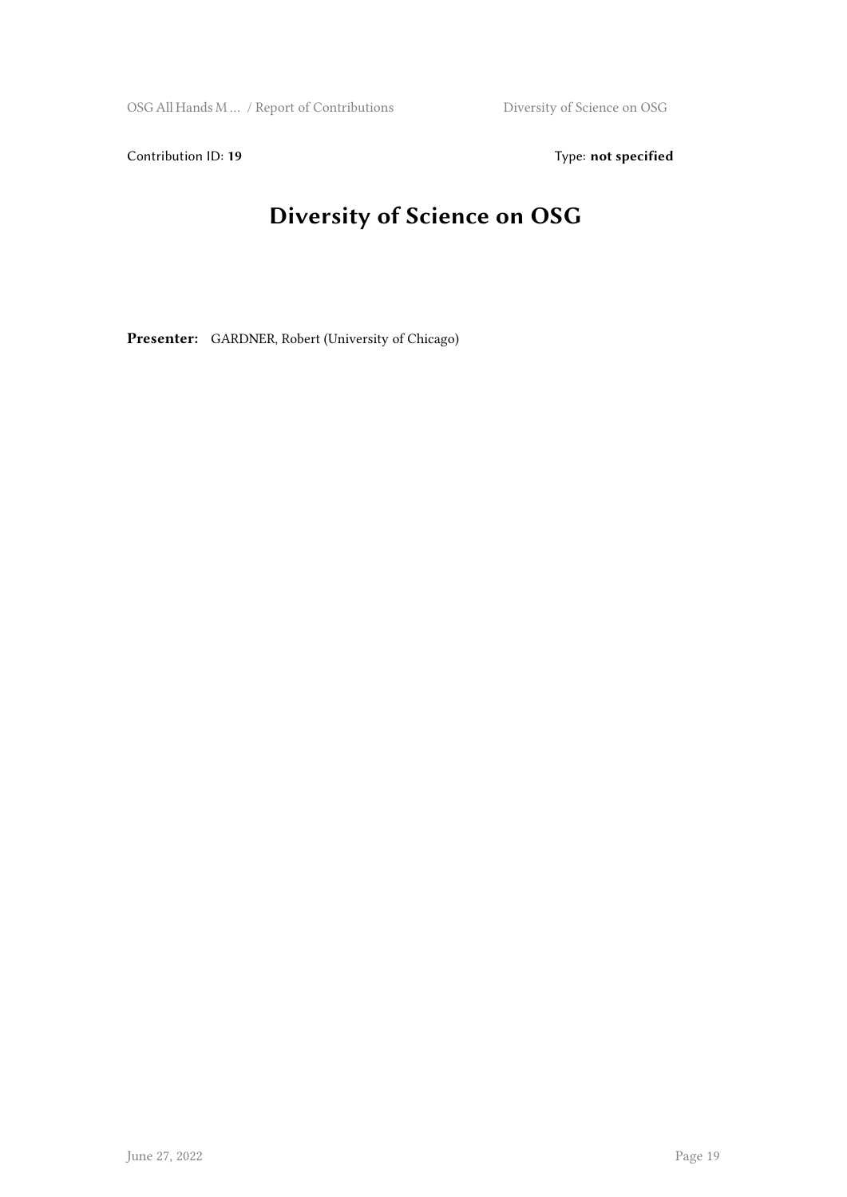Contribution ID: **19** Type: **not specified**

# Diversity of Science on OSG

**Presenter:** GARDNER, Robert (University of Chicago)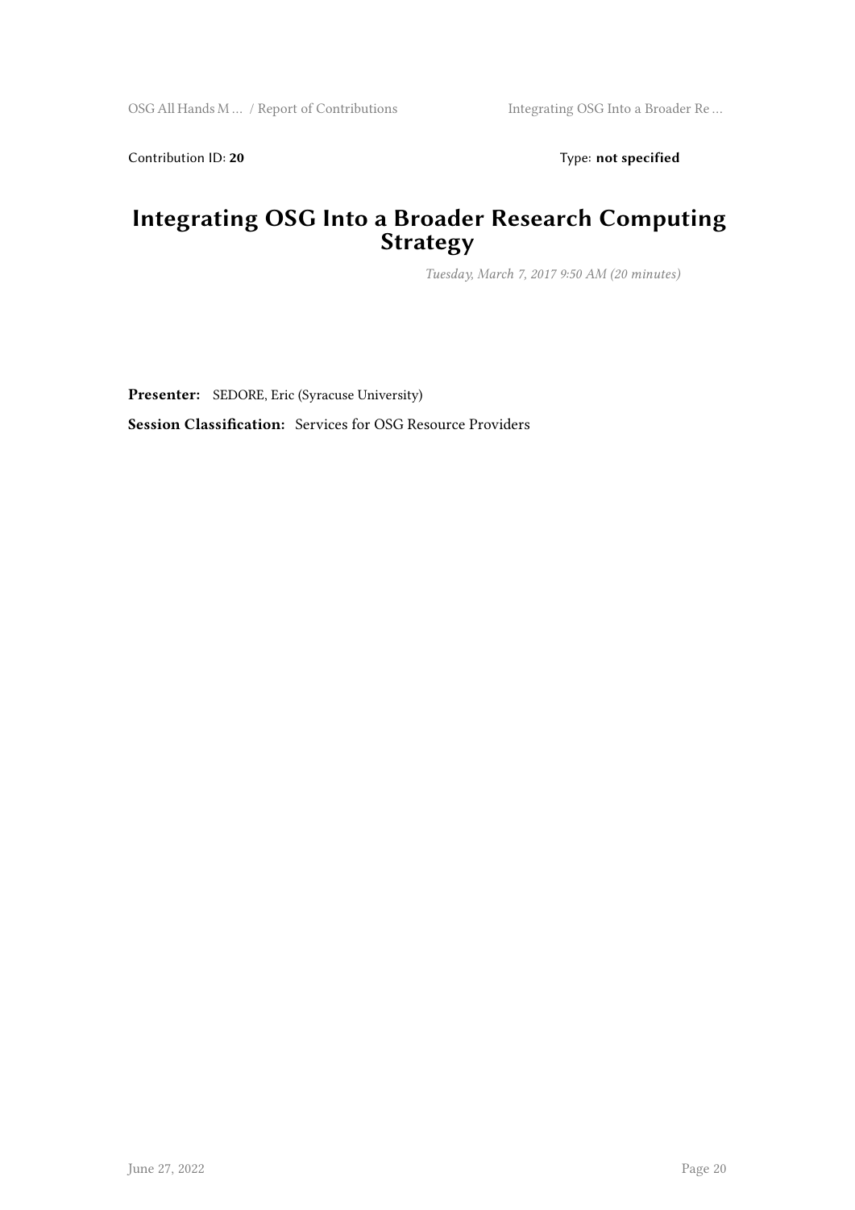Contribution ID: **20** Type: **not specified**

# Integrating OSG Into a Broader Research Computing Strategy

*Tuesday, March 7, 2017 9:50 AM (20 minutes)*

**Presenter:** SEDORE, Eric (Syracuse University)

**Session Classification:** Services for OSG Resource Providers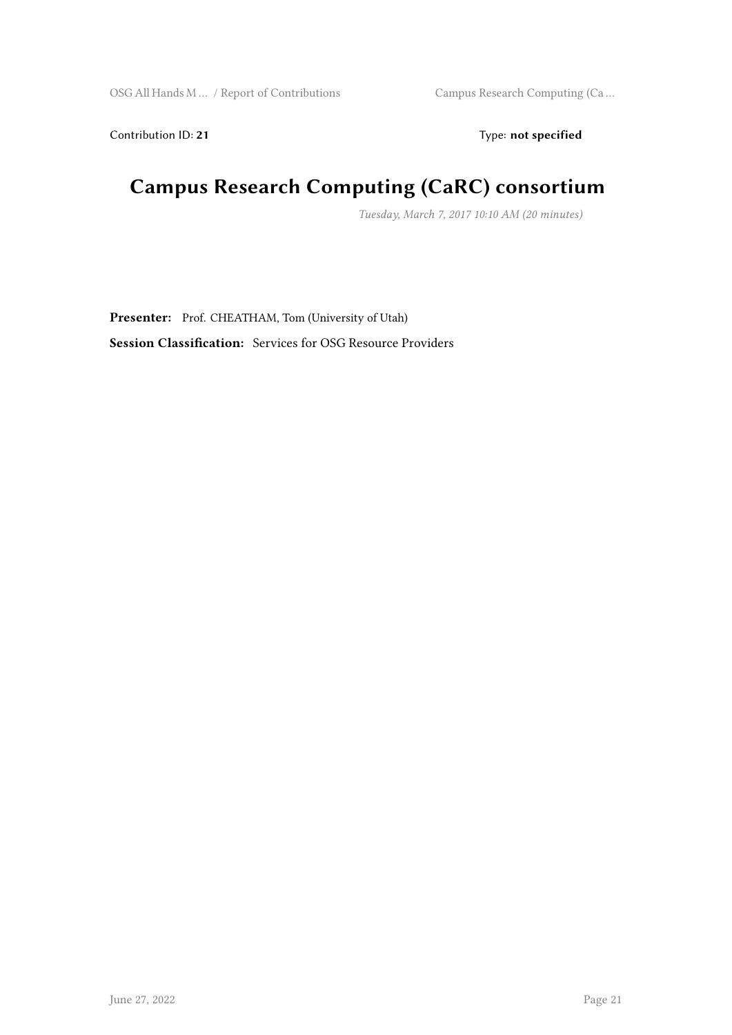Contribution ID: **21** Type: **not specified**

# Campus Research Computing (CaRC) consortium

*Tuesday, March 7, 2017 10:10 AM (20 minutes)*

**Presenter:** Prof. CHEATHAM, Tom (University of Utah)

**Session Classification:** Services for OSG Resource Providers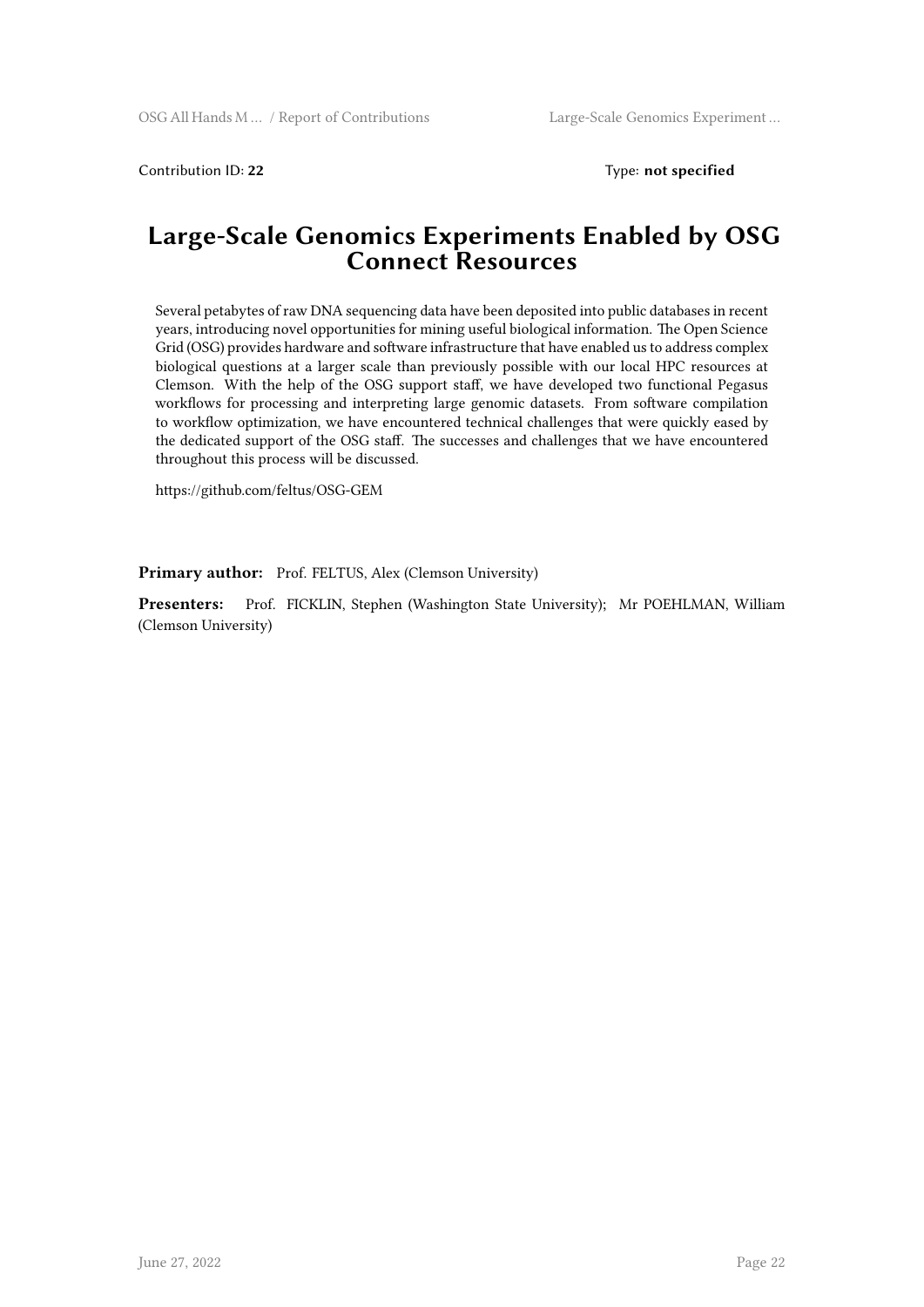Contribution ID: **22**  Type: **not specified**

# Large-Scale Genomics Experiments Enabled by OSG Connect Resources

Several petabytes of raw DNA sequencing data have been deposited into public databases in recent years, introducing novel opportunities for mining useful biological information. The Open Science Grid (OSG) provides hardware and software infrastructure that have enabled us to address complex biological questions at a larger scale than previously possible with our local HPC resources at Clemson. With the help of the OSG support staff, we have developed two functional Pegasus workflows for processing and interpreting large genomic datasets. From software compilation to workflow optimization, we have encountered technical challenges that were quickly eased by the dedicated support of the OSG staff. The successes and challenges that we have encountered throughout this process will be discussed.

https://github.com/feltus/OSG-GEM

**Primary author:** Prof. FELTUS, Alex (Clemson University)

**Presenters:** Prof. FICKLIN, Stephen (Washington State University); Mr POEHLMAN, William (Clemson University)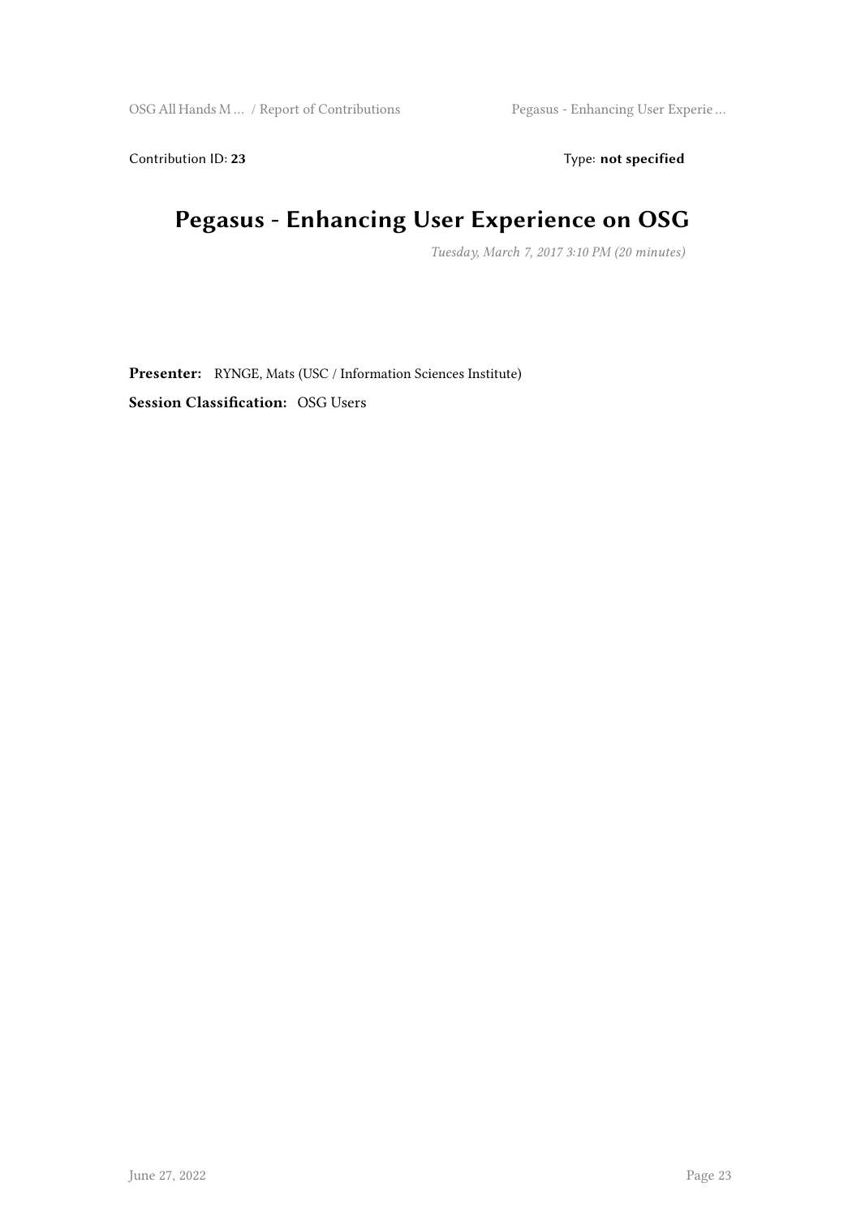Contribution ID: **23** Type: **not specified**

# Pegasus - Enhancing User Experience on OSG

*Tuesday, March 7, 2017 3:10 PM (20 minutes)*

**Presenter:** RYNGE, Mats (USC / Information Sciences Institute)

**Session Classification:** OSG Users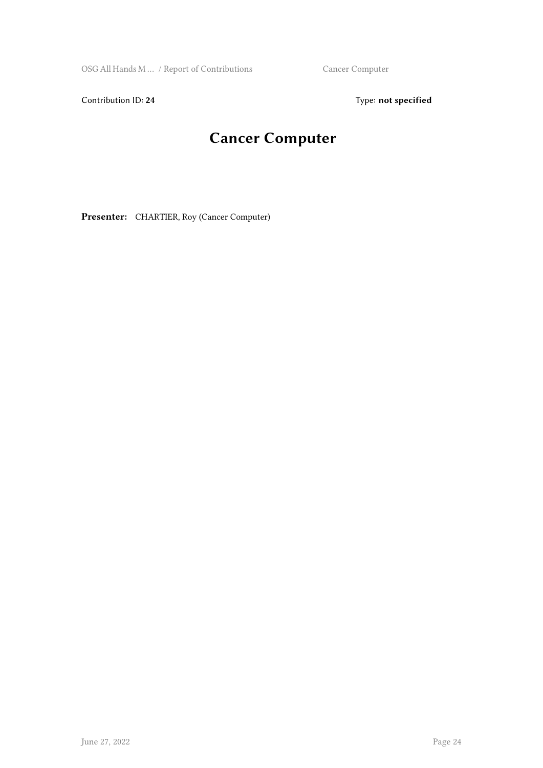Contribution ID: **24** Type: **not specified**

# Cancer Computer

**Presenter:** CHARTIER, Roy (Cancer Computer)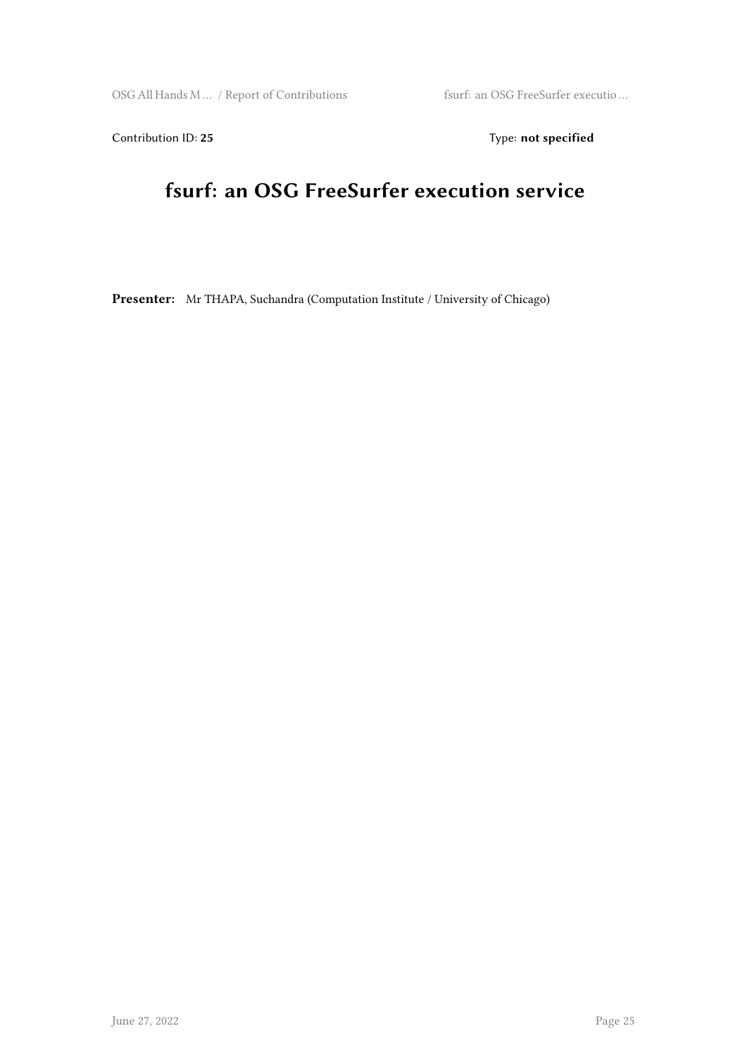Contribution ID: **25**

Type: **not specified**

# fsurf: an OSG FreeSurfer execution service

**Presenter:** Mr THAPA, Suchandra (Computation Institute / University of Chicago)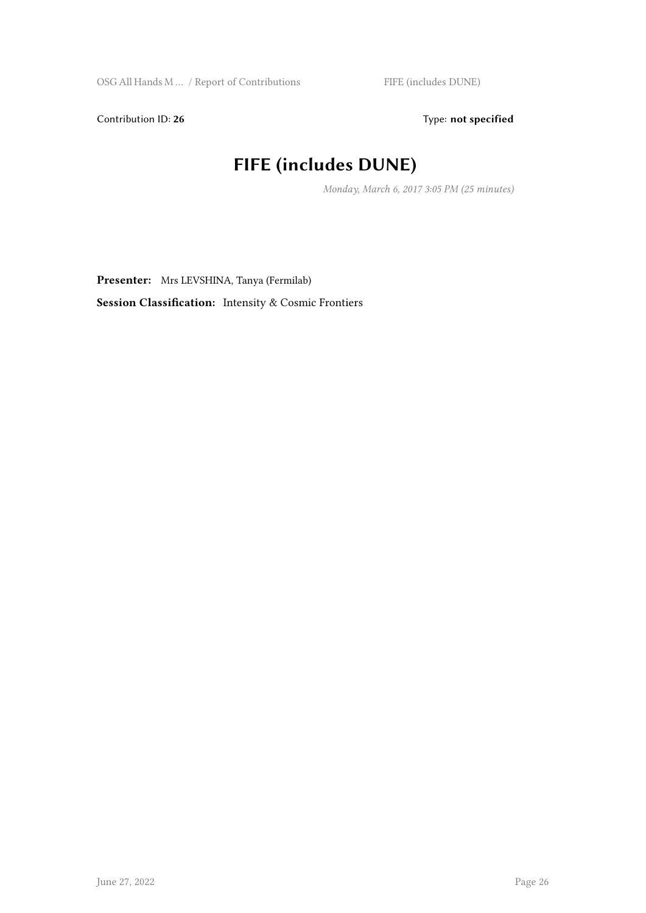Contribution ID: **26** Type: **not specified**

# FIFE (includes DUNE)

*Monday, March 6, 2017 3:05 PM (25 minutes)*

**Presenter:** Mrs LEVSHINA, Tanya (Fermilab)

**Session Classification:** Intensity & Cosmic Frontiers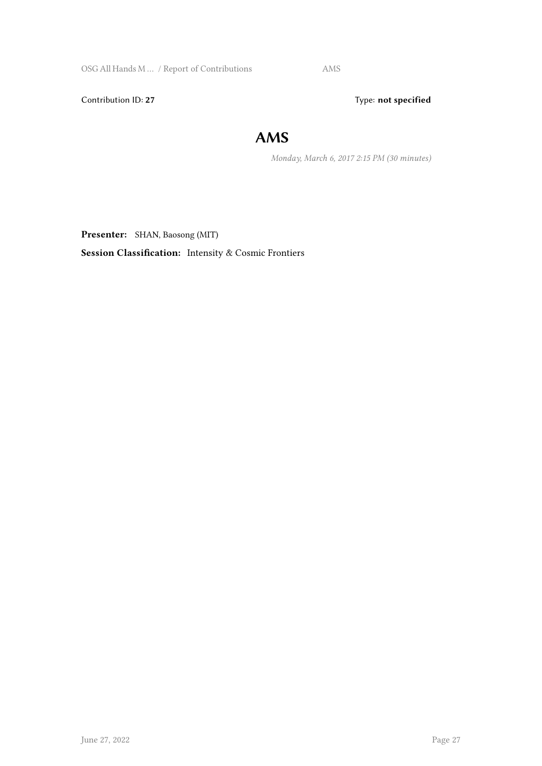Contribution ID: **27** Type: **not specified**

# AMS

*Monday, March 6, 2017 2:15 PM (30 minutes)*

**Presenter:** SHAN, Baosong (MIT)

**Session Classification:** Intensity & Cosmic Frontiers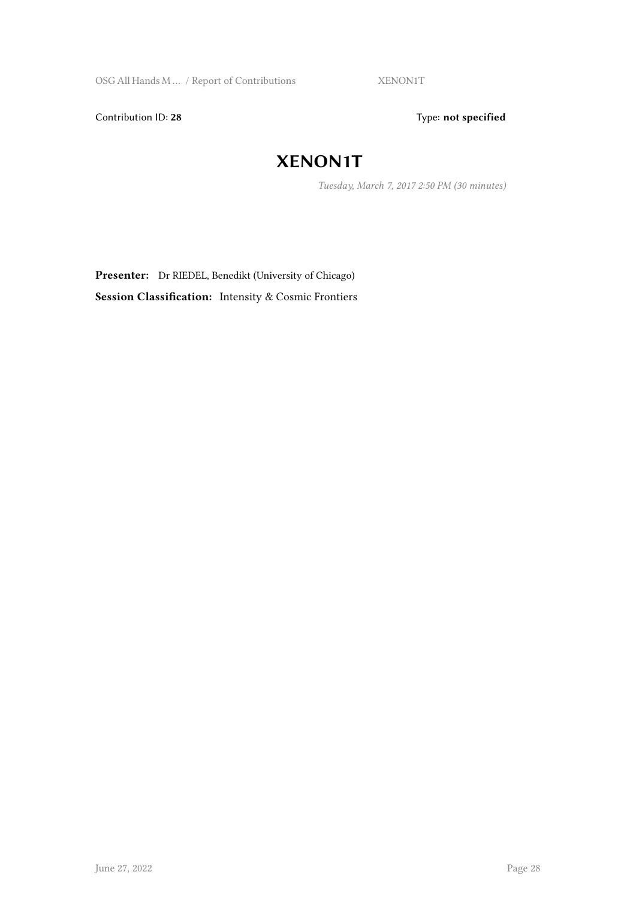Contribution ID: **28** Type: **not specified**

# XENON1T

*Tuesday, March 7, 2017 2:50 PM (30 minutes)*

**Presenter:** Dr RIEDEL, Benedikt (University of Chicago)

**Session Classification:** Intensity & Cosmic Frontiers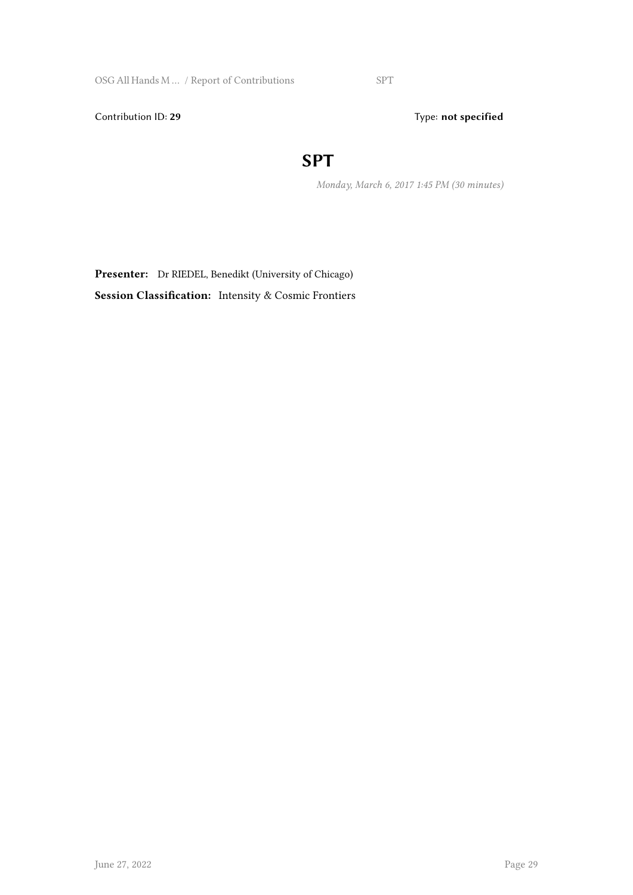Contribution ID: **29** Type: **not specified**

# SPT

*Monday, March 6, 2017 1:45 PM (30 minutes)*

**Presenter:** Dr RIEDEL, Benedikt (University of Chicago)

**Session Classification:** Intensity & Cosmic Frontiers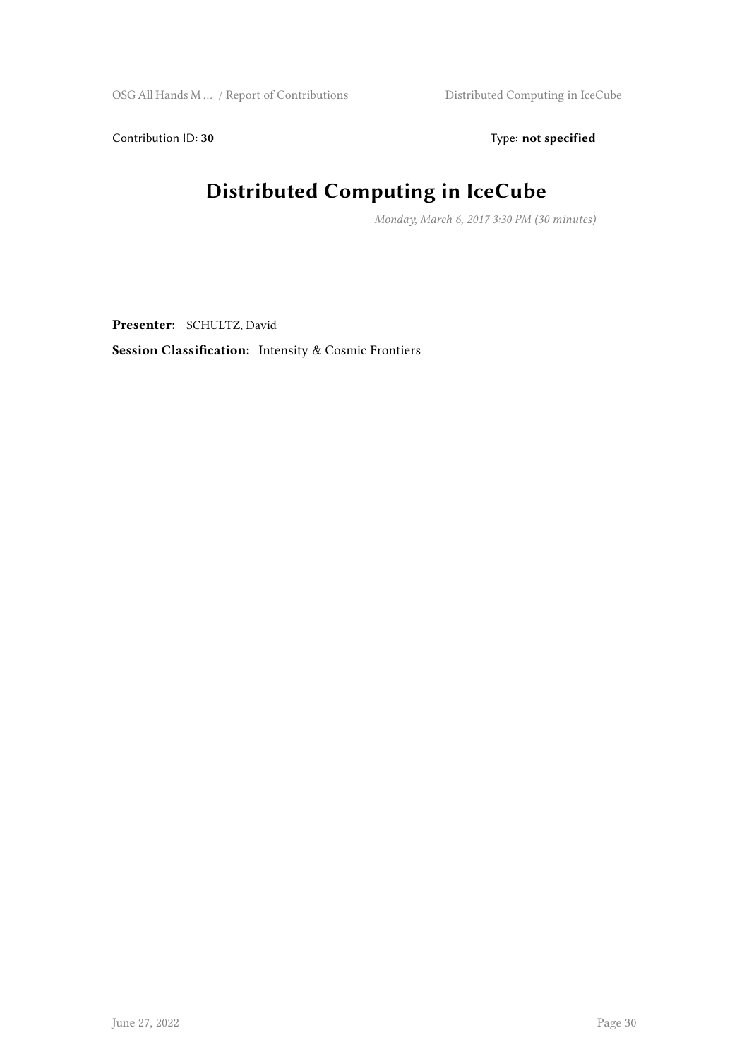Contribution ID: **30** Type: **not specified**

# Distributed Computing in IceCube

*Monday, March 6, 2017 3:30 PM (30 minutes)*

**Presenter:** SCHULTZ, David

**Session Classification:** Intensity & Cosmic Frontiers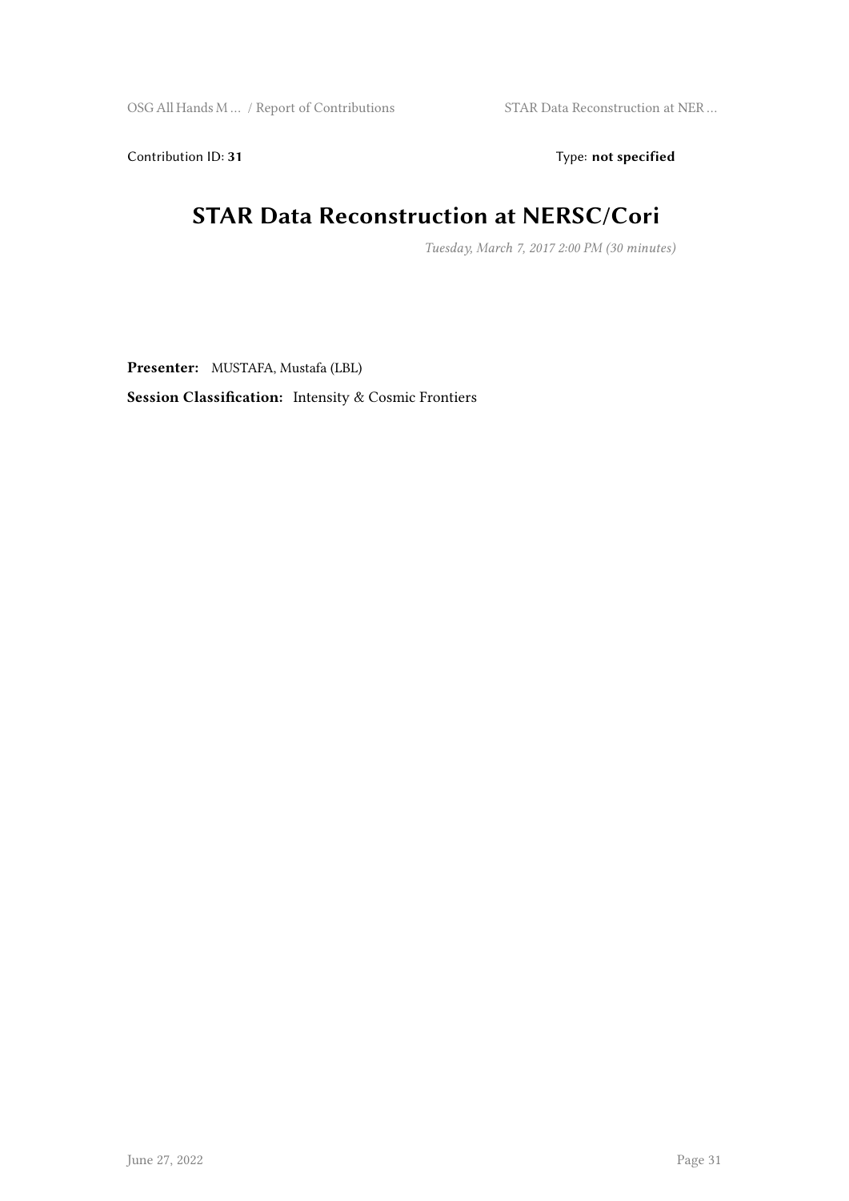Contribution ID: **31** Type: **not specified**

# STAR Data Reconstruction at NERSC/Cori

*Tuesday, March 7, 2017 2:00 PM (30 minutes)*

**Presenter:** MUSTAFA, Mustafa (LBL)

**Session Classification:** Intensity & Cosmic Frontiers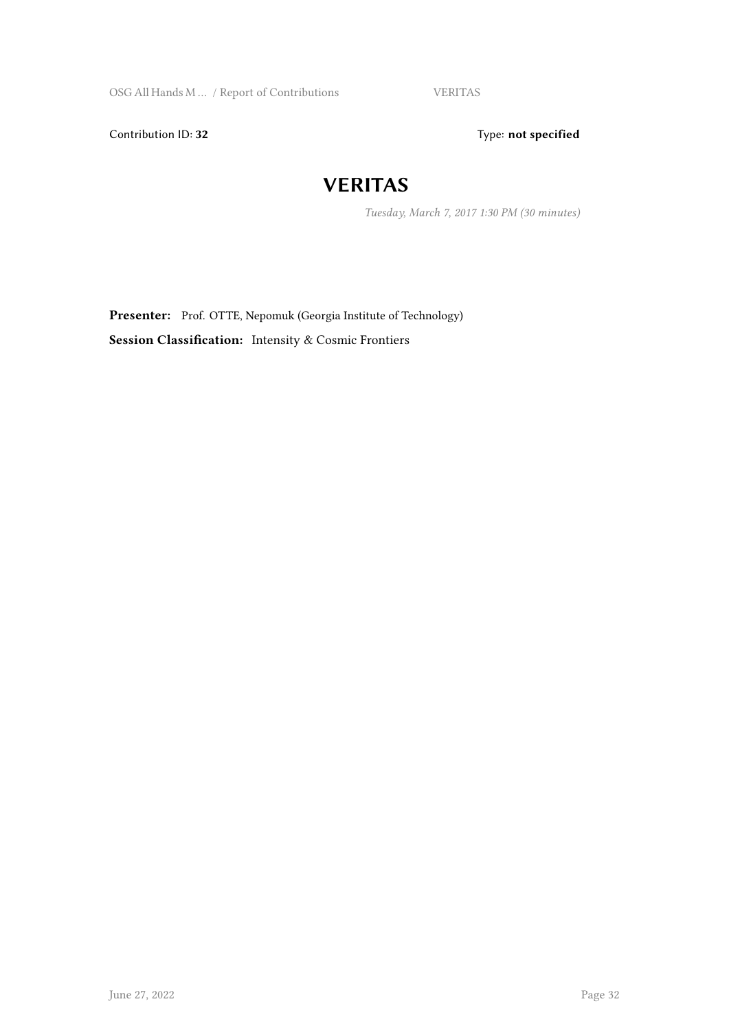Contribution ID: **32** Type: **not specified**

# VERITAS

*Tuesday, March 7, 2017 1:30 PM (30 minutes)*

**Presenter:** Prof. OTTE, Nepomuk (Georgia Institute of Technology)

**Session Classification:** Intensity & Cosmic Frontiers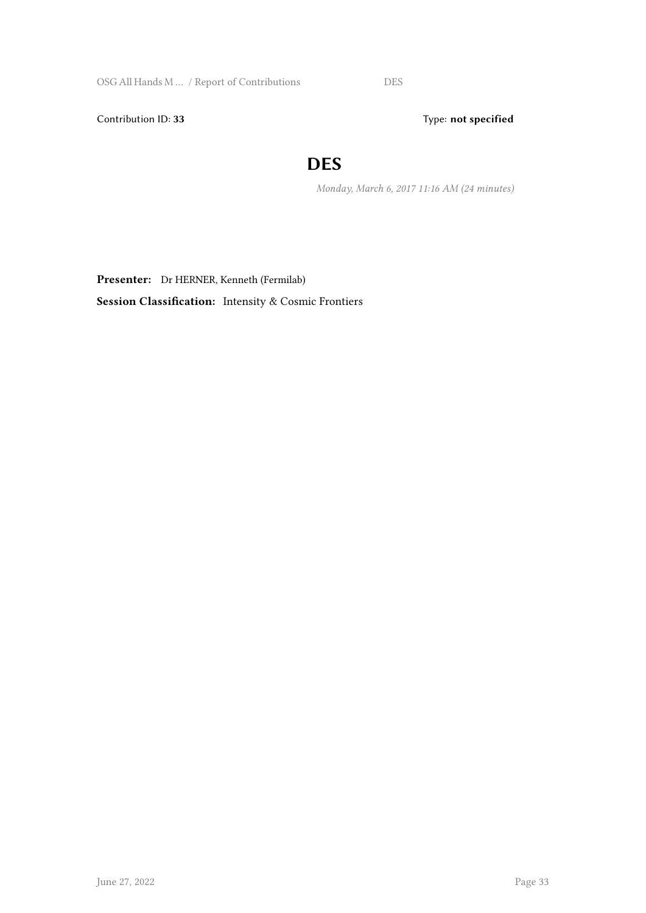Contribution ID: **33**

Type: **not specified**

# DES

*Monday, March 6, 2017 11:16 AM (24 minutes)*

**Presenter:** Dr HERNER, Kenneth (Fermilab)

**Session Classification:** Intensity & Cosmic Frontiers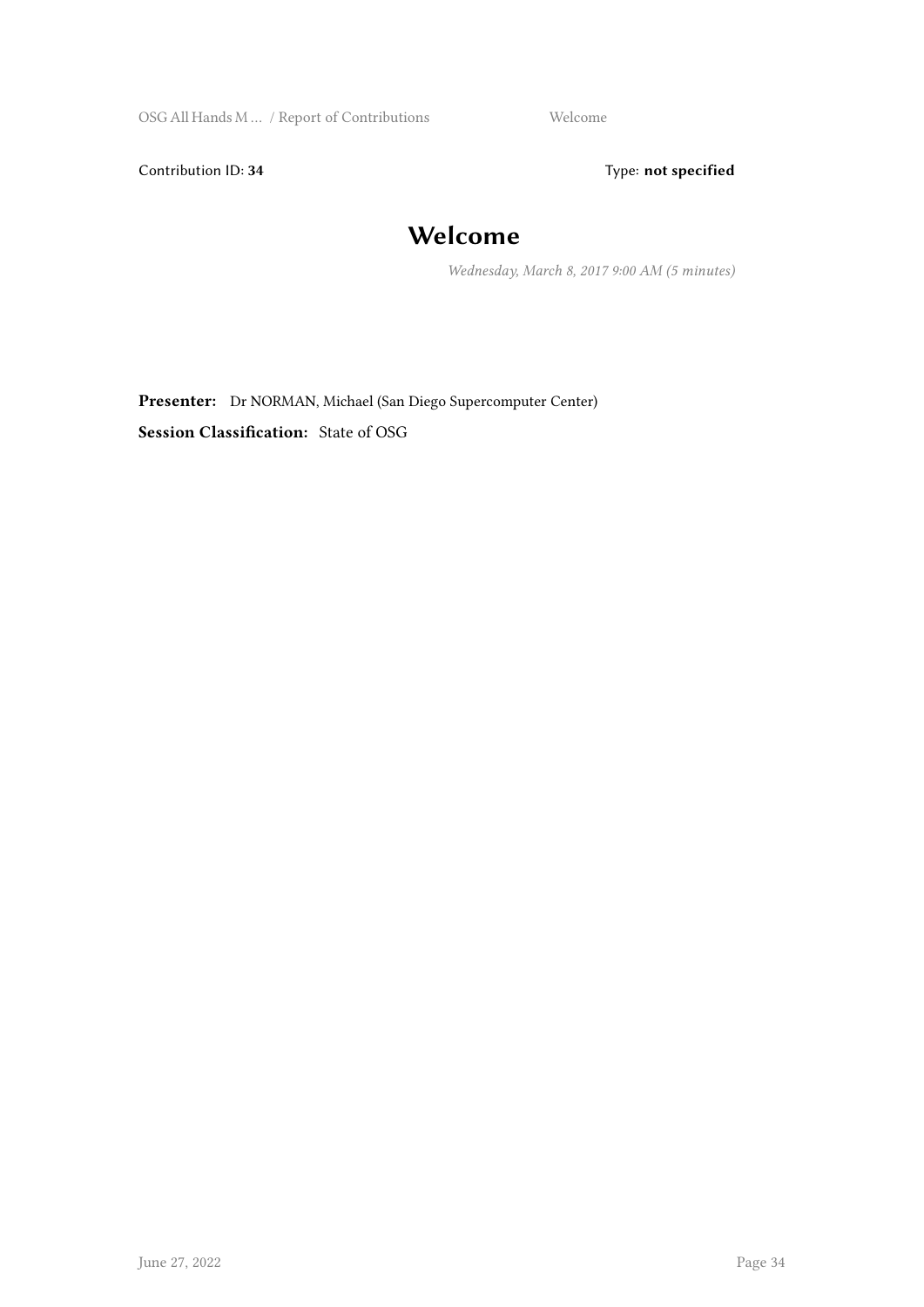Contribution ID: **34** Type: **not specified**

# Welcome

*Wednesday, March 8, 2017 9:00 AM (5 minutes)*

**Presenter:** Dr NORMAN, Michael (San Diego Supercomputer Center)

**Session Classification:** State of OSG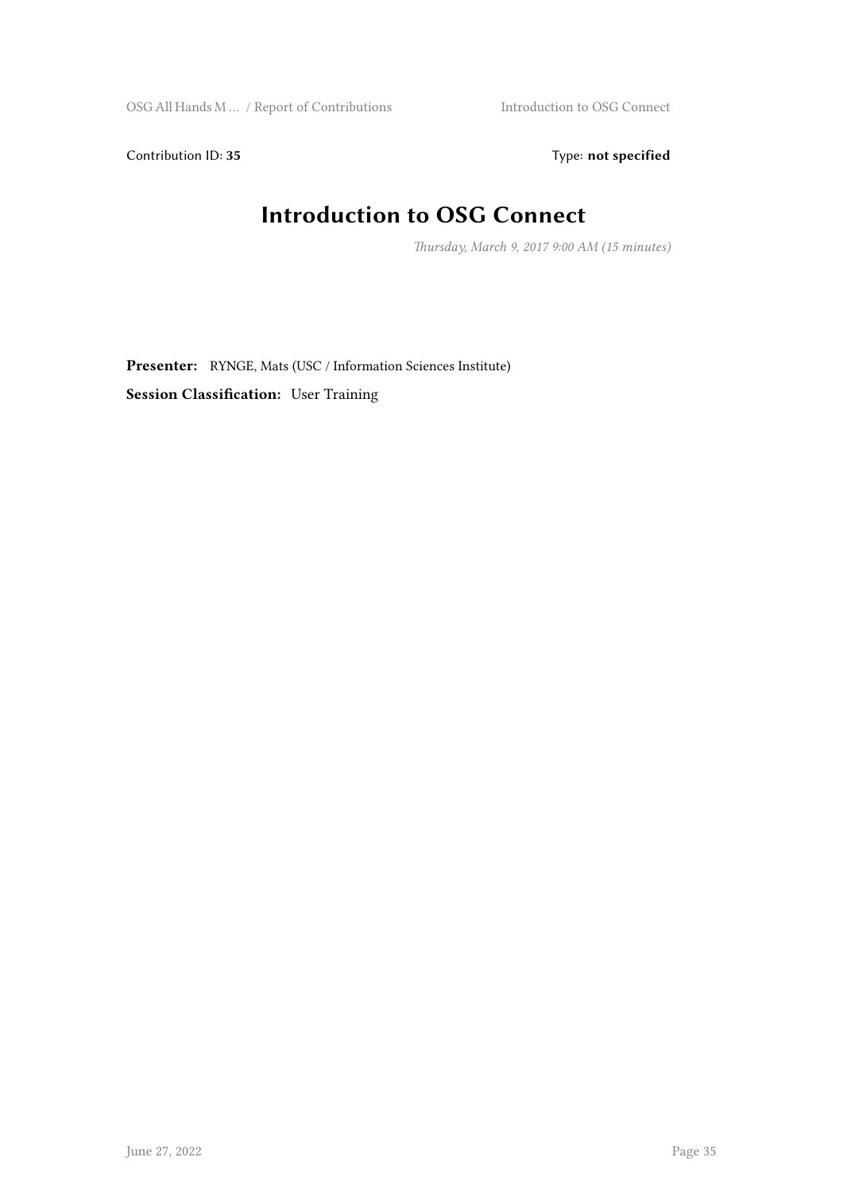Contribution ID: **35**

Type: **not specified**

# Introduction to OSG Connect

*Thursday, March 9, 2017 9:00 AM (15 minutes)*

**Presenter:** RYNGE, Mats (USC / Information Sciences Institute)

**Session Classification:** User Training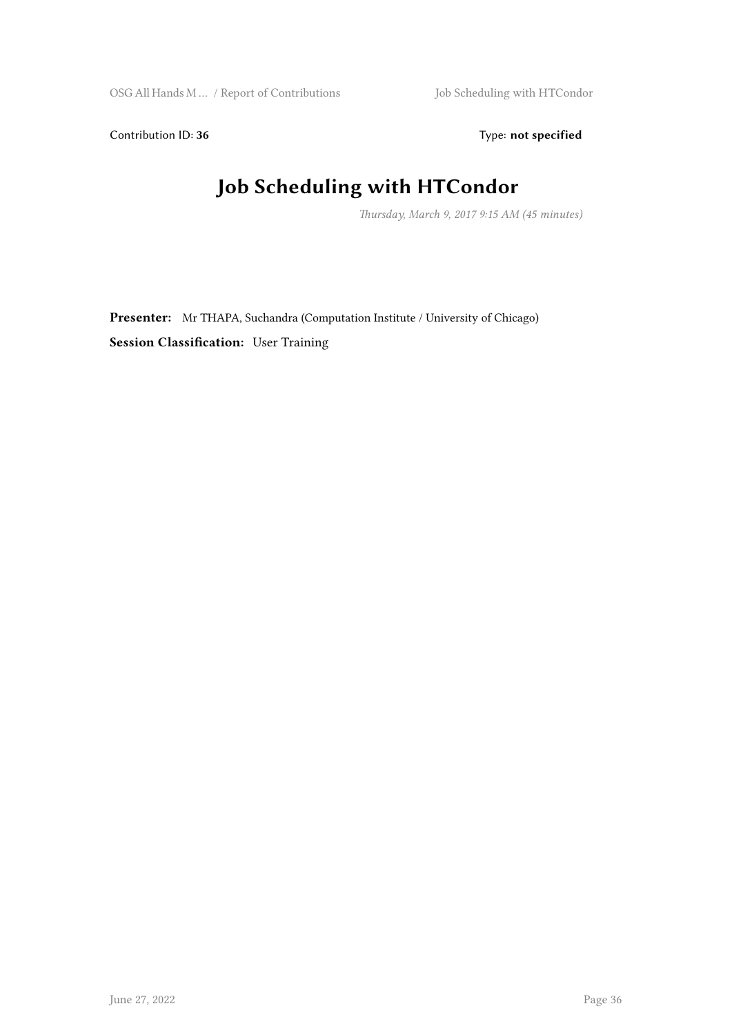Contribution ID: **36** Type: **not specified**

# Job Scheduling with HTCondor

*Thursday, March 9, 2017 9:15 AM (45 minutes)*

**Presenter:** Mr THAPA, Suchandra (Computation Institute / University of Chicago)

**Session Classification:** User Training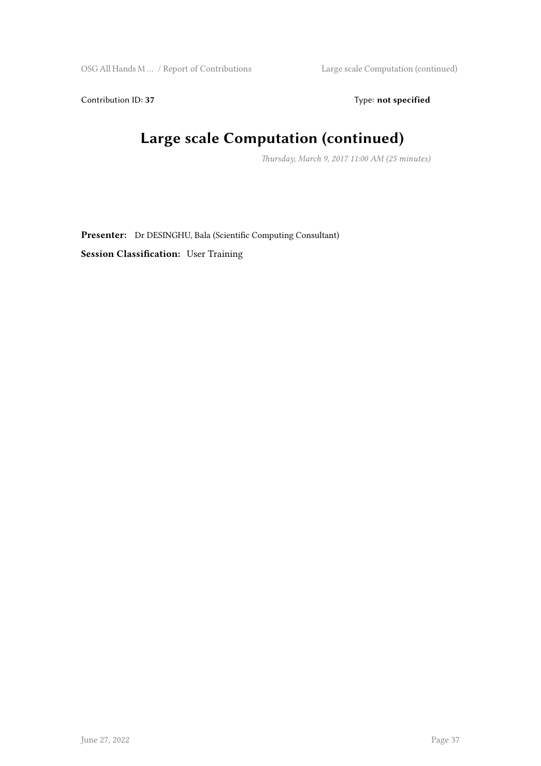Contribution ID: **37** Type: **not specified**

# Large scale Computation (continued)

*Thursday, March 9, 2017 11:00 AM (25 minutes)*

**Presenter:** Dr DESINGHU, Bala (Scientific Computing Consultant)

**Session Classification:** User Training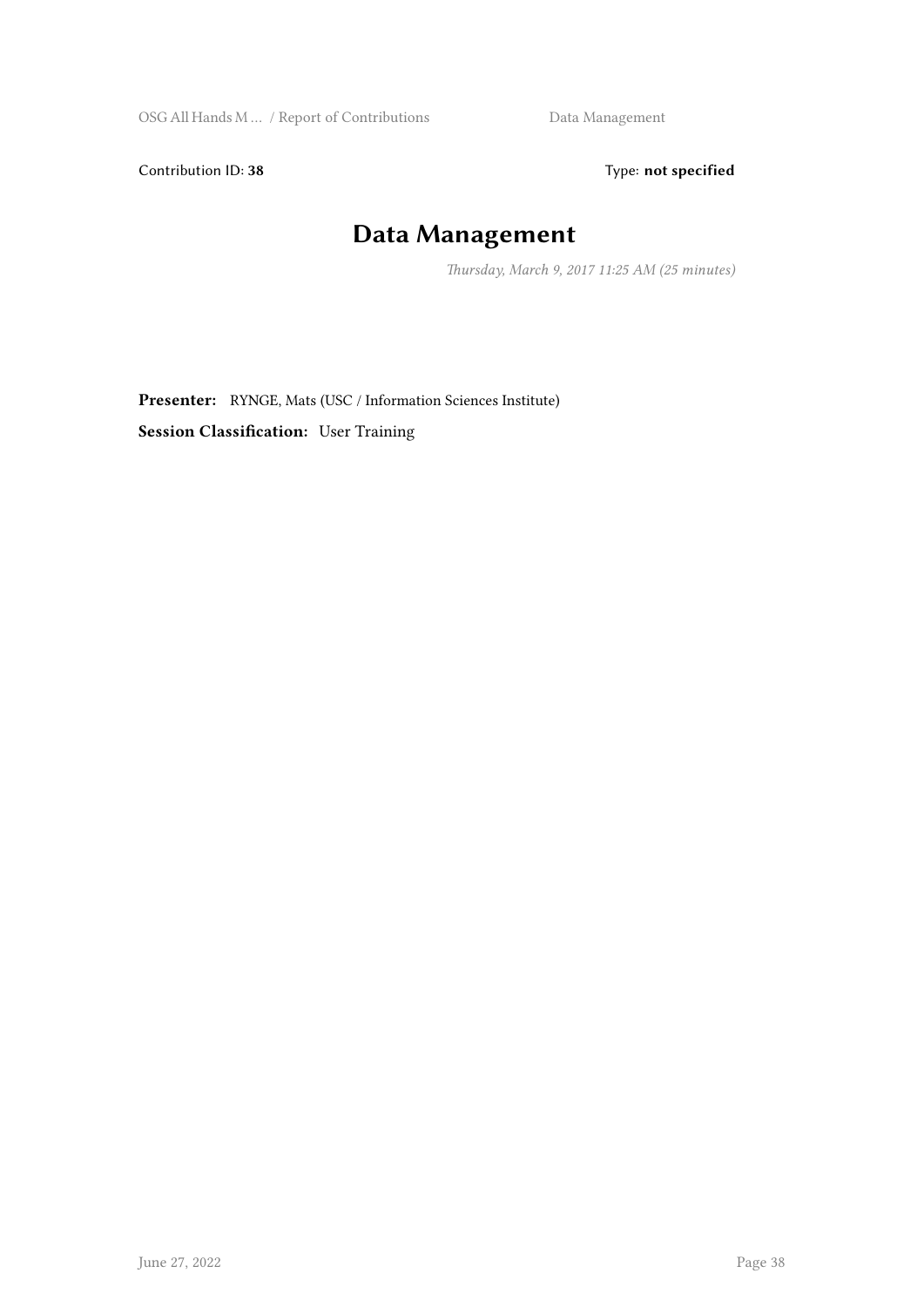Contribution ID: **38** Type: **not specified**

# Data Management

*Thursday, March 9, 2017 11:25 AM (25 minutes)*

**Presenter:** RYNGE, Mats (USC / Information Sciences Institute)

**Session Classification:** User Training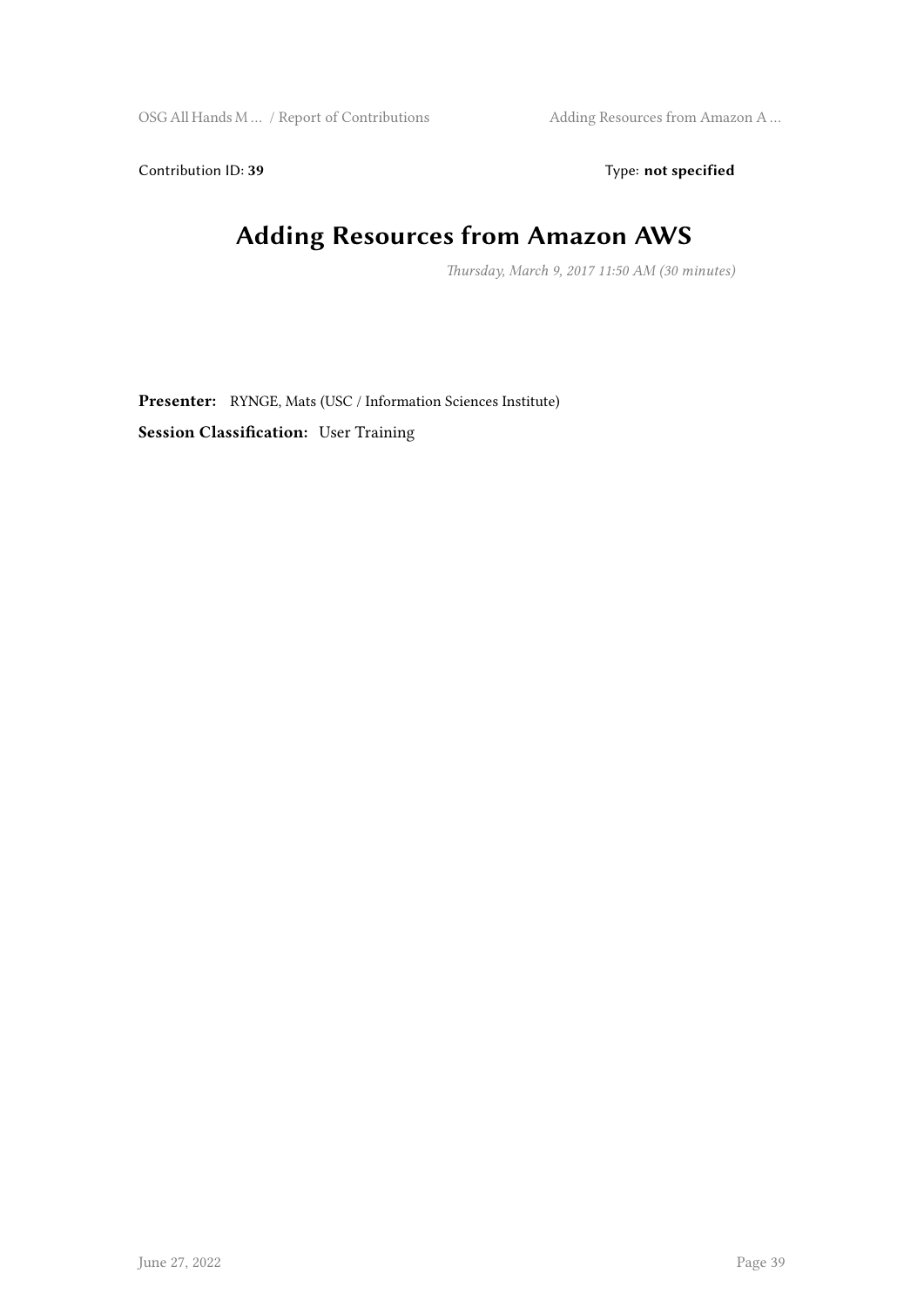Contribution ID: **39** Type: **not specified**

# Adding Resources from Amazon AWS

*Thursday, March 9, 2017 11:50 AM (30 minutes)*

**Presenter:** RYNGE, Mats (USC / Information Sciences Institute)

**Session Classification:** User Training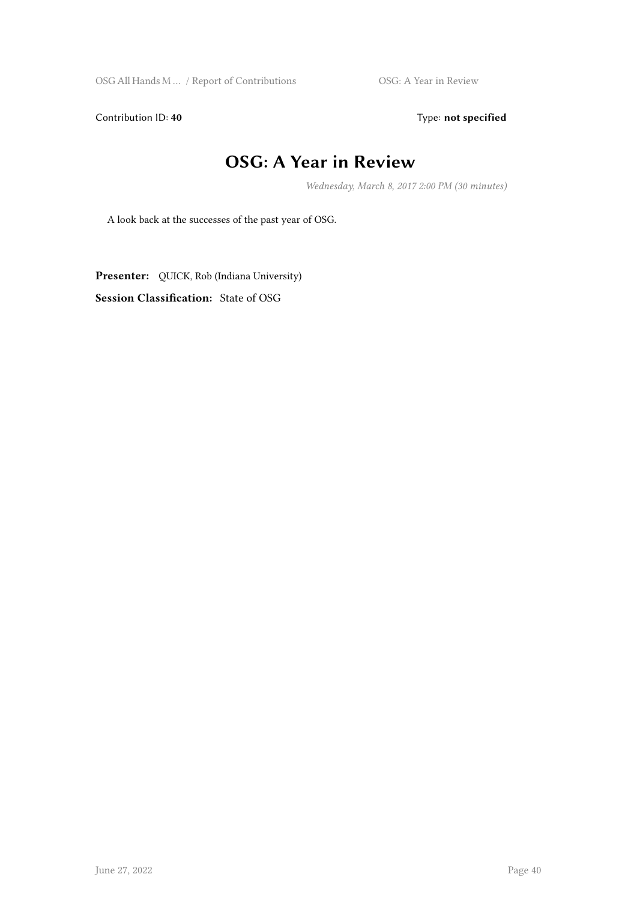Contribution ID: **40** Type: **not specified**

# OSG: A Year in Review

*Wednesday, March 8, 2017 2:00 PM (30 minutes)*

A look back at the successes of the past year of OSG.

**Presenter:** QUICK, Rob (Indiana University)

**Session Classification:** State of OSG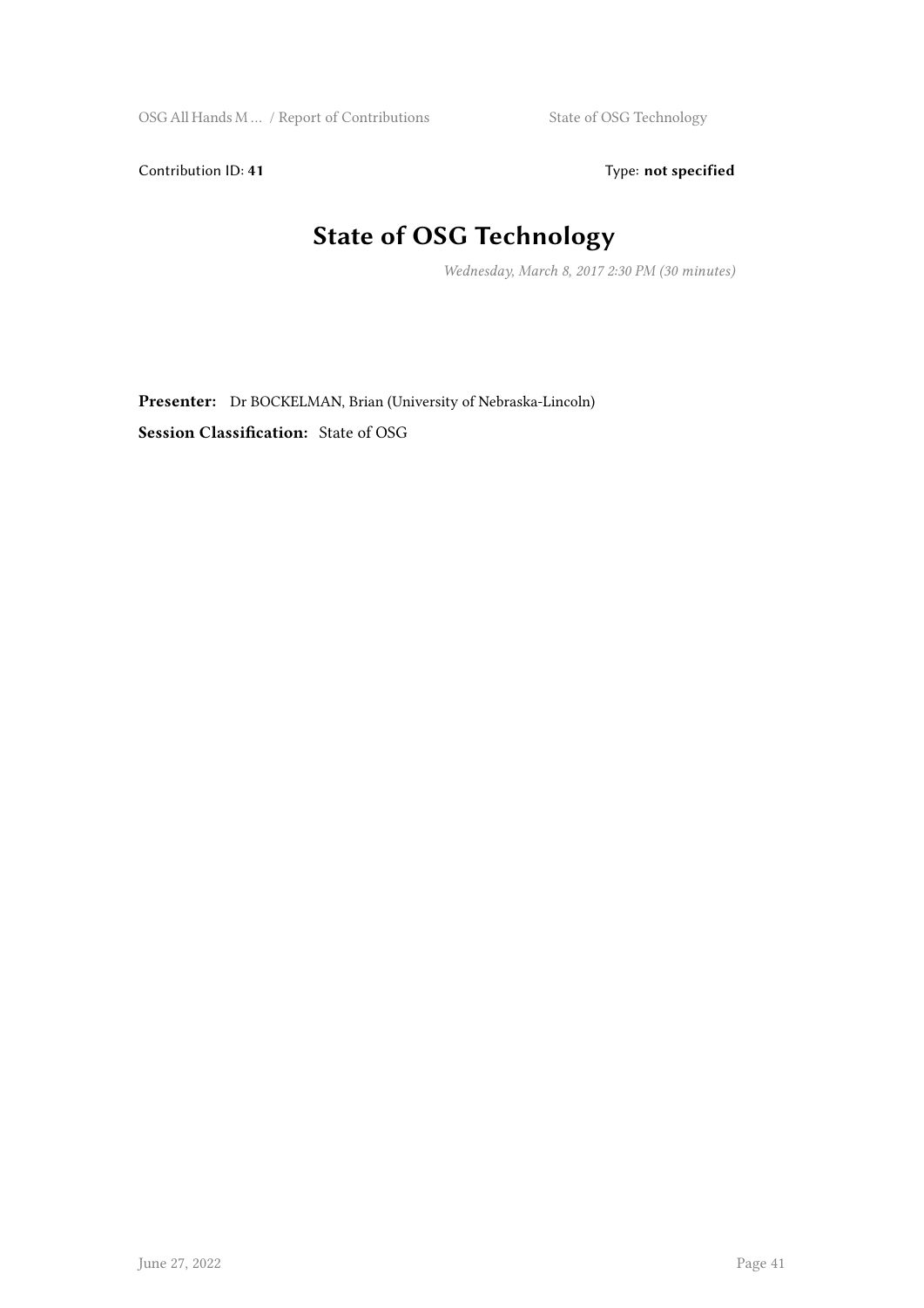Contribution ID: **41** Type: **not specified**

# State of OSG Technology

*Wednesday, March 8, 2017 2:30 PM (30 minutes)*

**Presenter:** Dr BOCKELMAN, Brian (University of Nebraska-Lincoln)

**Session Classification:** State of OSG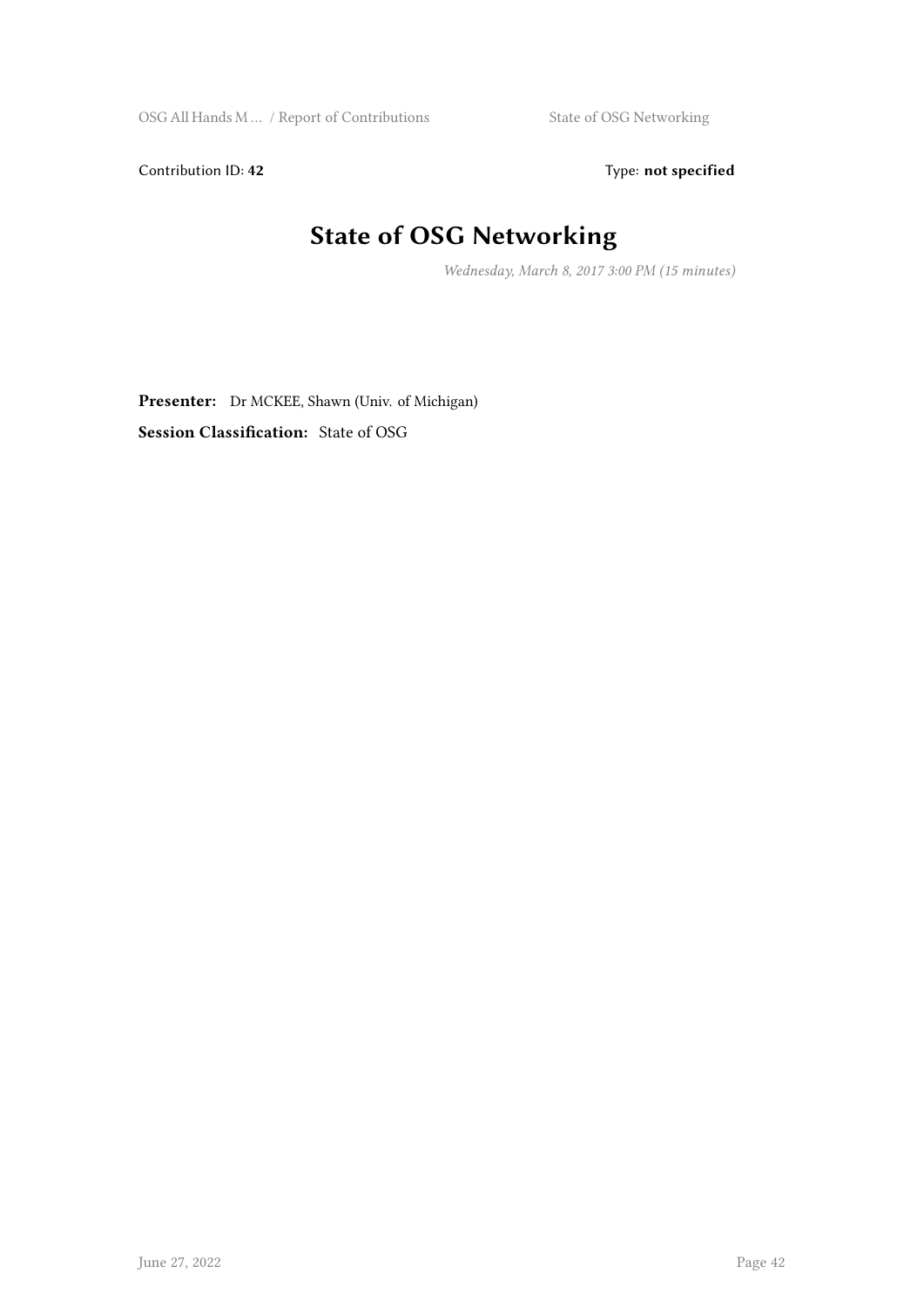Contribution ID: **42** Type: **not specified**

# State of OSG Networking

*Wednesday, March 8, 2017 3:00 PM (15 minutes)*

**Presenter:** Dr MCKEE, Shawn (Univ. of Michigan)

**Session Classification:** State of OSG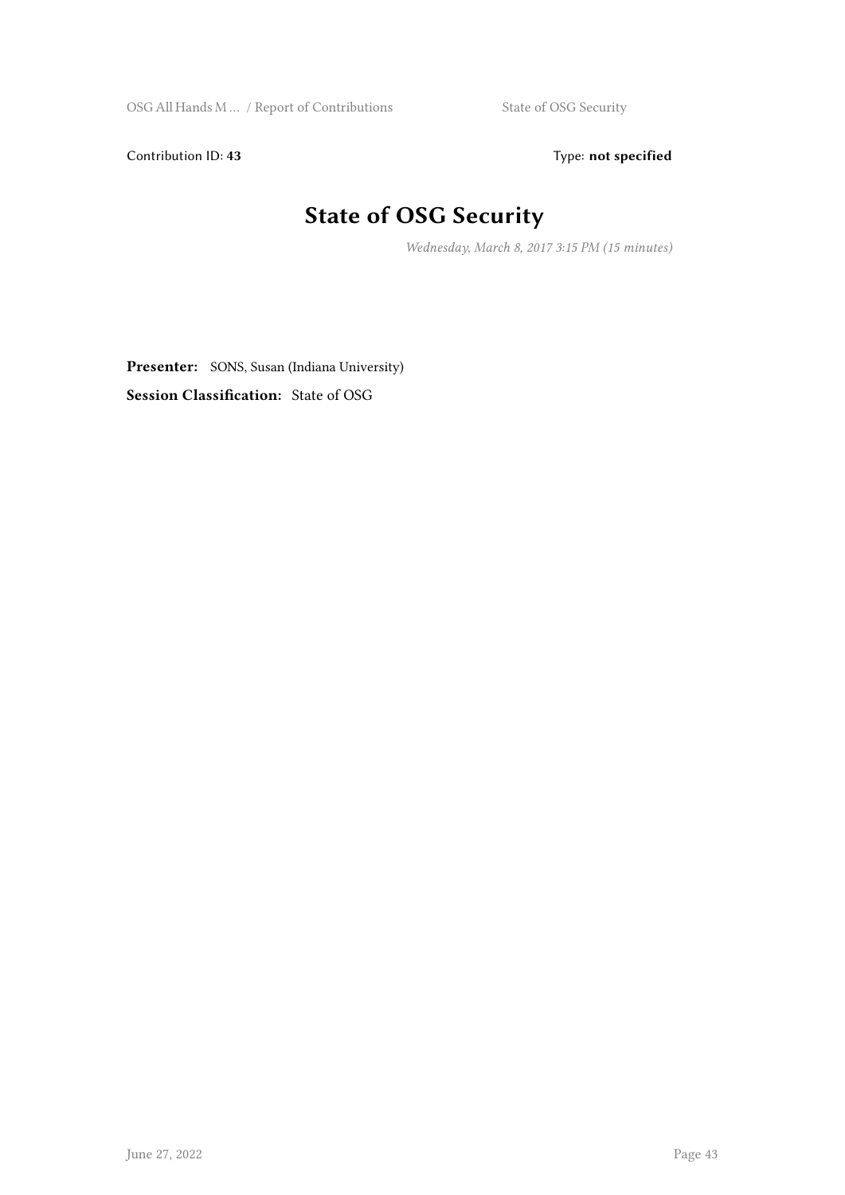Contribution ID: **43** Type: **not specified**

# State of OSG Security

*Wednesday, March 8, 2017 3:15 PM (15 minutes)*

**Presenter:** SONS, Susan (Indiana University)

**Session Classification:** State of OSG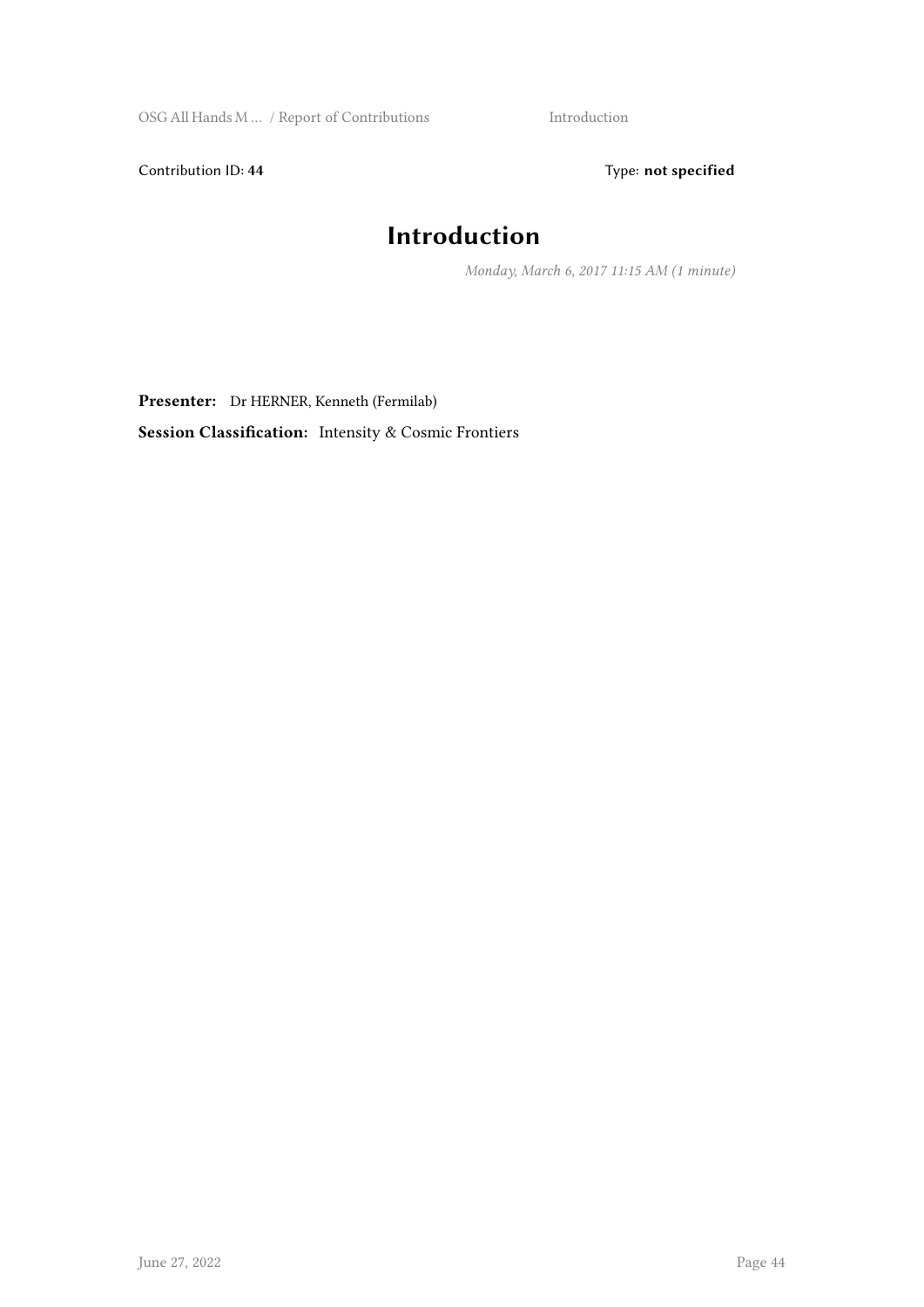Contribution ID: **44** Type: **not specified**

# Introduction

*Monday, March 6, 2017 11:15 AM (1 minute)*

**Presenter:** Dr HERNER, Kenneth (Fermilab)

**Session Classification:** Intensity & Cosmic Frontiers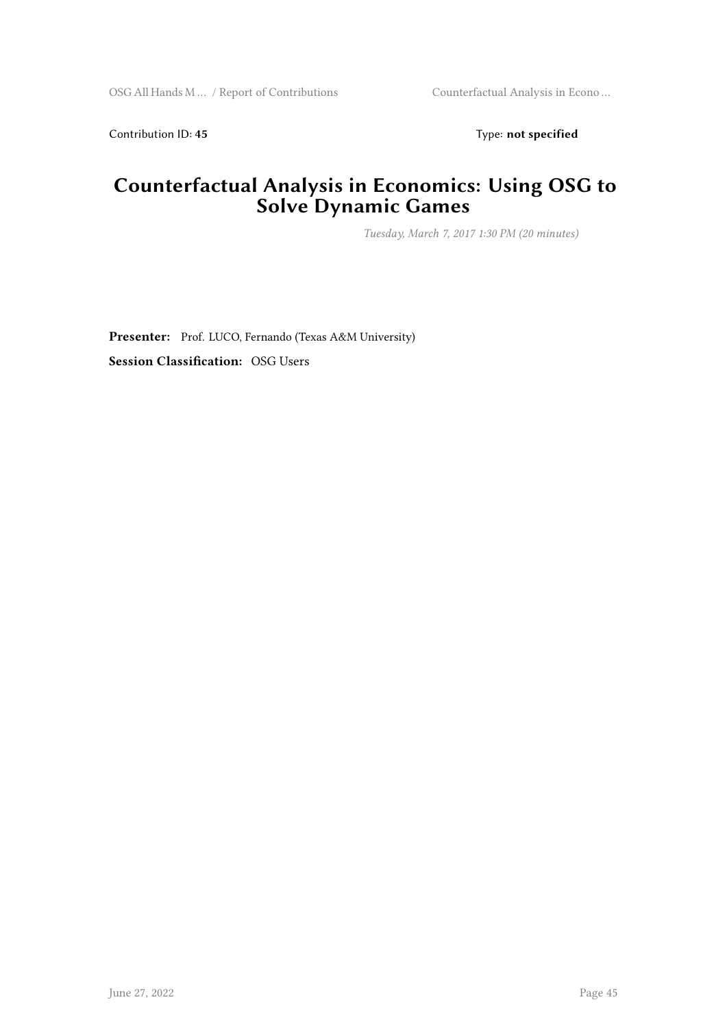Contribution ID: **45** Type: **not specified**

# Counterfactual Analysis in Economics: Using OSG to Solve Dynamic Games

*Tuesday, March 7, 2017 1:30 PM (20 minutes)*

**Presenter:** Prof. LUCO, Fernando (Texas A&M University)

**Session Classification:** OSG Users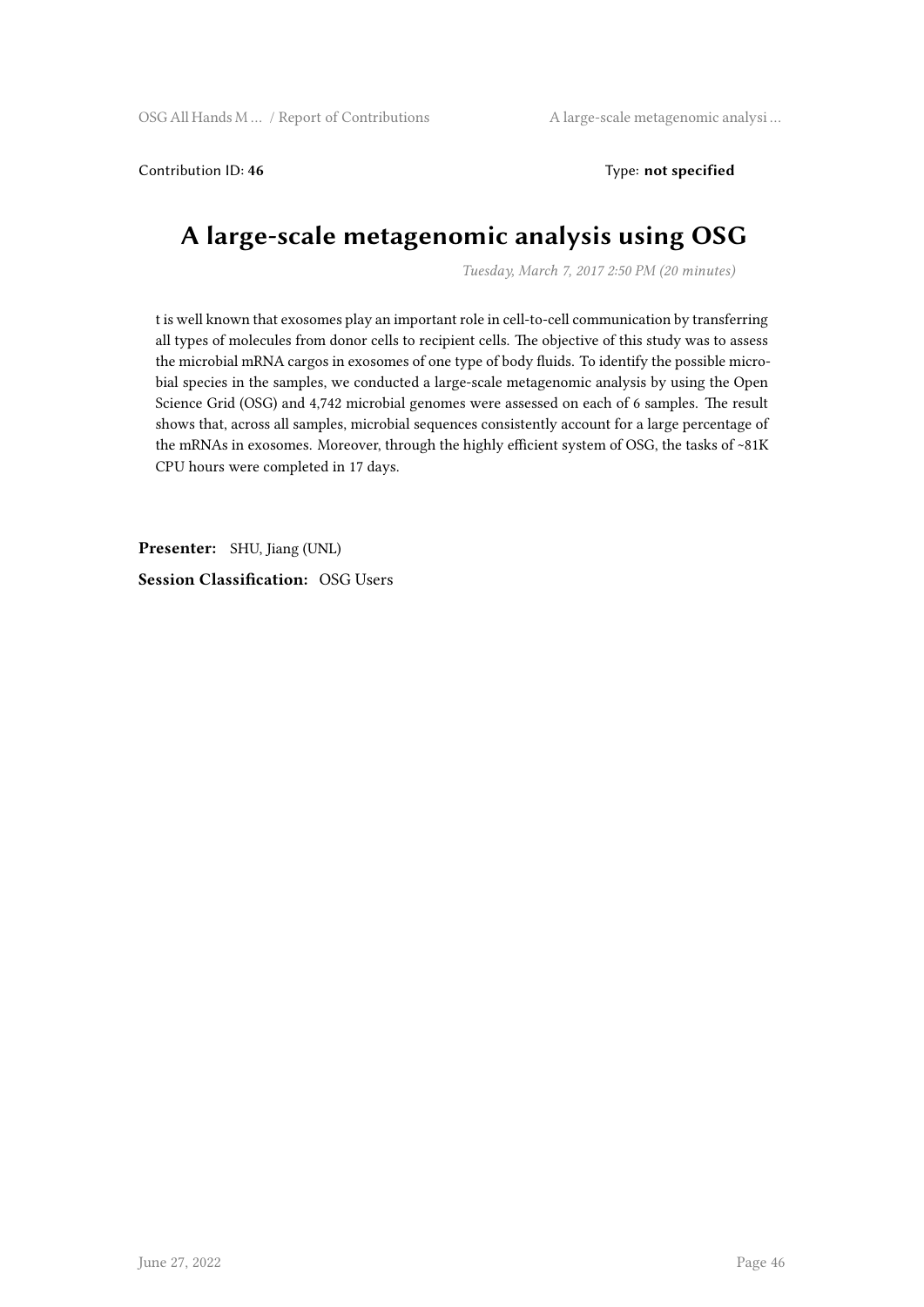Contribution ID: **46** Type: **not specified**

# A large-scale metagenomic analysis using OSG

*Tuesday, March 7, 2017 2:50 PM (20 minutes)*

t is well known that exosomes play an important role in cell-to-cell communication by transferring all types of molecules from donor cells to recipient cells. The objective of this study was to assess the microbial mRNA cargos in exosomes of one type of body fluids. To identify the possible microbial species in the samples, we conducted a large-scale metagenomic analysis by using the Open Science Grid (OSG) and 4,742 microbial genomes were assessed on each of 6 samples. The result shows that, across all samples, microbial sequences consistently account for a large percentage of the mRNAs in exosomes. Moreover, through the highly efficient system of OSG, the tasks of ~81K CPU hours were completed in 17 days.

**Presenter:** SHU, Jiang (UNL)

**Session Classification:** OSG Users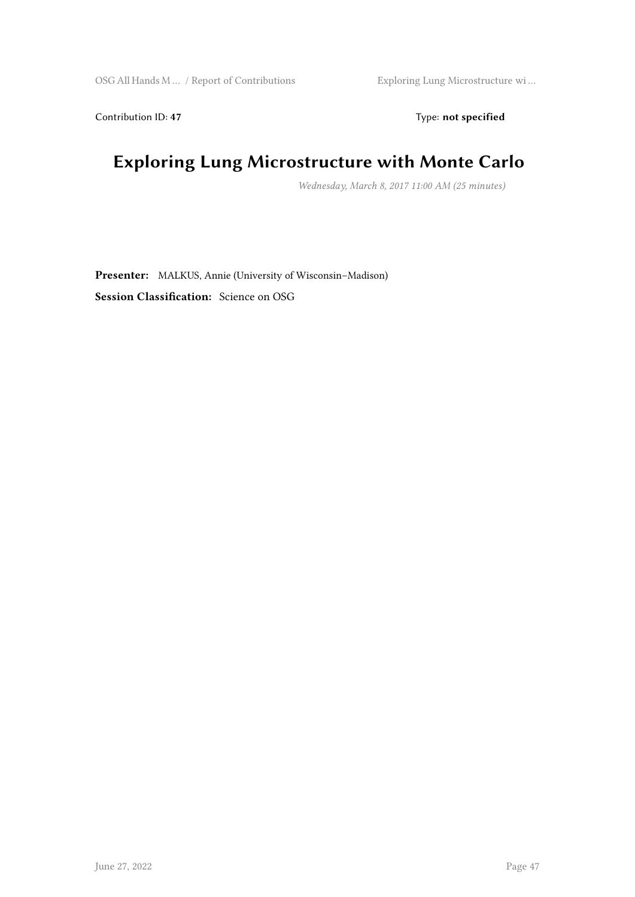Contribution ID: **47** Type: **not specified**

# Exploring Lung Microstructure with Monte Carlo

*Wednesday, March 8, 2017 11:00 AM (25 minutes)*

**Presenter:** MALKUS, Annie (University of Wisconsin–Madison)

**Session Classification:** Science on OSG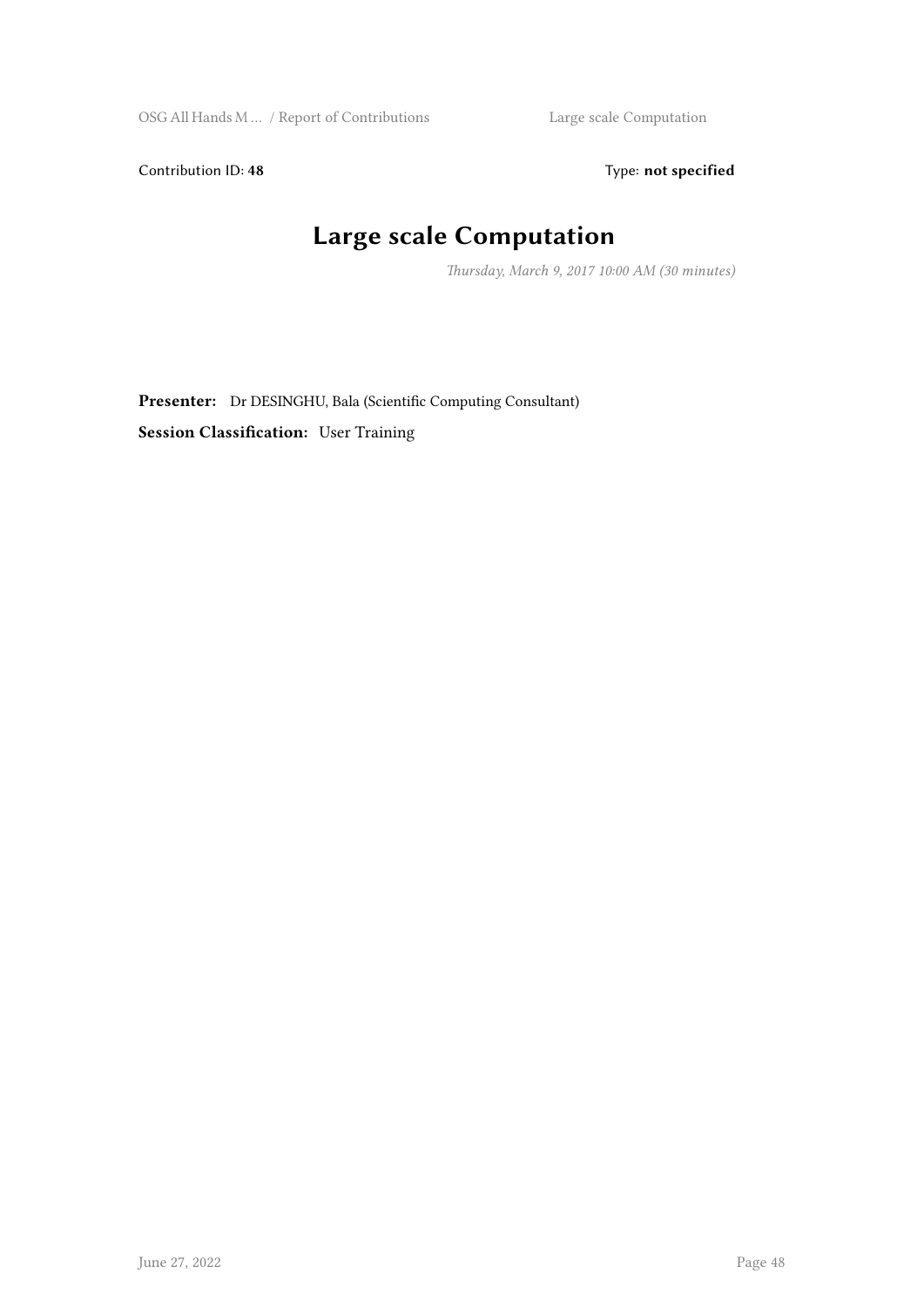Contribution ID: **48**

Type: **not specified**

# Large scale Computation

*Thursday, March 9, 2017 10:00 AM (30 minutes)*

**Presenter:** Dr DESINGHU, Bala (Scientific Computing Consultant)

**Session Classification:** User Training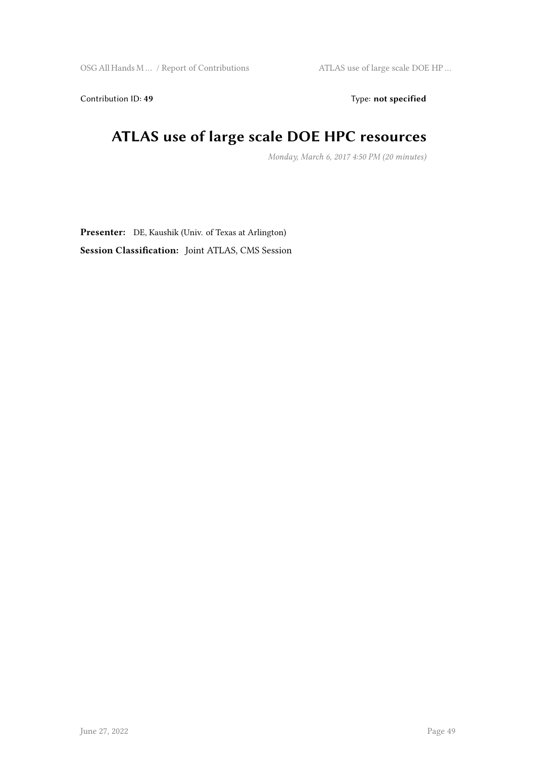Contribution ID: **49** Type: **not specified**

# ATLAS use of large scale DOE HPC resources

*Monday, March 6, 2017 4:50 PM (20 minutes)*

**Presenter:** DE, Kaushik (Univ. of Texas at Arlington)

**Session Classification:** Joint ATLAS, CMS Session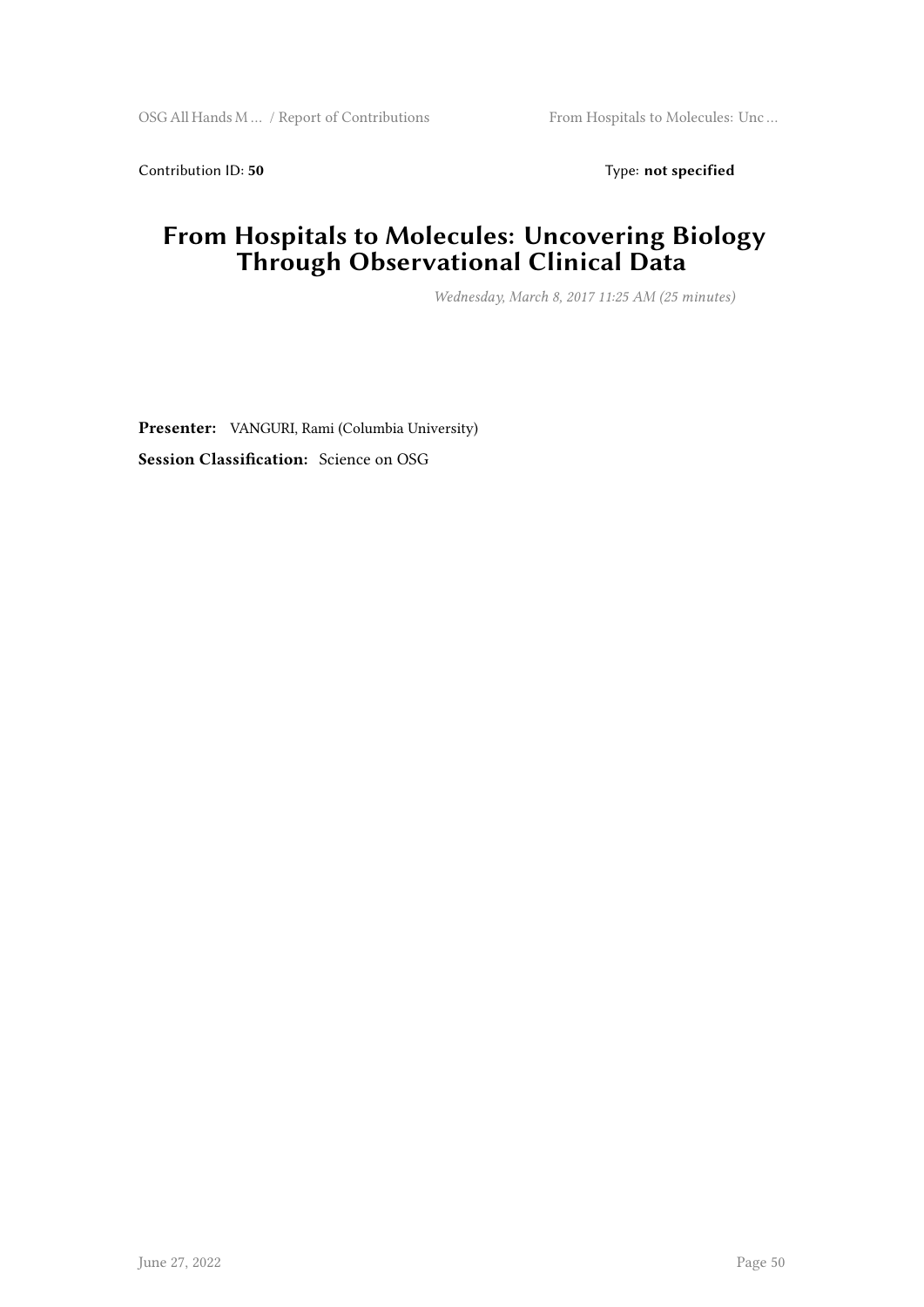Contribution ID: **50** Type: **not specified**

# From Hospitals to Molecules: Uncovering Biology Through Observational Clinical Data

*Wednesday, March 8, 2017 11:25 AM (25 minutes)*

**Presenter:** VANGURI, Rami (Columbia University)

**Session Classification:** Science on OSG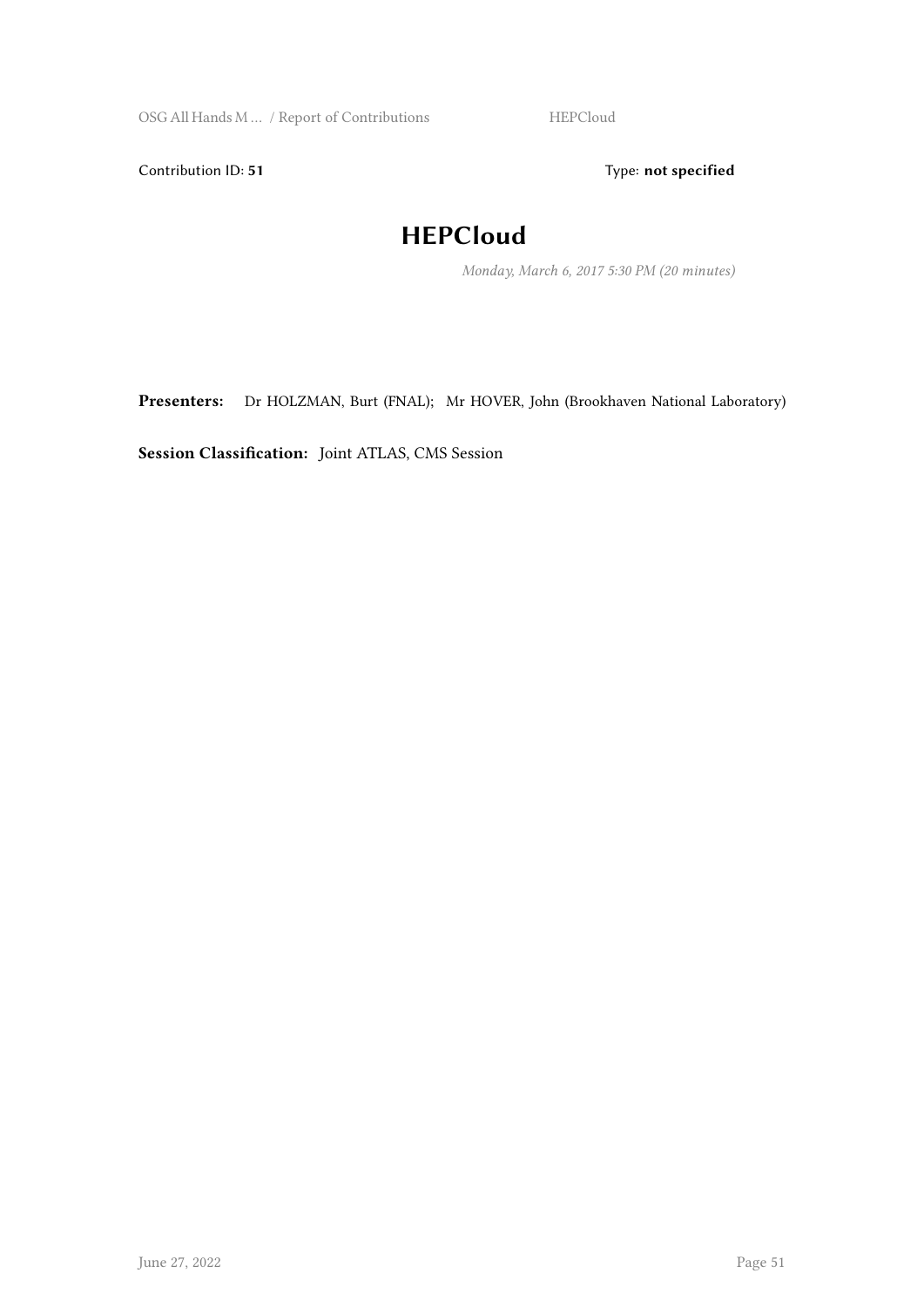Contribution ID: **51** Type: **not specified**

# HEPCloud

*Monday, March 6, 2017 5:30 PM (20 minutes)*

**Presenters:** Dr HOLZMAN, Burt (FNAL); Mr HOVER, John (Brookhaven National Laboratory)

**Session Classification:** Joint ATLAS, CMS Session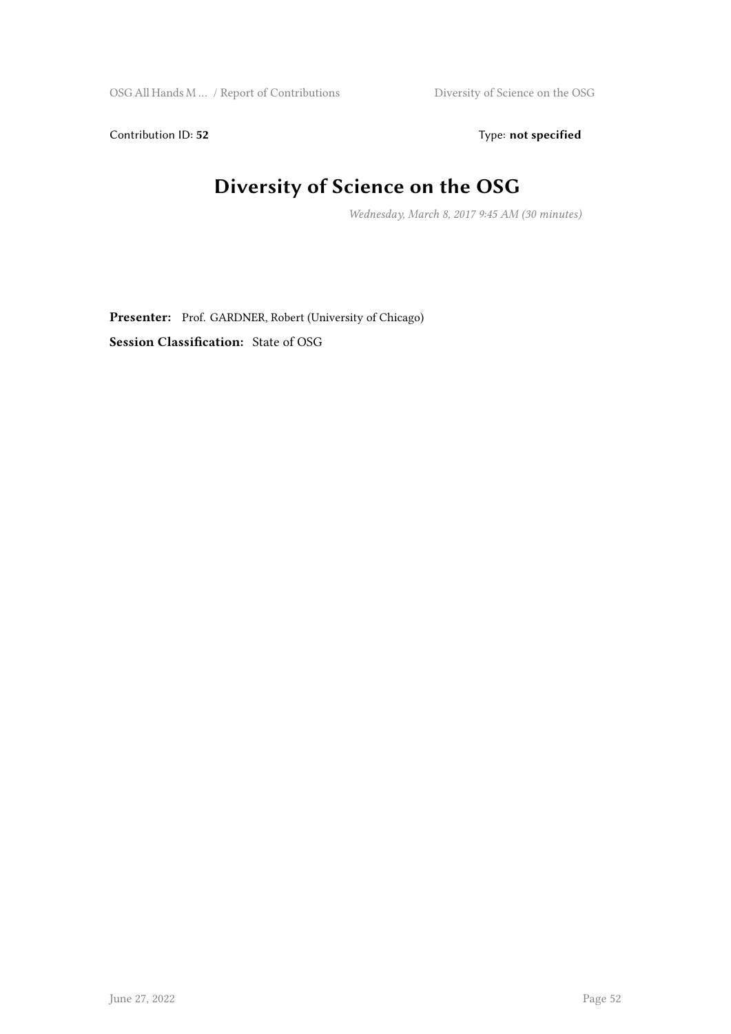Contribution ID: **52** Type: **not specified**

# Diversity of Science on the OSG

*Wednesday, March 8, 2017 9:45 AM (30 minutes)*

**Presenter:** Prof. GARDNER, Robert (University of Chicago)

**Session Classification:** State of OSG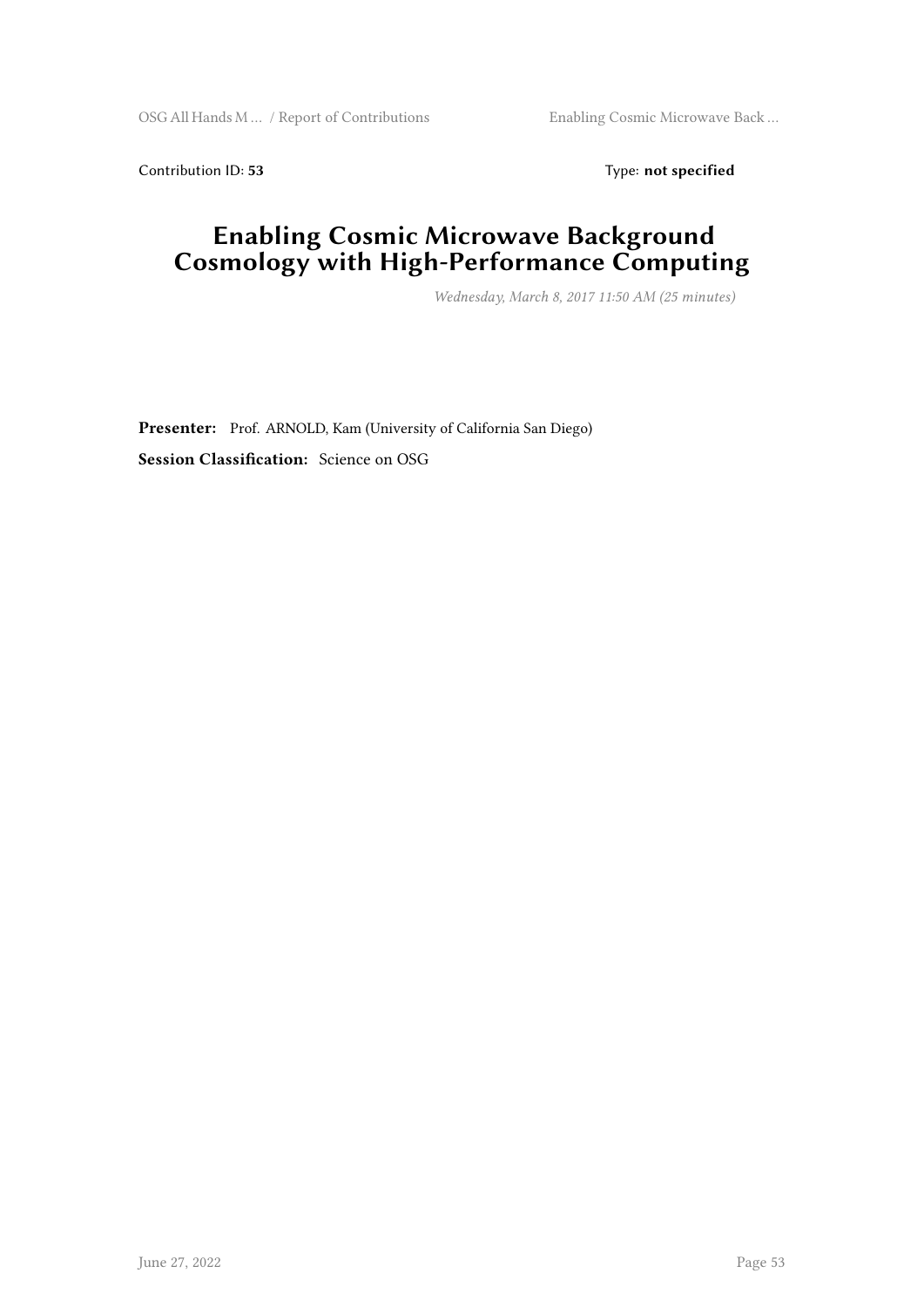Contribution ID: **53** Type: **not specified**

# Enabling Cosmic Microwave Background Cosmology with High-Performance Computing

*Wednesday, March 8, 2017 11:50 AM (25 minutes)*

**Presenter:** Prof. ARNOLD, Kam (University of California San Diego)

**Session Classification:** Science on OSG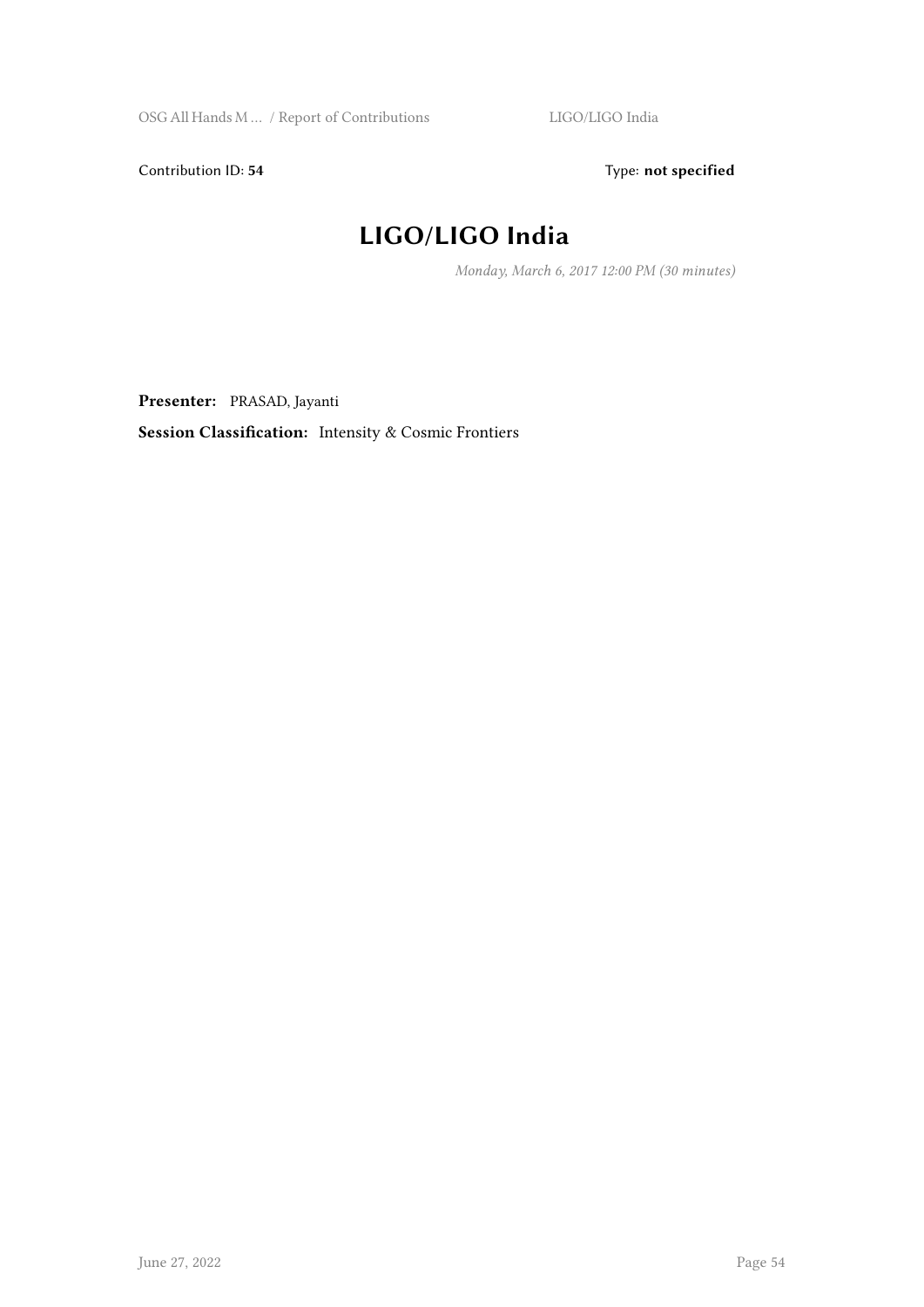Contribution ID: **54**

Type: **not specified**

# LIGO/LIGO India

*Monday, March 6, 2017 12:00 PM (30 minutes)*

**Presenter:** PRASAD, Jayanti

**Session Classification:** Intensity & Cosmic Frontiers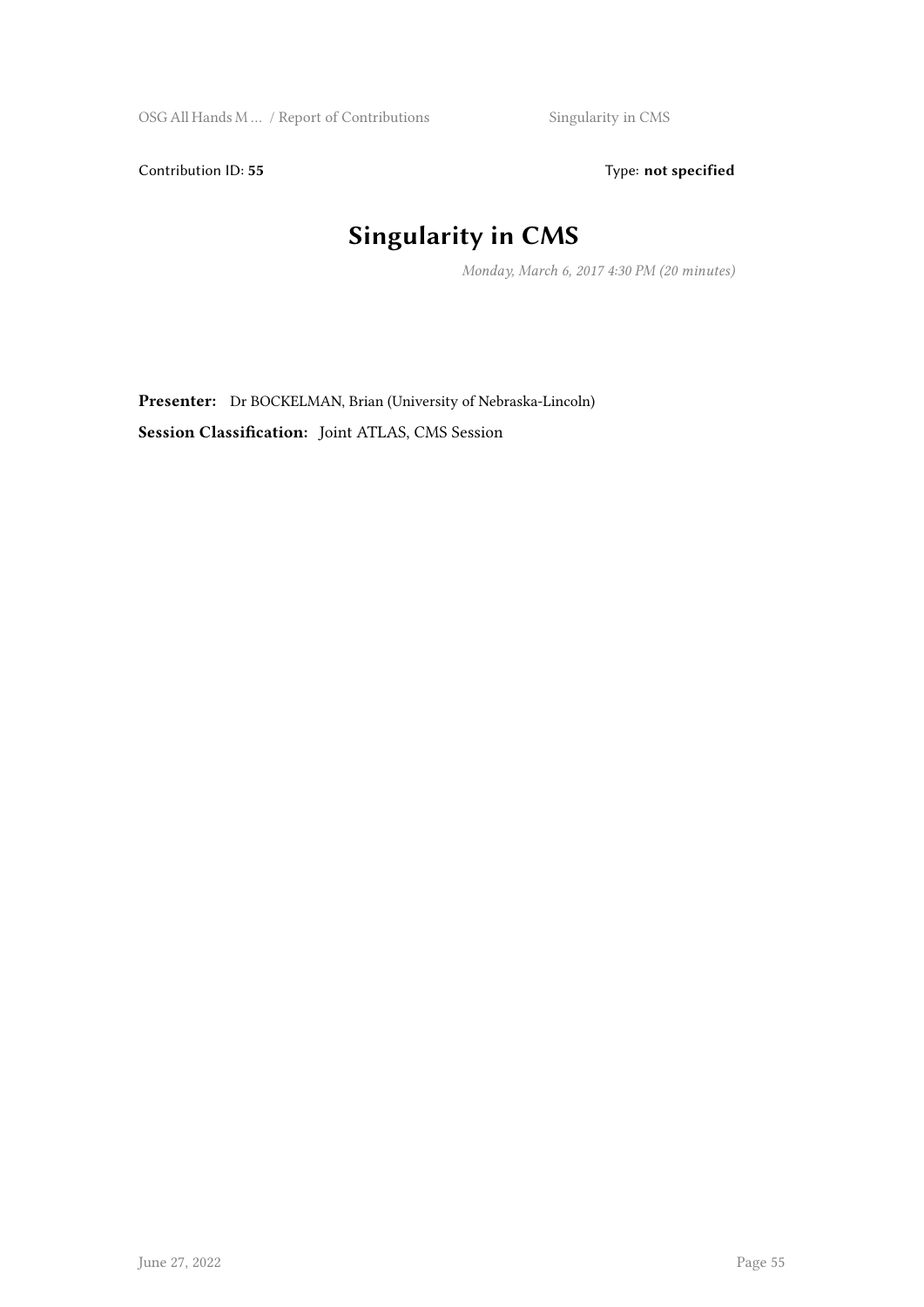Contribution ID: **55**  Type: **not specified**

# Singularity in CMS

*Monday, March 6, 2017 4:30 PM (20 minutes)*

**Presenter:** Dr BOCKELMAN, Brian (University of Nebraska-Lincoln)

**Session Classification:** Joint ATLAS, CMS Session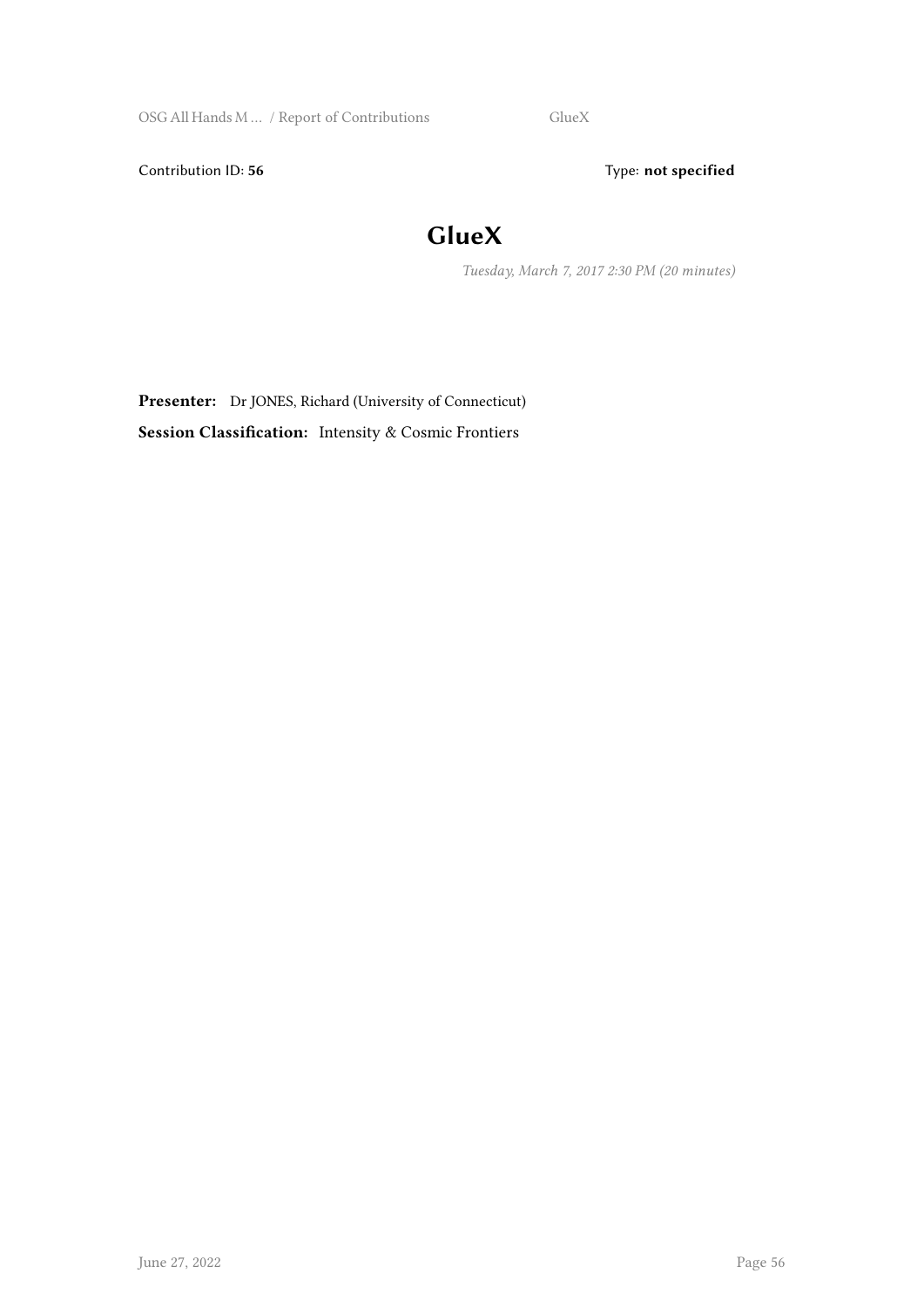Contribution ID: **56** Type: **not specified**

# GlueX

*Tuesday, March 7, 2017 2:30 PM (20 minutes)*

**Presenter:** Dr JONES, Richard (University of Connecticut)

**Session Classification:** Intensity & Cosmic Frontiers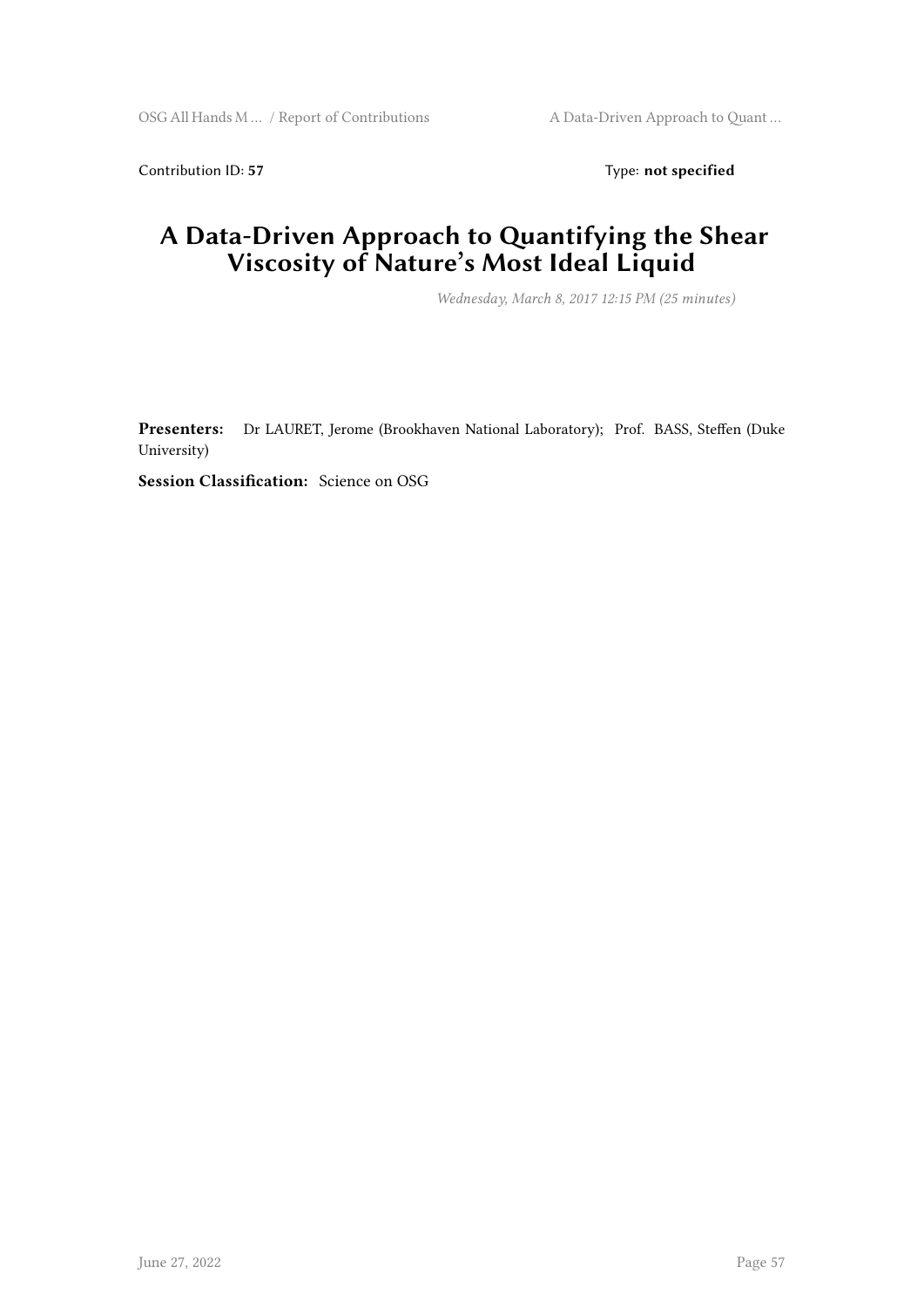Contribution ID: **57** Type: **not specified**

# A Data-Driven Approach to Quantifying the Shear Viscosity of Nature's Most Ideal Liquid

*Wednesday, March 8, 2017 12:15 PM (25 minutes)*

**Presenters:** Dr LAURET, Jerome (Brookhaven National Laboratory); Prof. BASS, Steffen (Duke University)

**Session Classification:** Science on OSG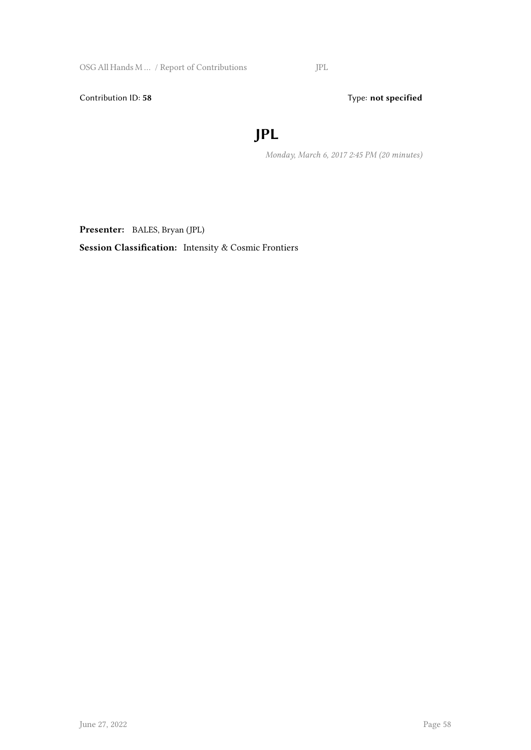Contribution ID: **58** Type: **not specified**

# JPL

*Monday, March 6, 2017 2:45 PM (20 minutes)*

**Presenter:** BALES, Bryan (JPL)

**Session Classification:** Intensity & Cosmic Frontiers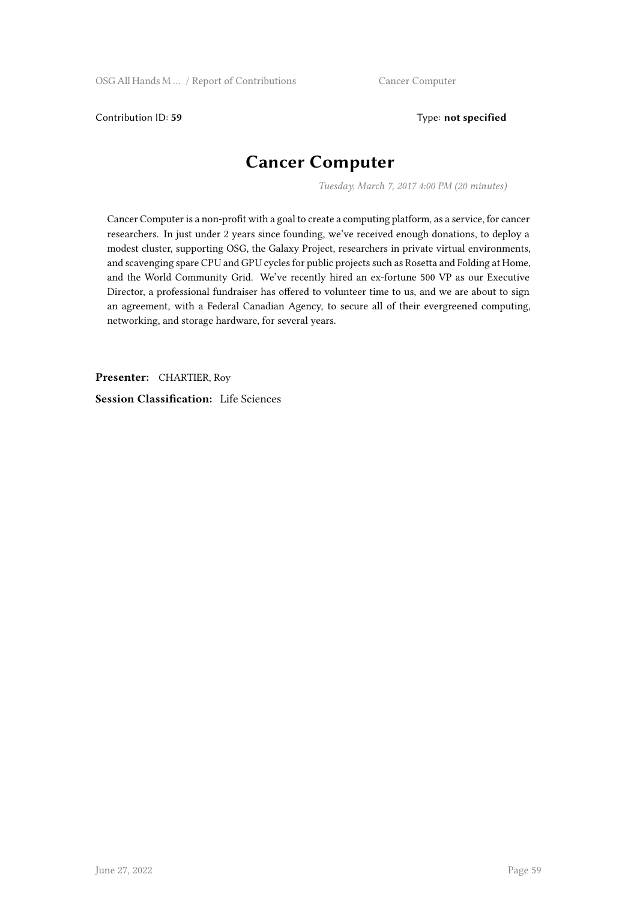Contribution ID: **59**

Type: **not specified**

# Cancer Computer

*Tuesday, March 7, 2017 4:00 PM (20 minutes)*

Cancer Computer is a non-profit with a goal to create a computing platform, as a service, for cancer researchers. In just under 2 years since founding, we've received enough donations, to deploy a modest cluster, supporting OSG, the Galaxy Project, researchers in private virtual environments, and scavenging spare CPU and GPU cycles for public projects such as Rosetta and Folding at Home, and the World Community Grid. We've recently hired an ex-fortune 500 VP as our Executive Director, a professional fundraiser has offered to volunteer time to us, and we are about to sign an agreement, with a Federal Canadian Agency, to secure all of their evergreened computing, networking, and storage hardware, for several years.

**Presenter:** CHARTIER, Roy

**Session Classification:** Life Sciences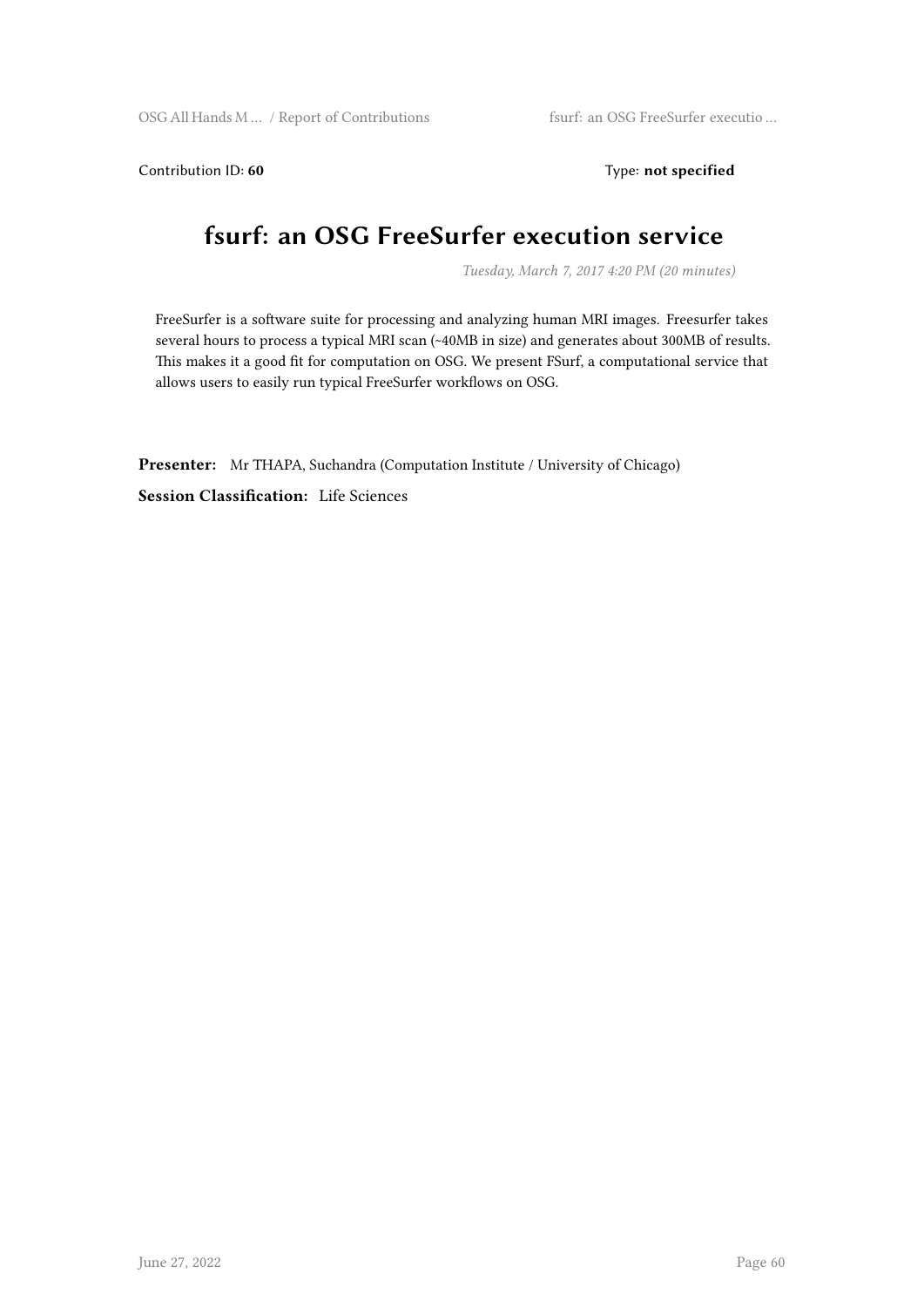Contribution ID: **60** Type: **not specified**

# fsurf: an OSG FreeSurfer execution service

*Tuesday, March 7, 2017 4:20 PM (20 minutes)*

FreeSurfer is a software suite for processing and analyzing human MRI images. Freesurfer takes several hours to process a typical MRI scan (~40MB in size) and generates about 300MB of results. This makes it a good fit for computation on OSG. We present FSurf, a computational service that allows users to easily run typical FreeSurfer workflows on OSG.

**Presenter:** Mr THAPA, Suchandra (Computation Institute / University of Chicago)

**Session Classification:** Life Sciences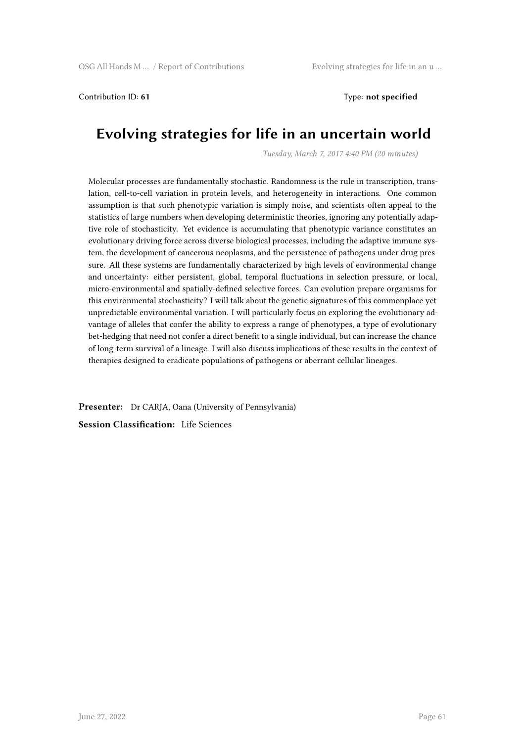Contribution ID: **61** Type: **not specified**

# Evolving strategies for life in an uncertain world

*Tuesday, March 7, 2017 4:40 PM (20 minutes)*

Molecular processes are fundamentally stochastic. Randomness is the rule in transcription, translation, cell-to-cell variation in protein levels, and heterogeneity in interactions. One common assumption is that such phenotypic variation is simply noise, and scientists often appeal to the statistics of large numbers when developing deterministic theories, ignoring any potentially adaptive role of stochasticity. Yet evidence is accumulating that phenotypic variance constitutes an evolutionary driving force across diverse biological processes, including the adaptive immune system, the development of cancerous neoplasms, and the persistence of pathogens under drug pressure. All these systems are fundamentally characterized by high levels of environmental change and uncertainty: either persistent, global, temporal fluctuations in selection pressure, or local, micro-environmental and spatially-defined selective forces. Can evolution prepare organisms for this environmental stochasticity? I will talk about the genetic signatures of this commonplace yet unpredictable environmental variation. I will particularly focus on exploring the evolutionary advantage of alleles that confer the ability to express a range of phenotypes, a type of evolutionary bet-hedging that need not confer a direct benefit to a single individual, but can increase the chance of long-term survival of a lineage. I will also discuss implications of these results in the context of therapies designed to eradicate populations of pathogens or aberrant cellular lineages.

**Presenter:** Dr CARJA, Oana (University of Pennsylvania)

**Session Classification:** Life Sciences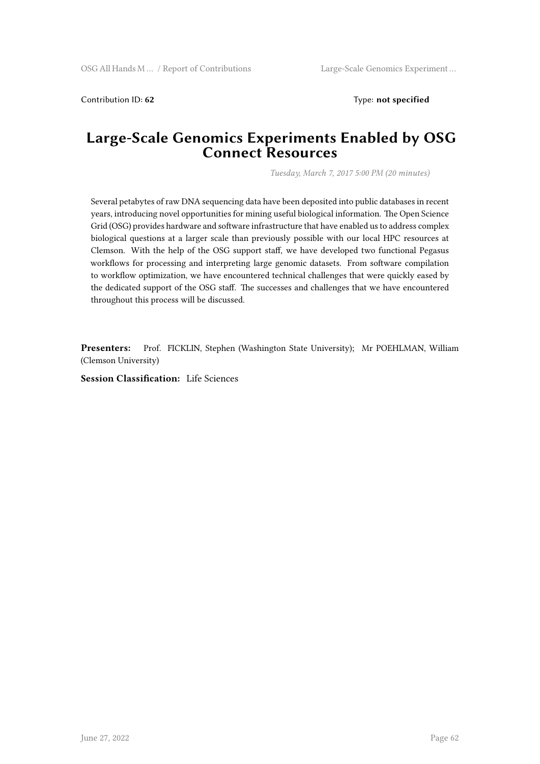Contribution ID: **62** Type: **not specified**

# Large-Scale Genomics Experiments Enabled by OSG Connect Resources

*Tuesday, March 7, 2017 5:00 PM (20 minutes)*

Several petabytes of raw DNA sequencing data have been deposited into public databases in recent years, introducing novel opportunities for mining useful biological information. The Open Science Grid (OSG) provides hardware and software infrastructure that have enabled us to address complex biological questions at a larger scale than previously possible with our local HPC resources at Clemson. With the help of the OSG support staff, we have developed two functional Pegasus workflows for processing and interpreting large genomic datasets. From software compilation to workflow optimization, we have encountered technical challenges that were quickly eased by the dedicated support of the OSG staff. The successes and challenges that we have encountered throughout this process will be discussed.

**Presenters:** Prof. FICKLIN, Stephen (Washington State University); Mr POEHLMAN, William (Clemson University)

**Session Classification:** Life Sciences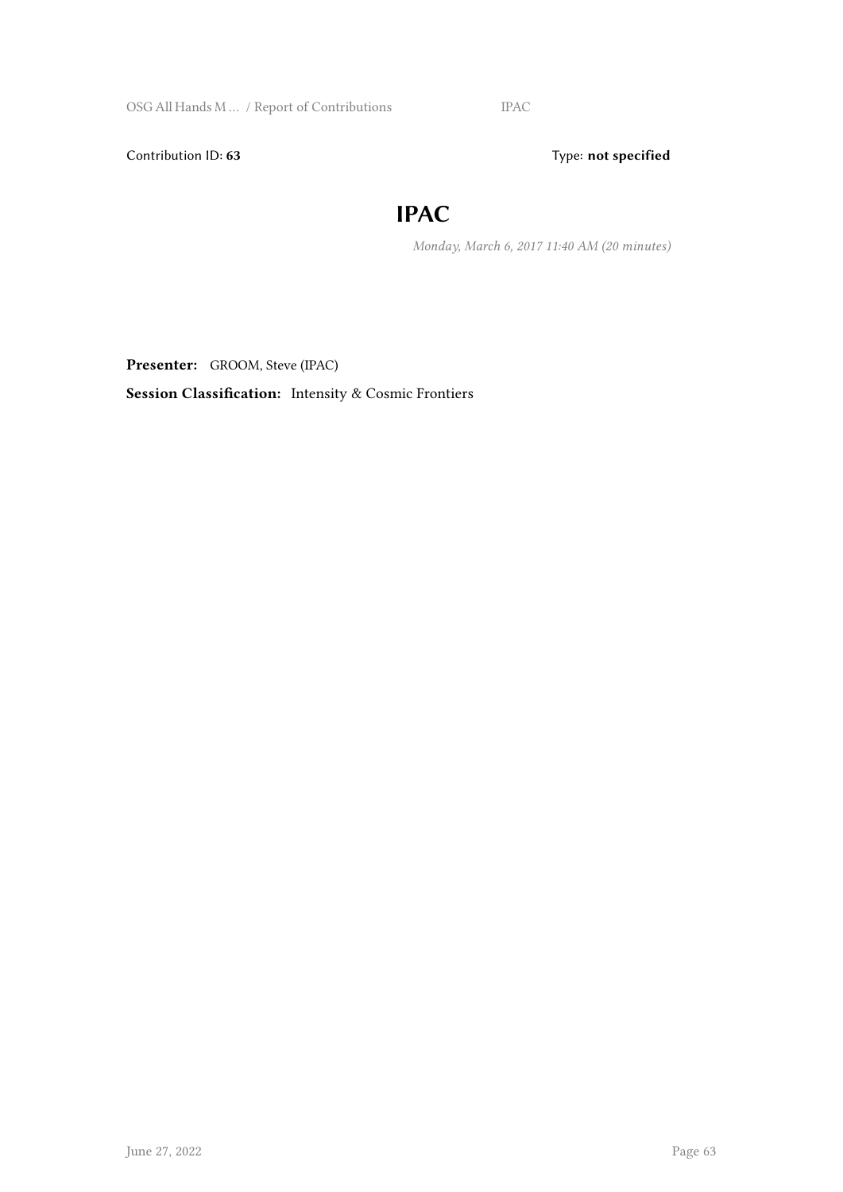Contribution ID: **63**  Type: **not specified**

# IPAC

*Monday, March 6, 2017 11:40 AM (20 minutes)*

**Presenter:** GROOM, Steve (IPAC)

**Session Classification:** Intensity & Cosmic Frontiers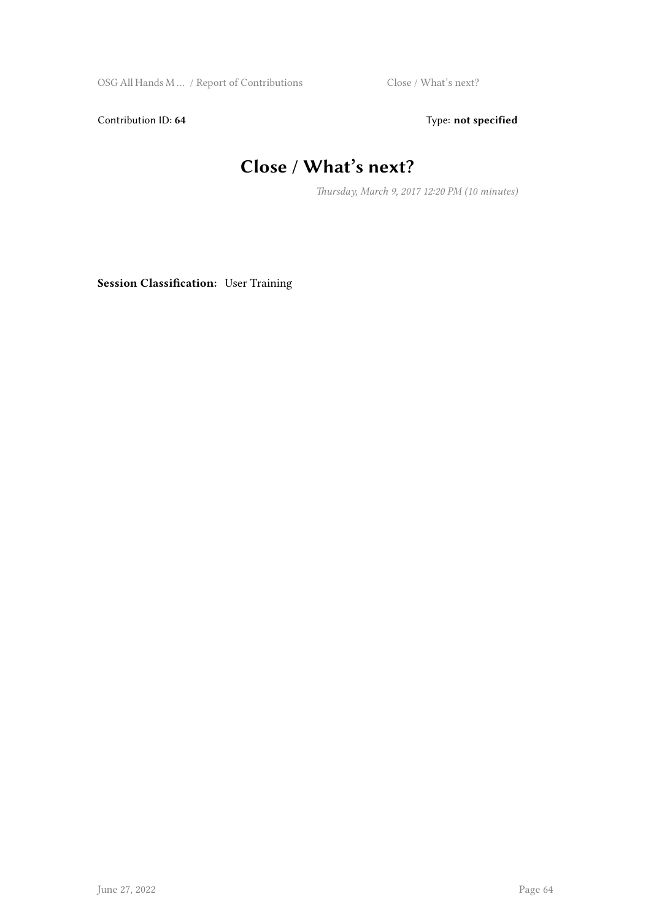Contribution ID: **64** Type: **not specified**

# Close / What's next?

*Thursday, March 9, 2017 12:20 PM (10 minutes)*

**Session Classification:** User Training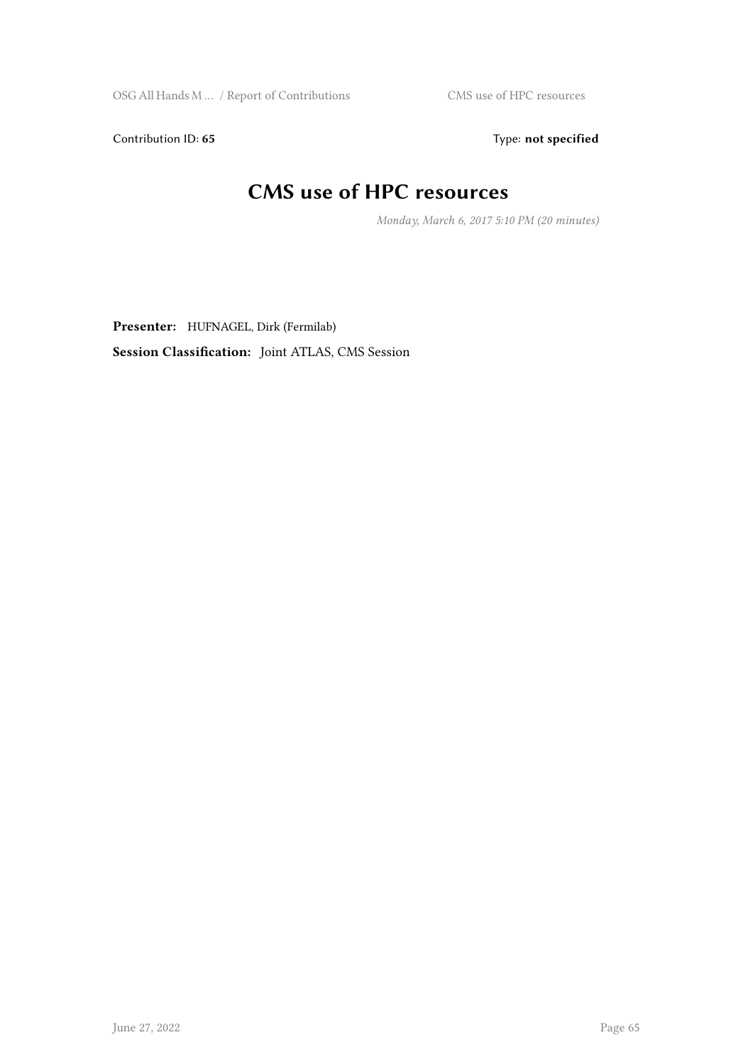Contribution ID: **65** Type: **not specified**

# CMS use of HPC resources

*Monday, March 6, 2017 5:10 PM (20 minutes)*

**Presenter:** HUFNAGEL, Dirk (Fermilab)

**Session Classification:** Joint ATLAS, CMS Session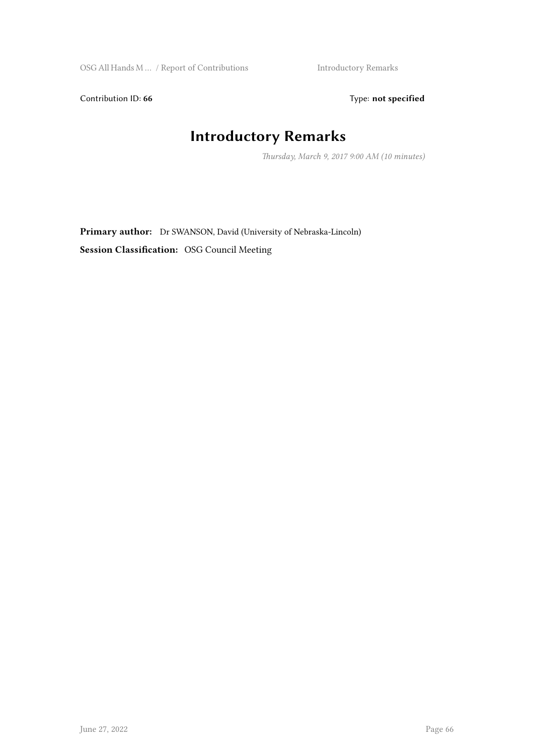Contribution ID: **66**

Type: **not specified**

# Introductory Remarks

*Thursday, March 9, 2017 9:00 AM (10 minutes)*

**Primary author:** Dr SWANSON, David (University of Nebraska-Lincoln)

**Session Classification:** OSG Council Meeting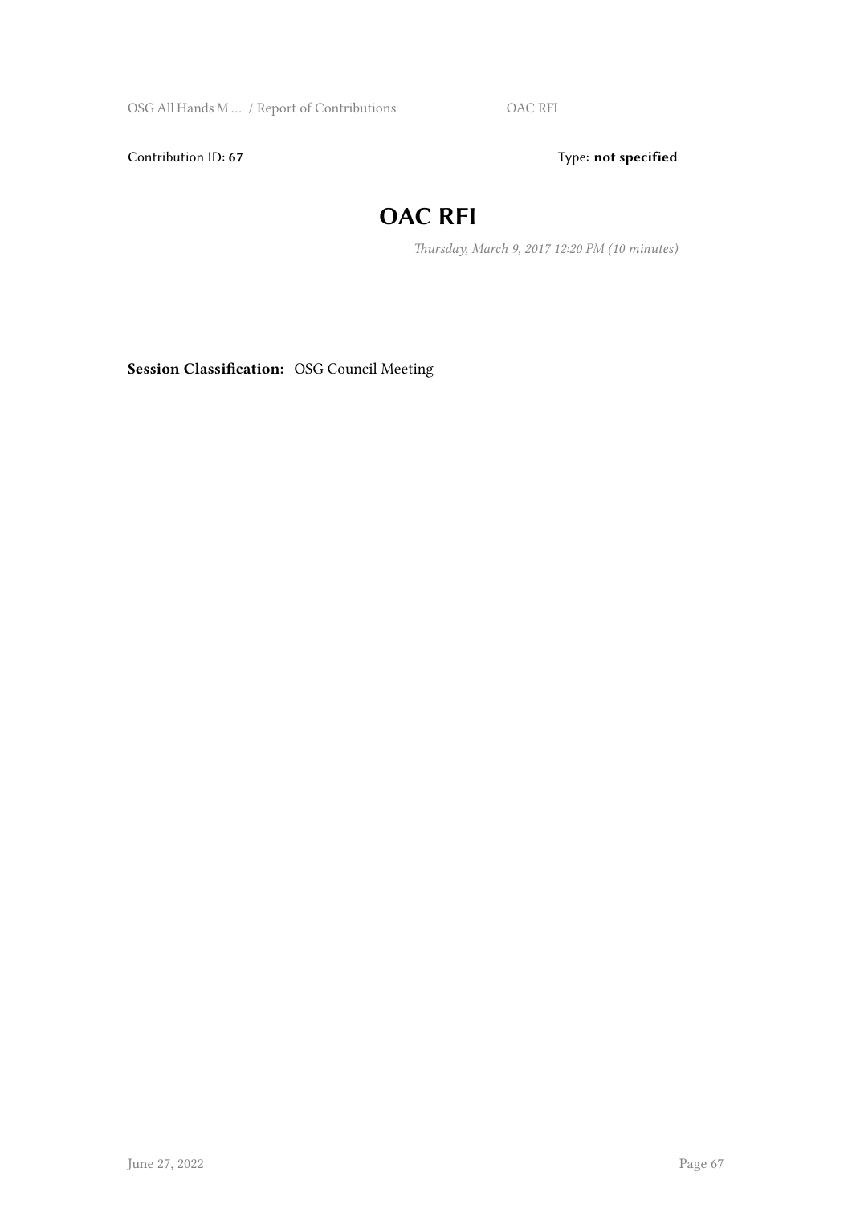Contribution ID: **67**

Type: **not specified**

# OAC RFI

*Thursday, March 9, 2017 12:20 PM (10 minutes)*

**Session Classification:** OSG Council Meeting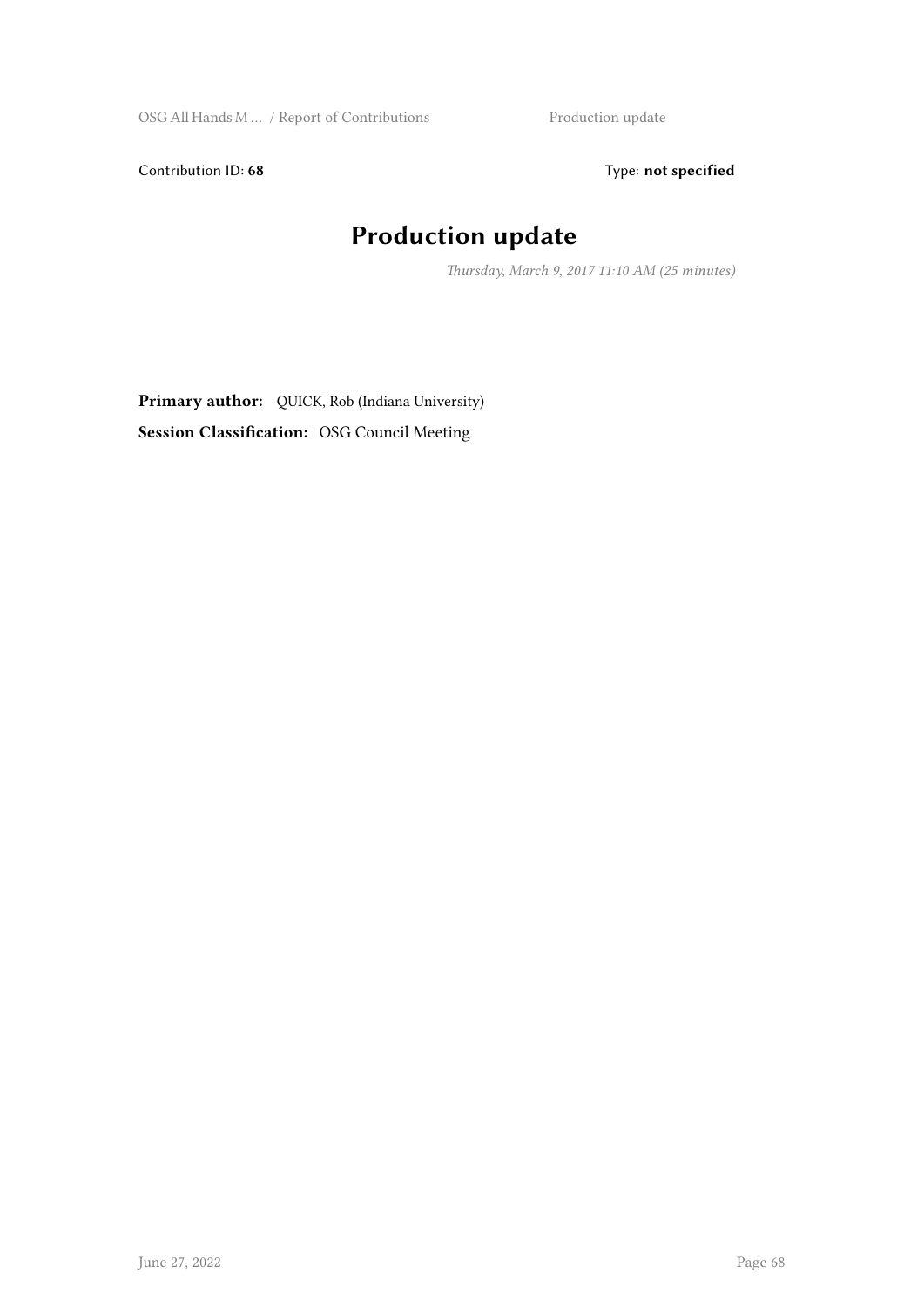Contribution ID: **68** Type: **not specified**

# Production update

*Thursday, March 9, 2017 11:10 AM (25 minutes)*

**Primary author:** QUICK, Rob (Indiana University)

**Session Classification:** OSG Council Meeting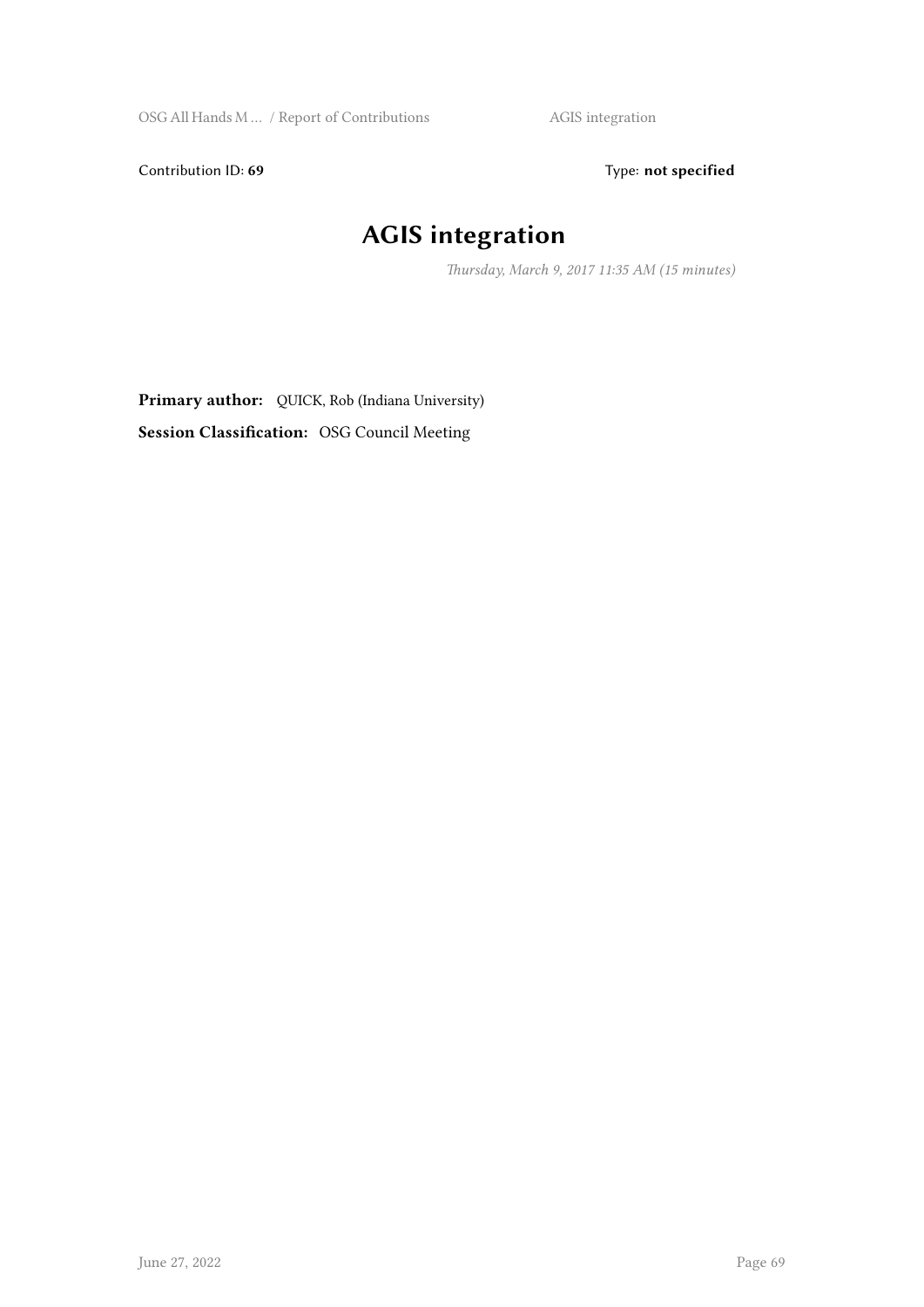Contribution ID: **69** Type: **not specified**

# AGIS integration

*Thursday, March 9, 2017 11:35 AM (15 minutes)*

**Primary author:** QUICK, Rob (Indiana University)

**Session Classification:** OSG Council Meeting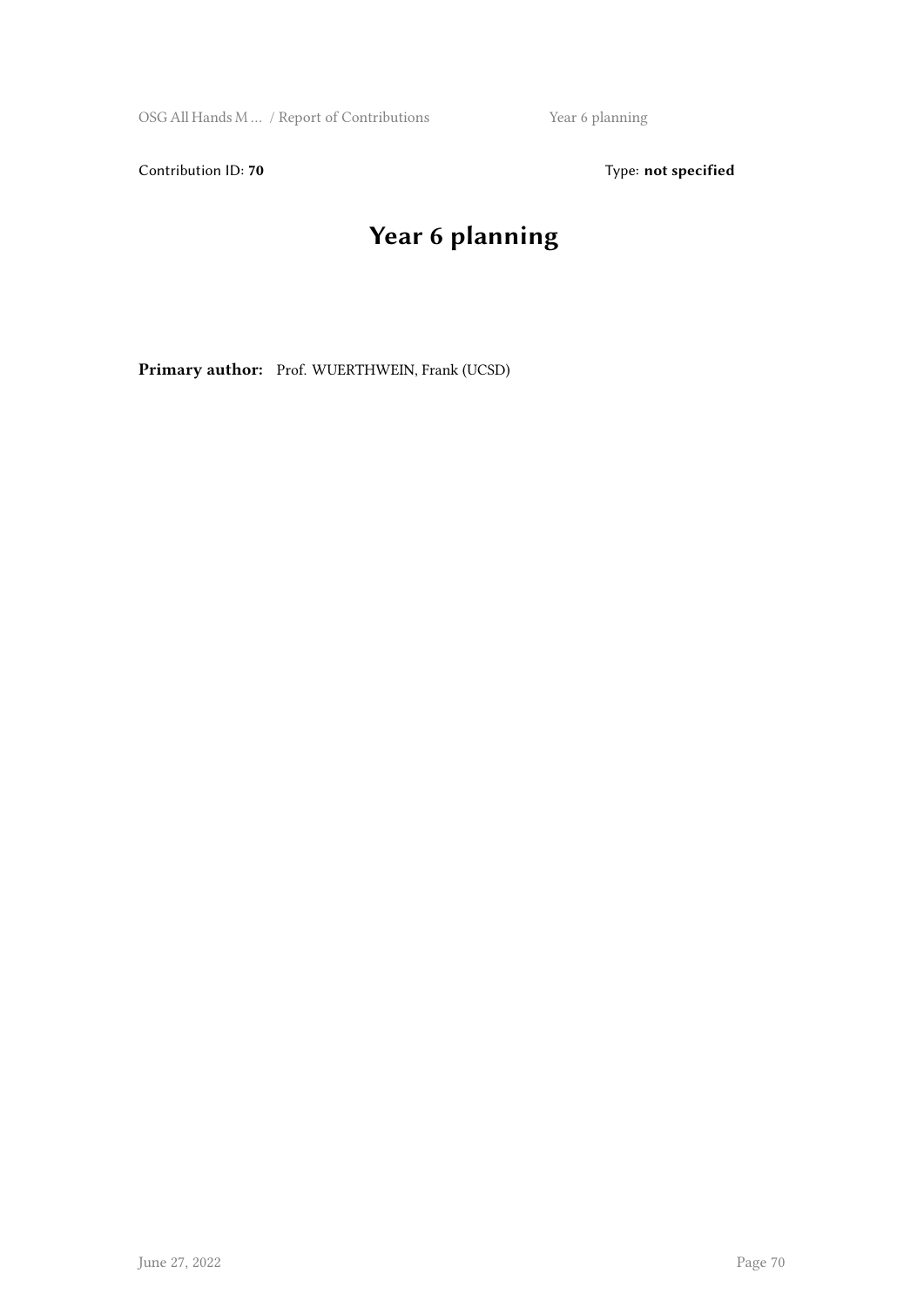Contribution ID: **70** Type: **not specified**

# Year 6 planning

**Primary author:** Prof. WUERTHWEIN, Frank (UCSD)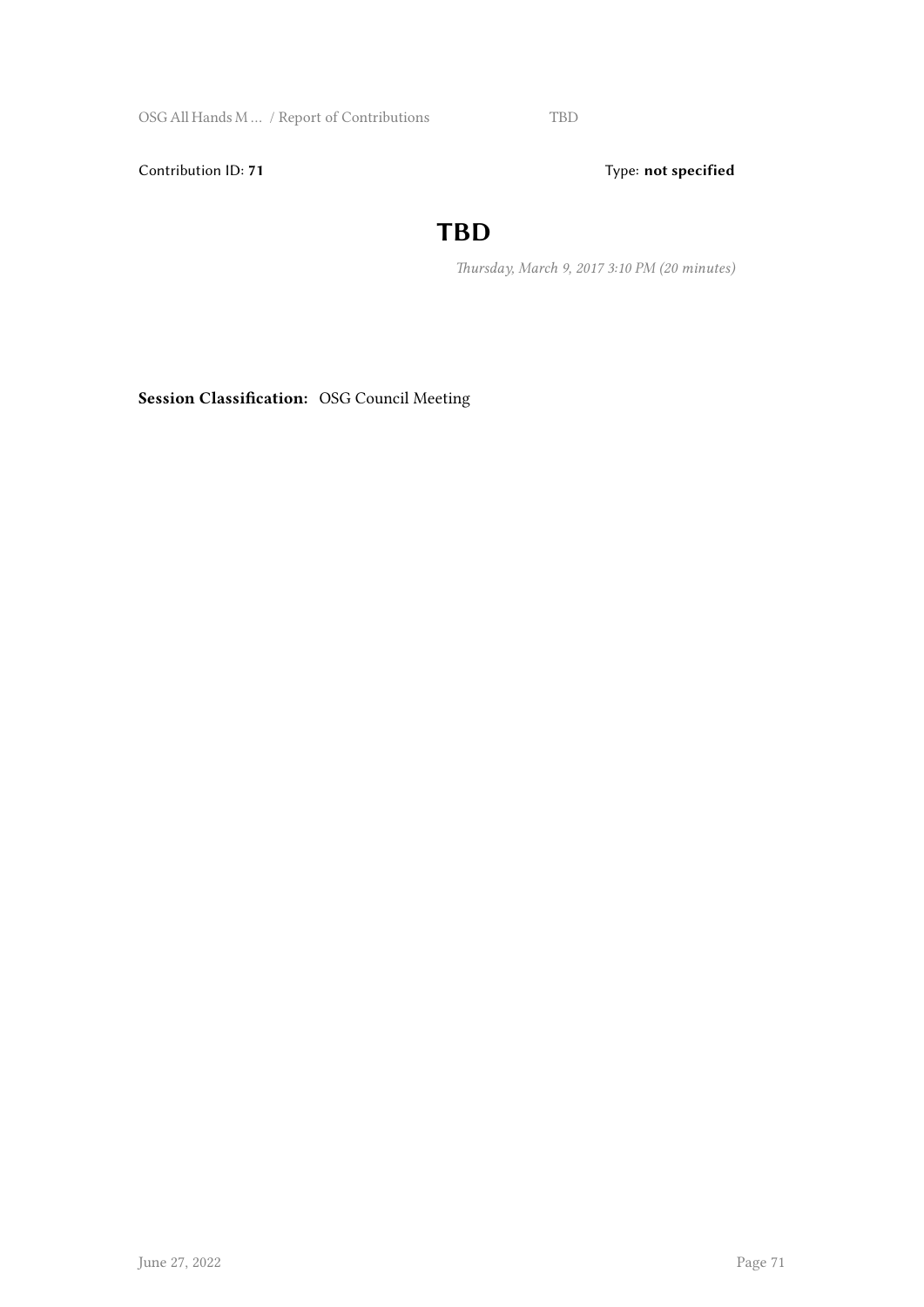Contribution ID: **71**

Type: **not specified**

# TBD

*Thursday, March 9, 2017 3:10 PM (20 minutes)*

**Session Classification:** OSG Council Meeting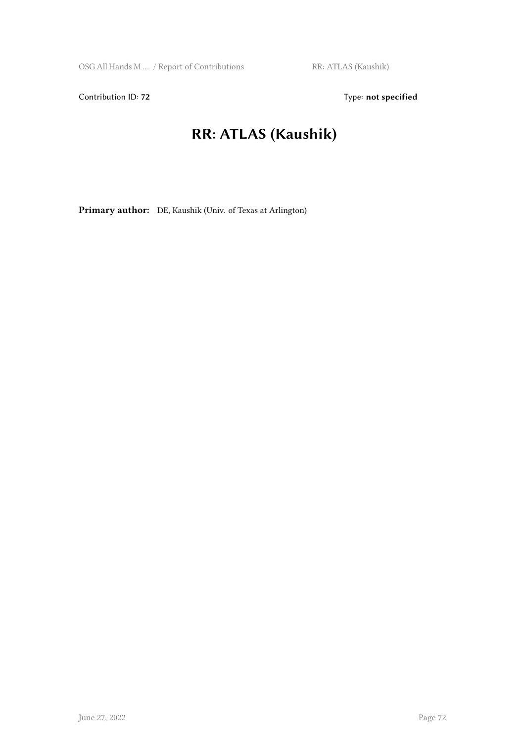Contribution ID: **72**

Type: **not specified**

# RR: ATLAS (Kaushik)

**Primary author:** DE, Kaushik (Univ. of Texas at Arlington)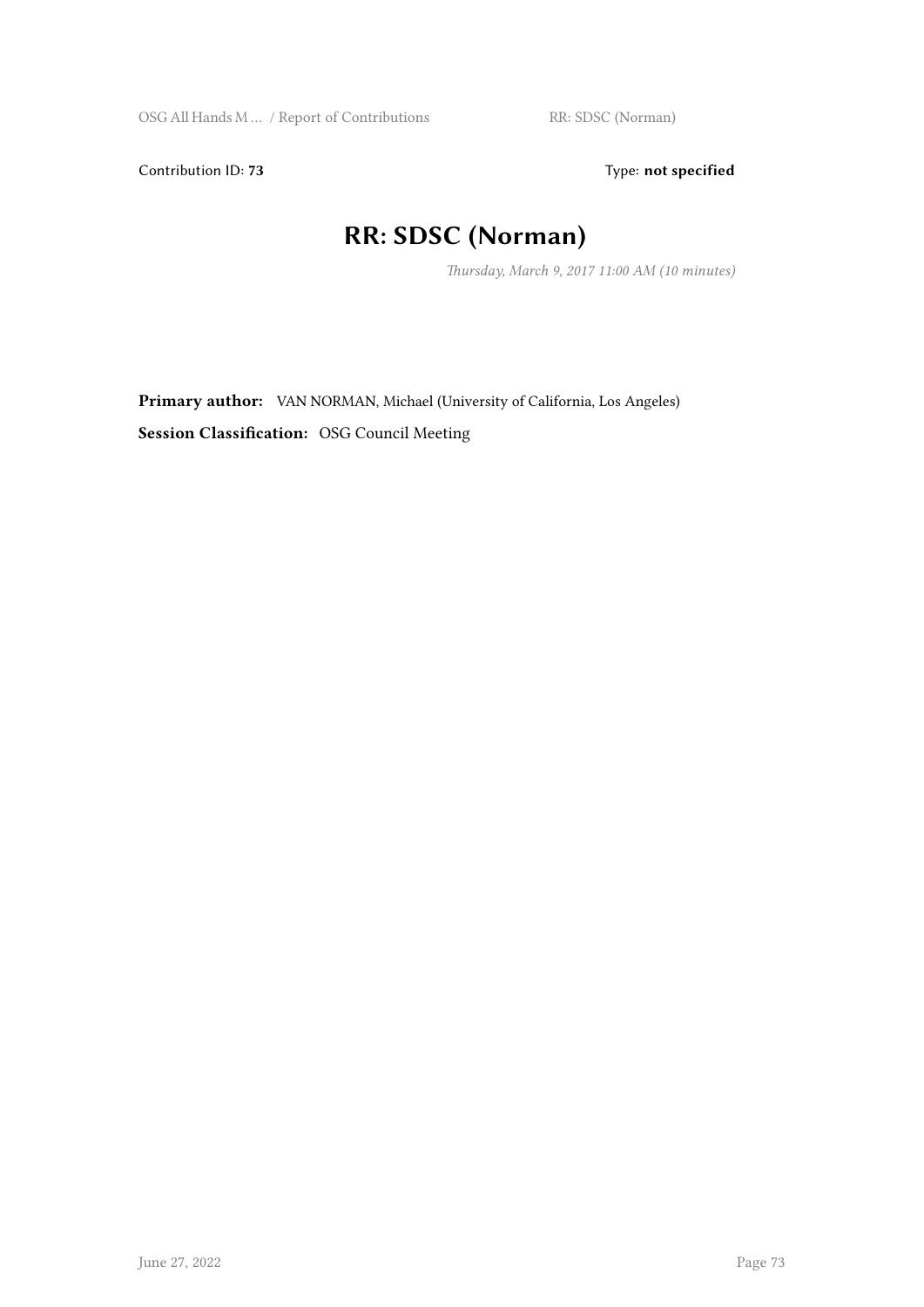Contribution ID: **73** Type: **not specified**

# RR: SDSC (Norman)

*Thursday, March 9, 2017 11:00 AM (10 minutes)*

**Primary author:** VAN NORMAN, Michael (University of California, Los Angeles)

**Session Classification:** OSG Council Meeting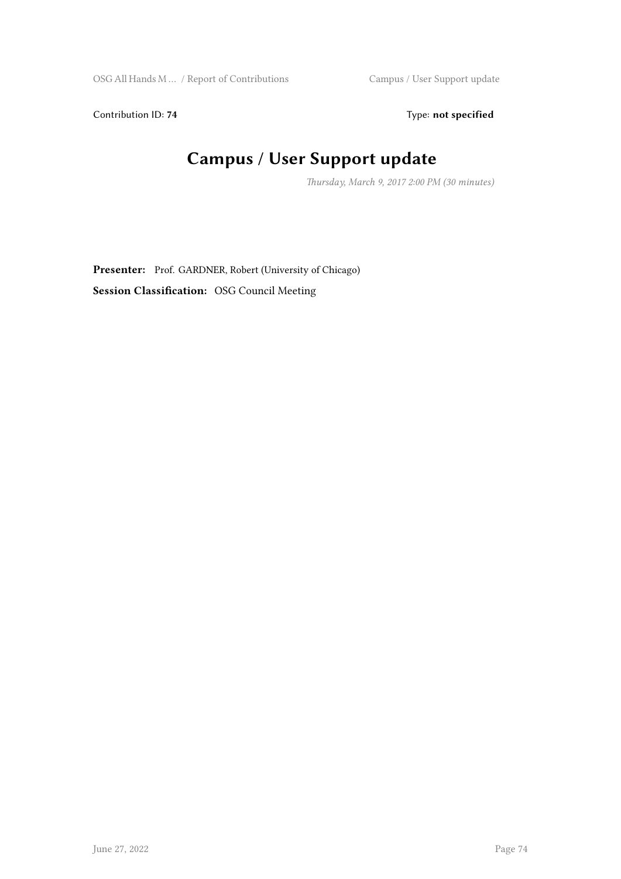Contribution ID: **74** Type: **not specified**

# Campus / User Support update

*Thursday, March 9, 2017 2:00 PM (30 minutes)*

**Presenter:** Prof. GARDNER, Robert (University of Chicago)

**Session Classification:** OSG Council Meeting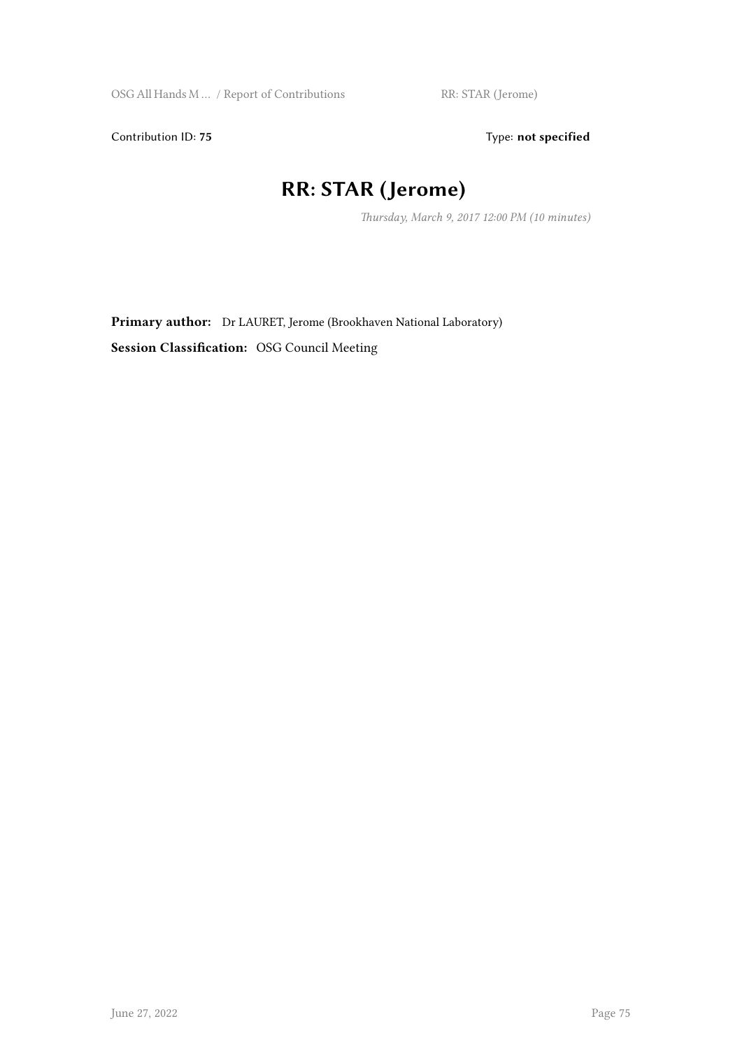Contribution ID: **75** Type: **not specified**

# RR: STAR (Jerome)

*Thursday, March 9, 2017 12:00 PM (10 minutes)*

**Primary author:** Dr LAURET, Jerome (Brookhaven National Laboratory)

**Session Classification:** OSG Council Meeting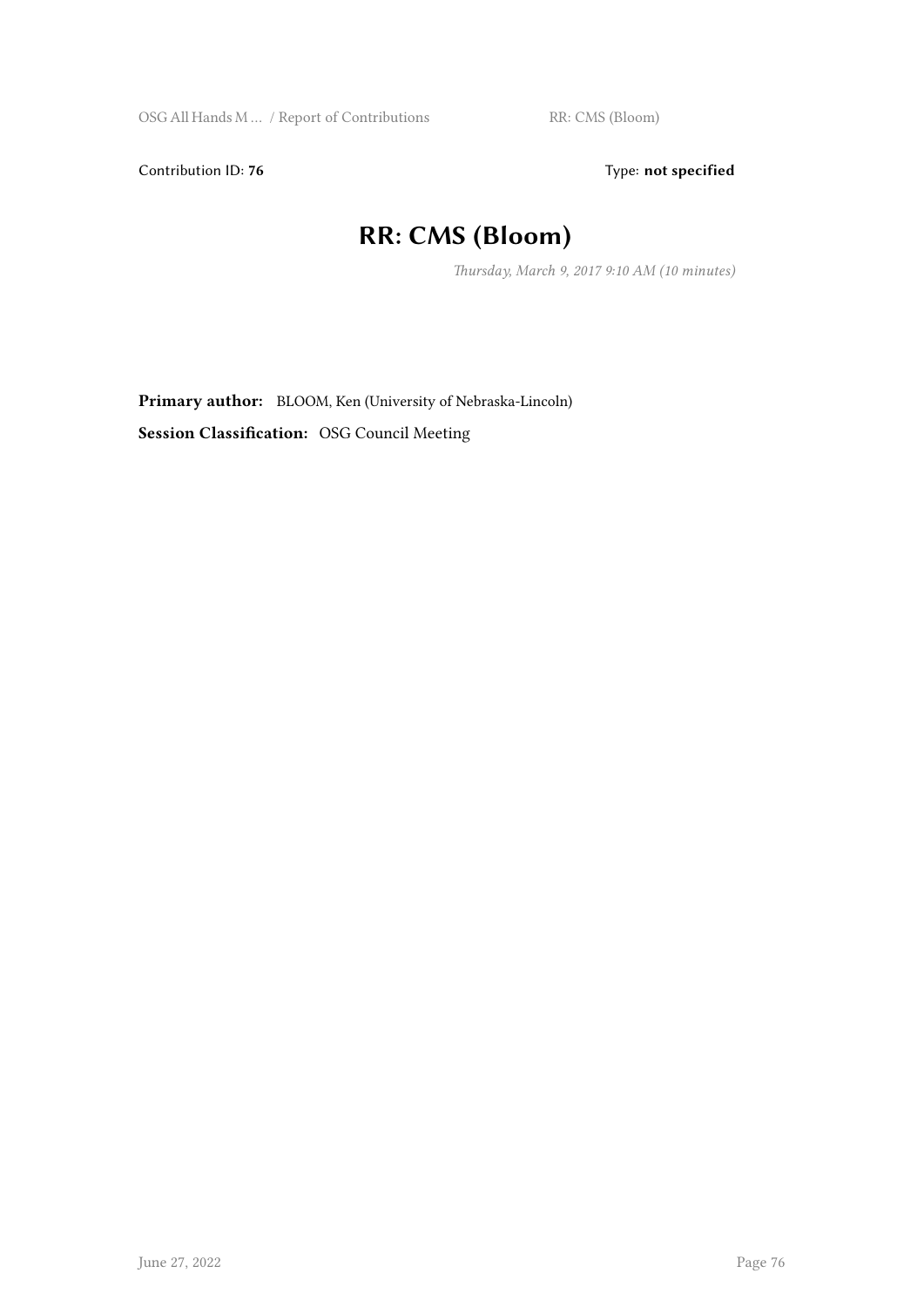Contribution ID: **76** Type: **not specified**

# RR: CMS (Bloom)

*Thursday, March 9, 2017 9:10 AM (10 minutes)*

**Primary author:** BLOOM, Ken (University of Nebraska-Lincoln)

**Session Classification:** OSG Council Meeting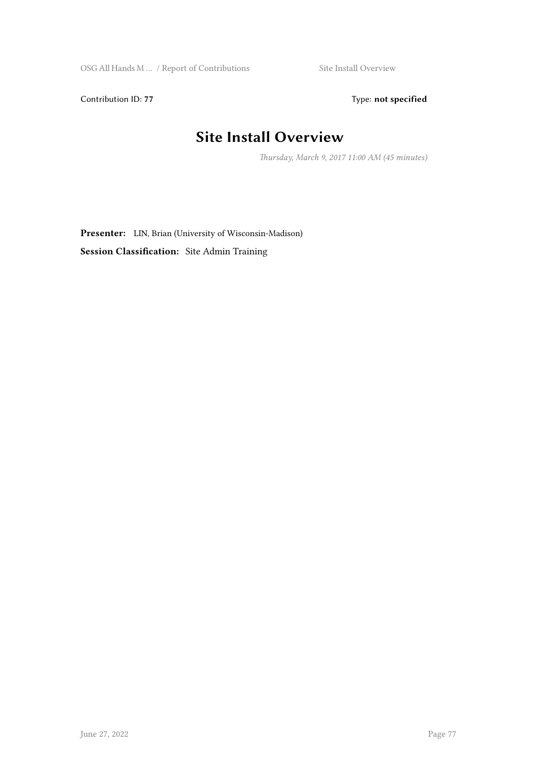Contribution ID: **77** Type: **not specified**

# Site Install Overview

*Thursday, March 9, 2017 11:00 AM (45 minutes)*

**Presenter:** LIN, Brian (University of Wisconsin-Madison)

**Session Classification:** Site Admin Training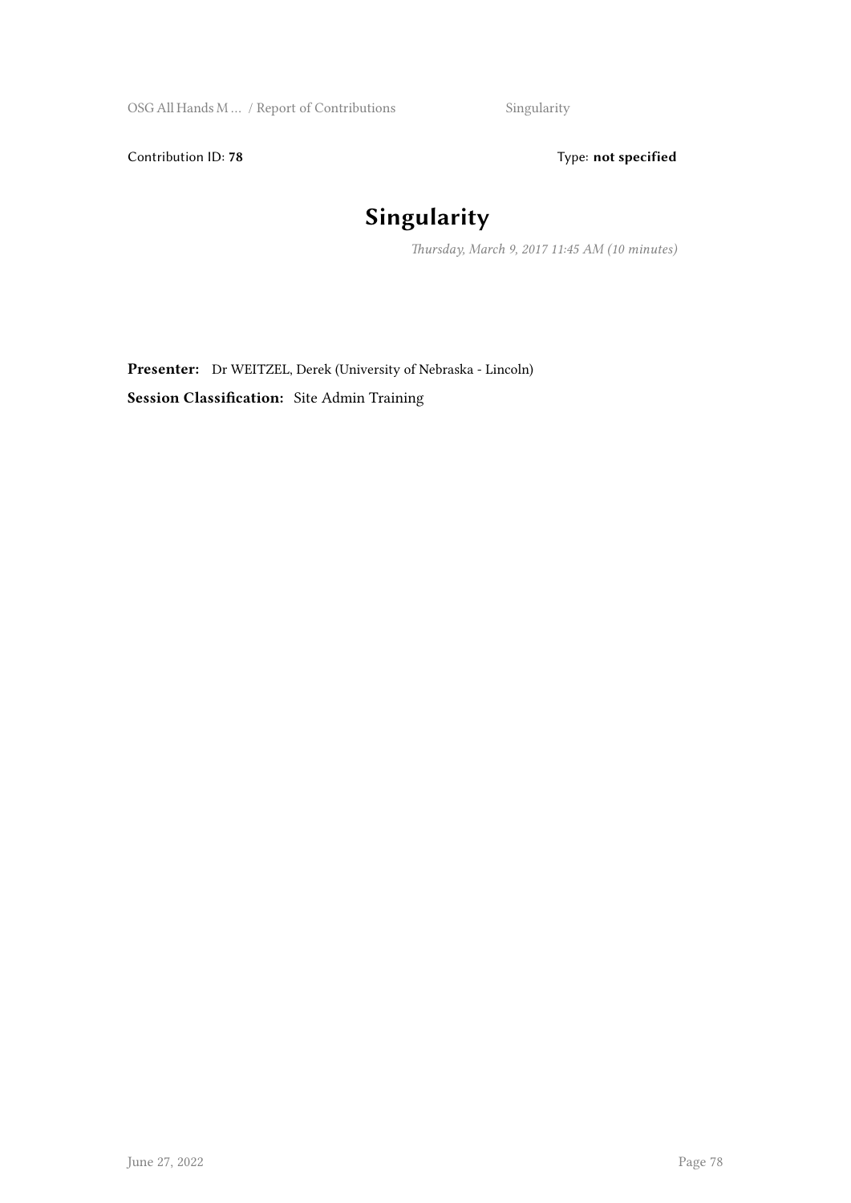Contribution ID: **78** Type: **not specified**

# Singularity

*Thursday, March 9, 2017 11:45 AM (10 minutes)*

**Presenter:** Dr WEITZEL, Derek (University of Nebraska - Lincoln)

**Session Classification:** Site Admin Training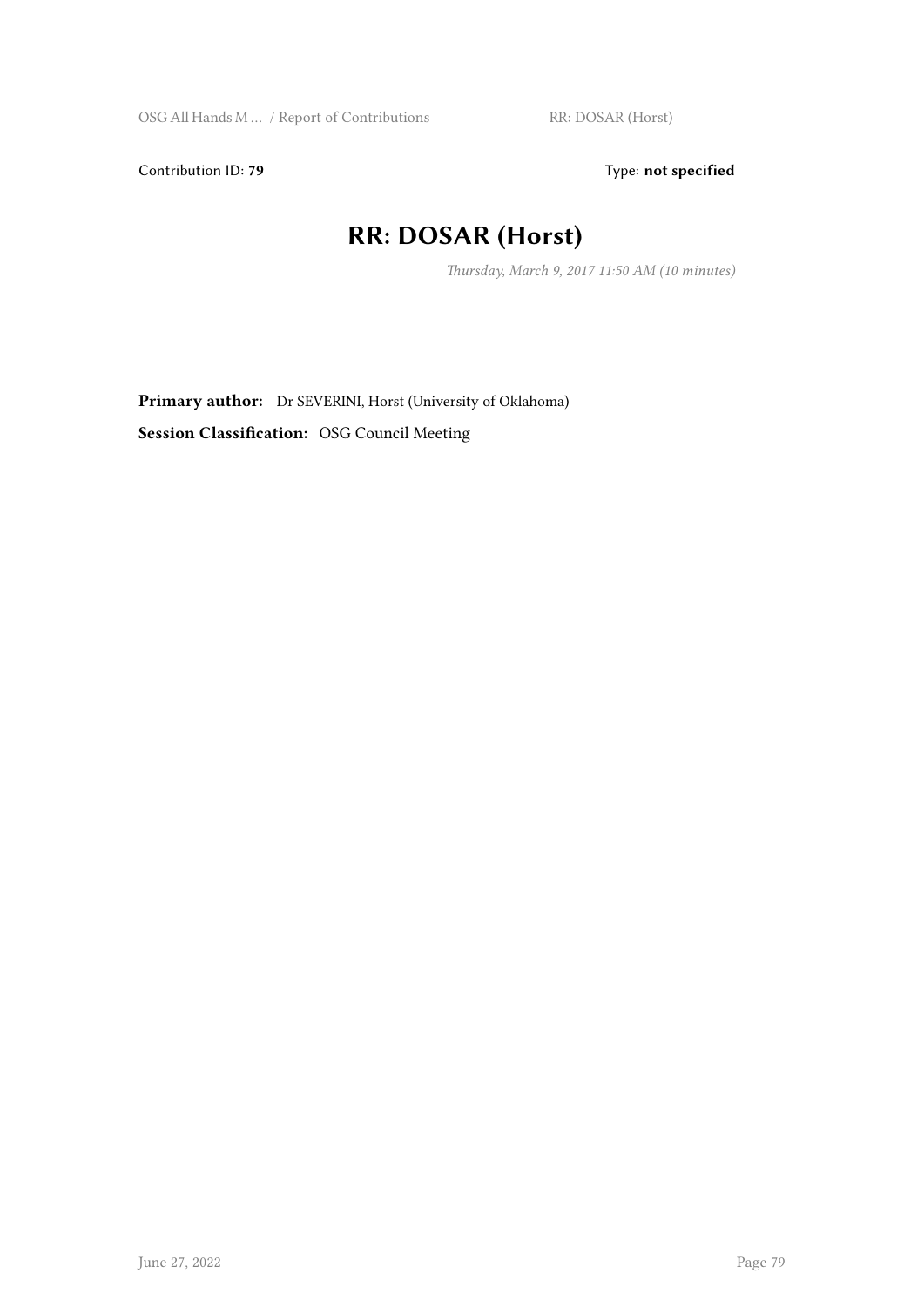Contribution ID: **79** Type: **not specified**

# RR: DOSAR (Horst)

*Thursday, March 9, 2017 11:50 AM (10 minutes)*

**Primary author:** Dr SEVERINI, Horst (University of Oklahoma)

**Session Classification:** OSG Council Meeting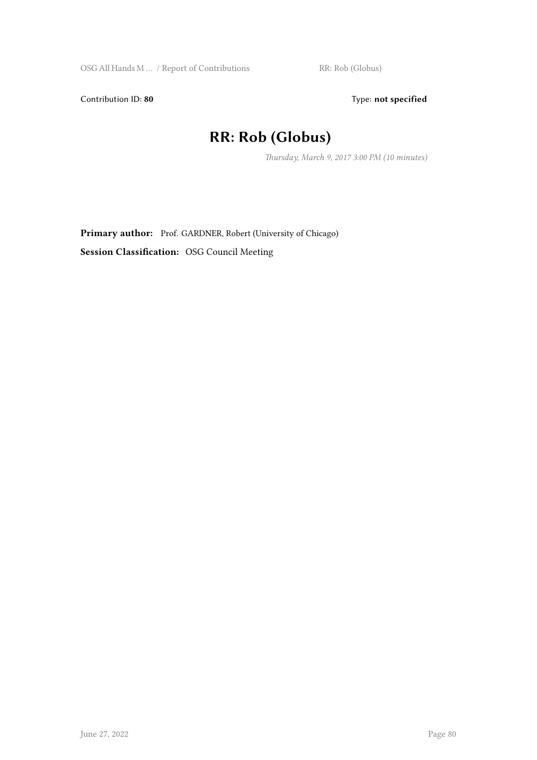Contribution ID: **80** Type: **not specified**

# RR: Rob (Globus)

*Thursday, March 9, 2017 3:00 PM (10 minutes)*

**Primary author:** Prof. GARDNER, Robert (University of Chicago)

**Session Classification:** OSG Council Meeting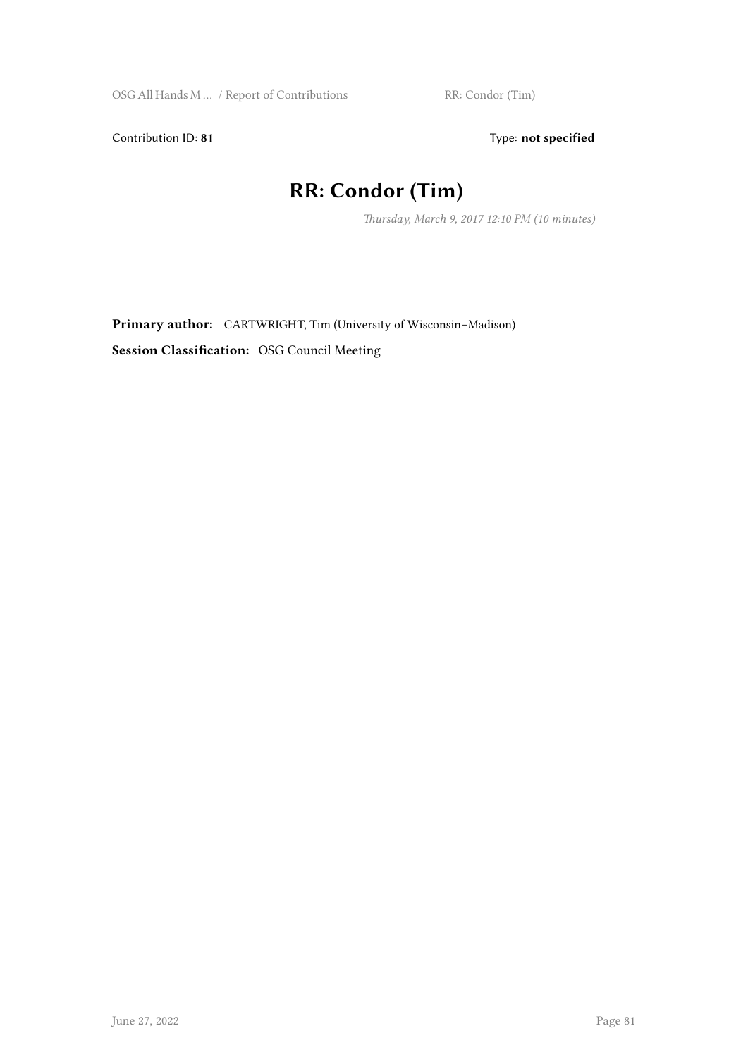Contribution ID: **81** Type: **not specified**

# RR: Condor (Tim)

*Thursday, March 9, 2017 12:10 PM (10 minutes)*

**Primary author:** CARTWRIGHT, Tim (University of Wisconsin–Madison)

**Session Classification:** OSG Council Meeting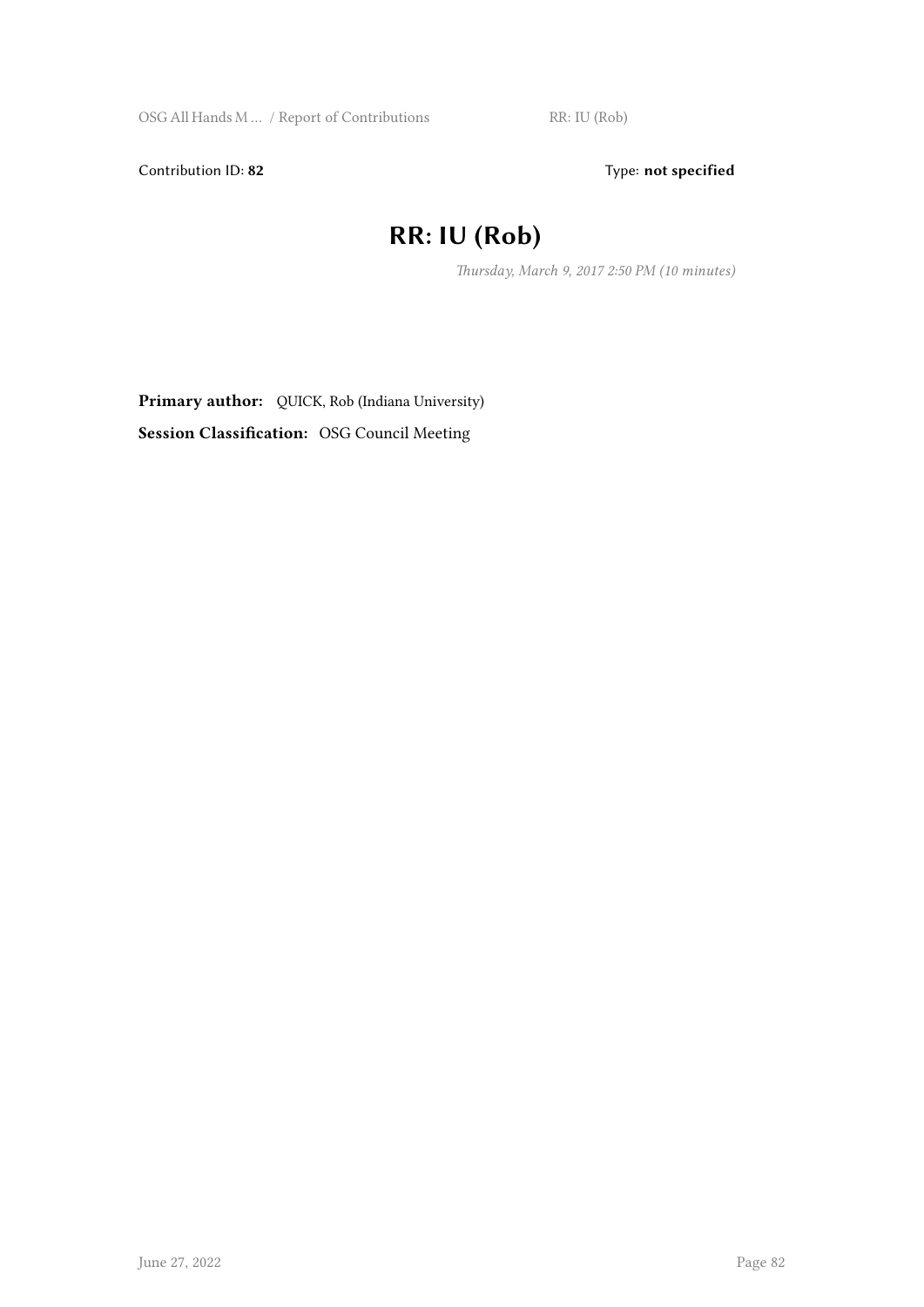Contribution ID: **82** Type: **not specified**

# RR: IU (Rob)

*Thursday, March 9, 2017 2:50 PM (10 minutes)*

**Primary author:** QUICK, Rob (Indiana University)

**Session Classification:** OSG Council Meeting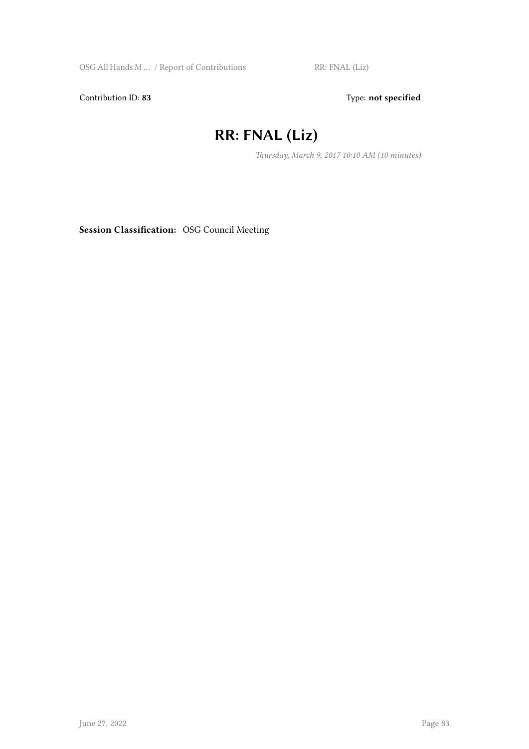Contribution ID: **83** Type: **not specified**

# RR: FNAL (Liz)

*Thursday, March 9, 2017 10:10 AM (10 minutes)*

**Session Classification:** OSG Council Meeting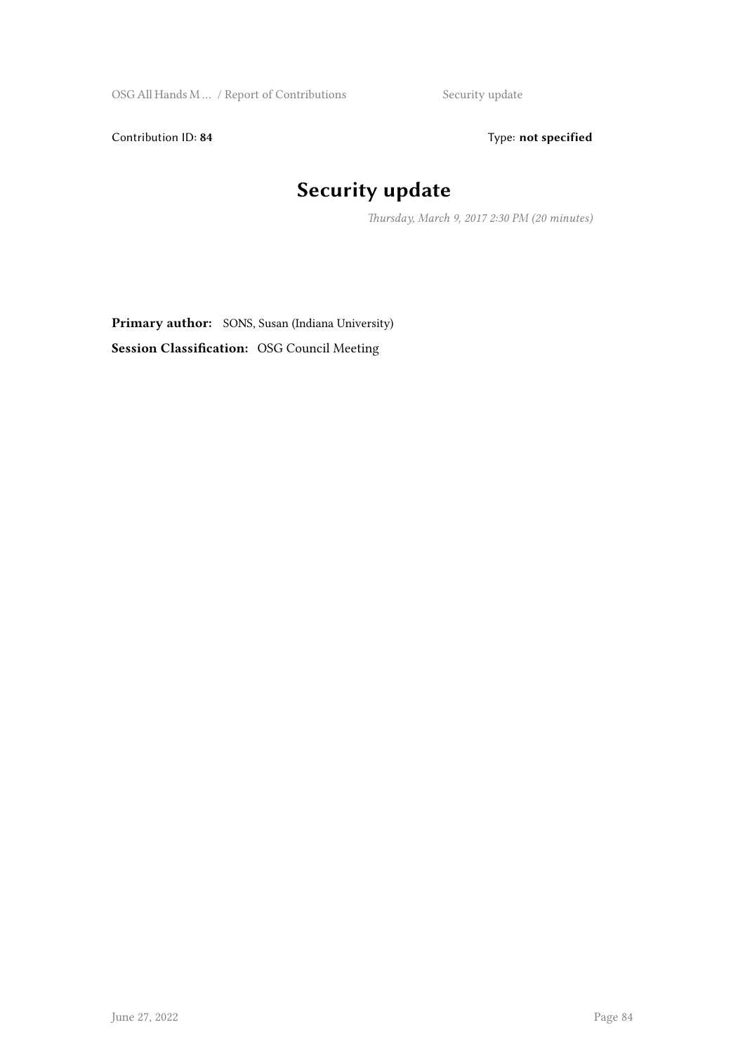Contribution ID: **84** Type: **not specified**

# Security update

*Thursday, March 9, 2017 2:30 PM (20 minutes)*

**Primary author:** SONS, Susan (Indiana University)

**Session Classification:** OSG Council Meeting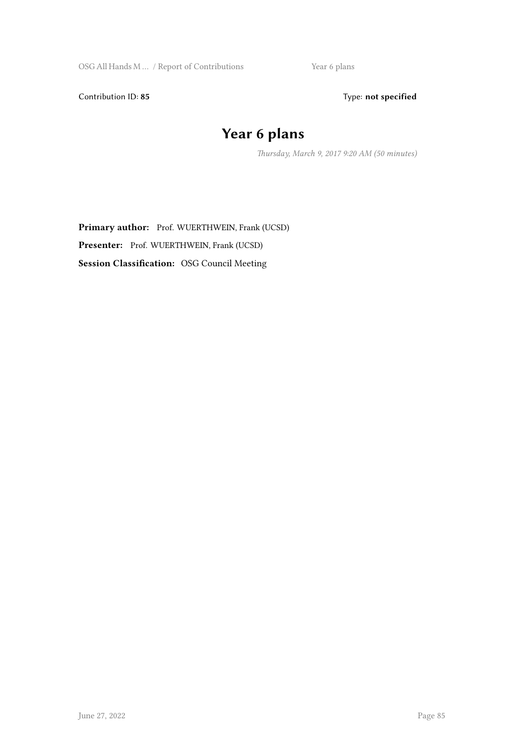Contribution ID: **85** Type: **not specified**

# Year 6 plans

*Thursday, March 9, 2017 9:20 AM (50 minutes)*

**Primary author:** Prof. WUERTHWEIN, Frank (UCSD)

**Presenter:** Prof. WUERTHWEIN, Frank (UCSD)

**Session Classification:** OSG Council Meeting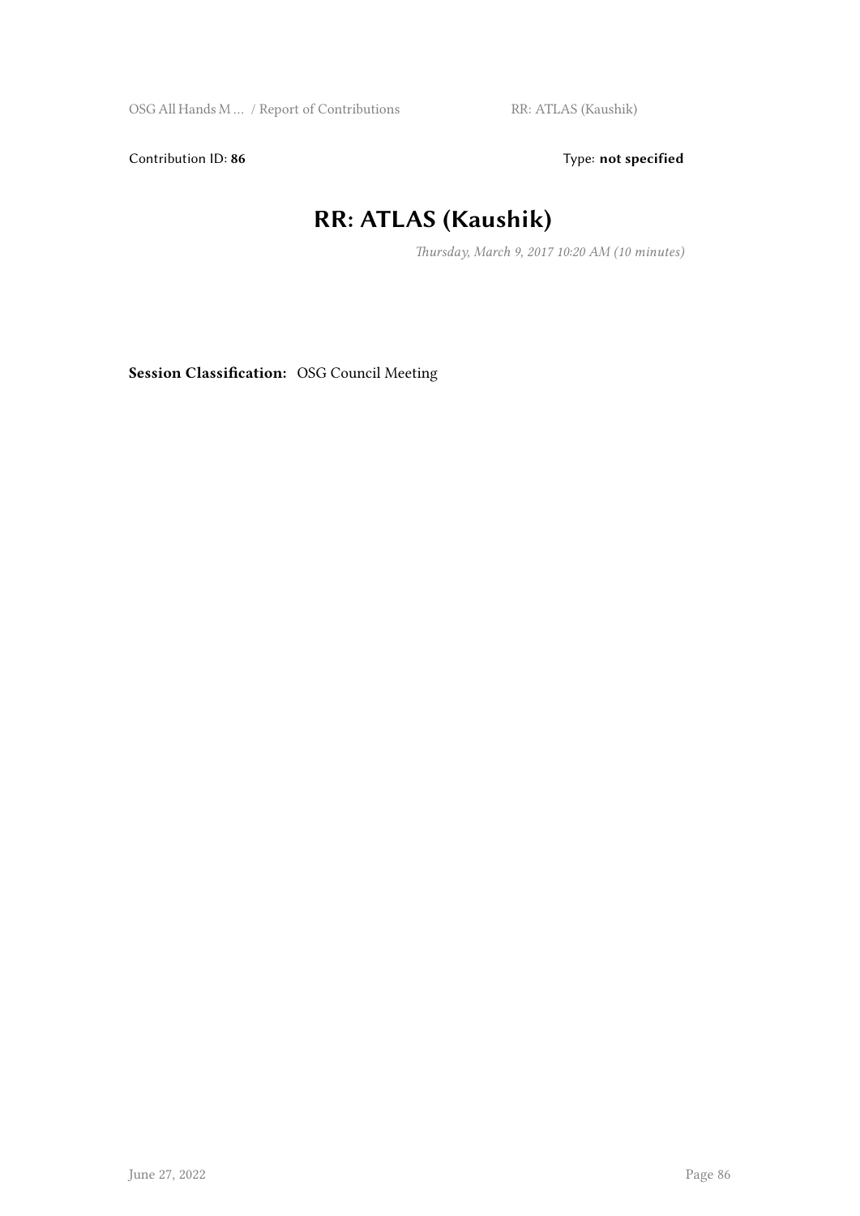Contribution ID: **86** Type: **not specified**

# RR: ATLAS (Kaushik)

*Thursday, March 9, 2017 10:20 AM (10 minutes)*

**Session Classification:** OSG Council Meeting